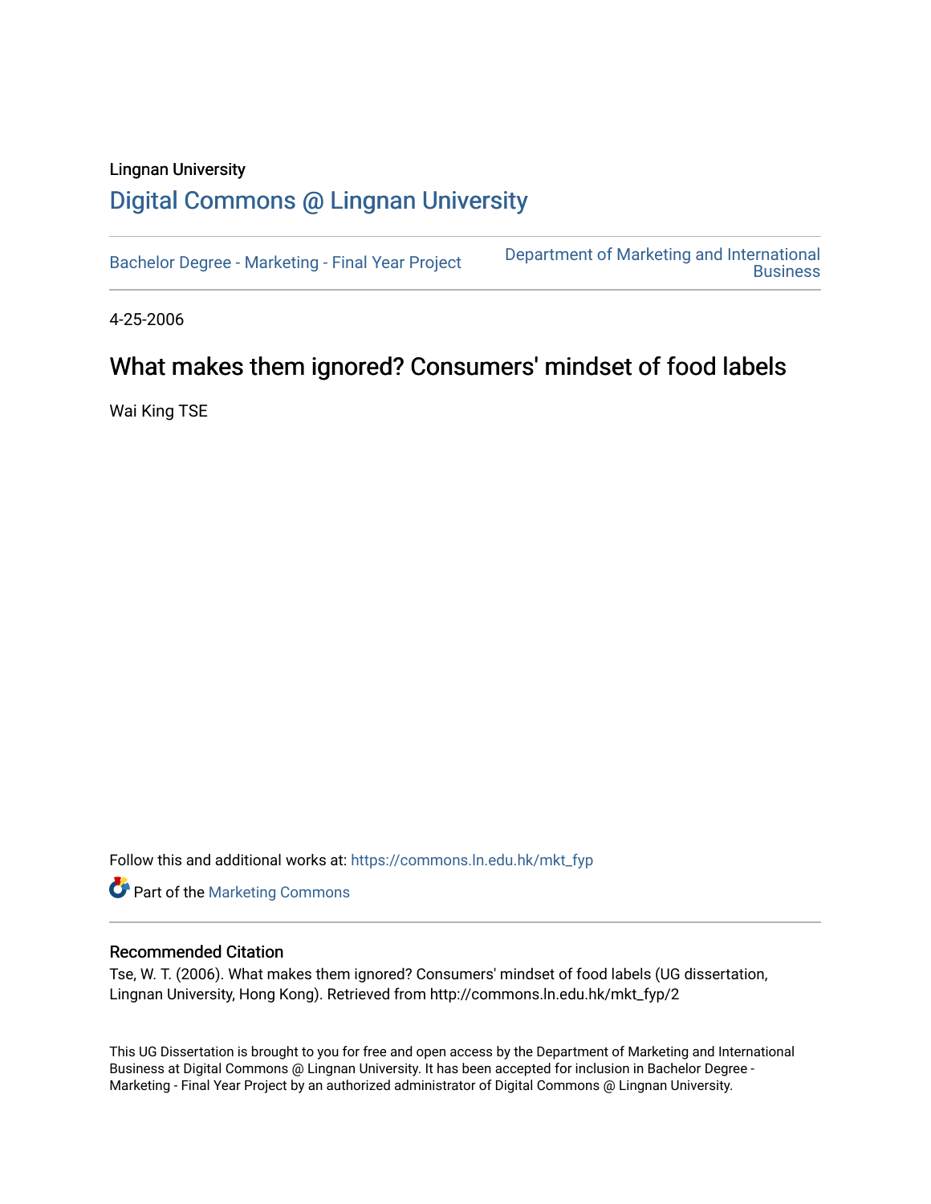Lingnan University

# Digital Commons @ Lingnan University

Bachelor Degree - Marketing - Final Year Project

Department of Marketing and International Business

4-25-2006

## What makes them ignored? Consumers' mindset of food labels

Wai King TSE

Follow this and additional works at: https://commons.ln.edu.hk/mkt_fyp

Part of the Marketing Commons

### Recommended Citation

Tse, W. T. (2006). What makes them ignored? Consumers' mindset of food labels (UG dissertation, Lingnan University, Hong Kong). Retrieved from http://commons.ln.edu.hk/mkt_fyp/2

This UG Dissertation is brought to you for free and open access by the Department of Marketing and International Business at Digital Commons @ Lingnan University. It has been accepted for inclusion in Bachelor Degree - Marketing - Final Year Project by an authorized administrator of Digital Commons @ Lingnan University.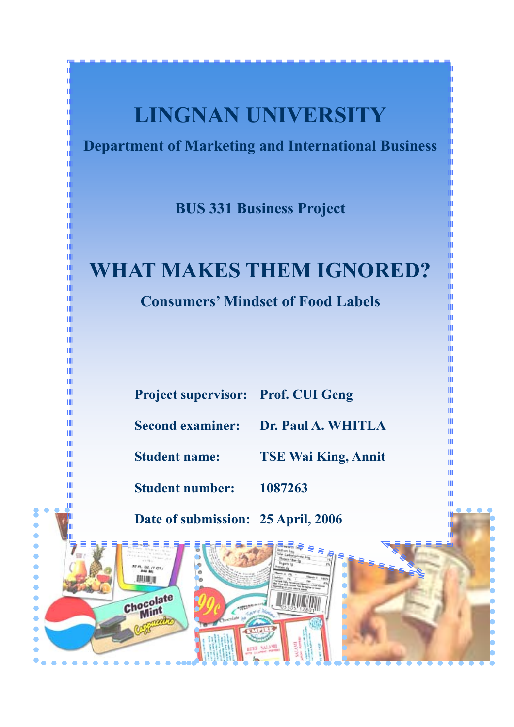# LINGNAN UNIVERSITY

**Department of Marketing and International Business**

**BUS 331 Business Project**

# WHAT MAKES THEM IGNORED?

**Consumers' Mindset of Food Labels**

**Project supervisor:** **Prof. CUI Geng**

**Second examiner:** **Dr. Paul A. WHITLA**

**Student name:** **TSE Wai King, Annit**

**Student number:** **1087263**

**Date of submission:** **25 April, 2006**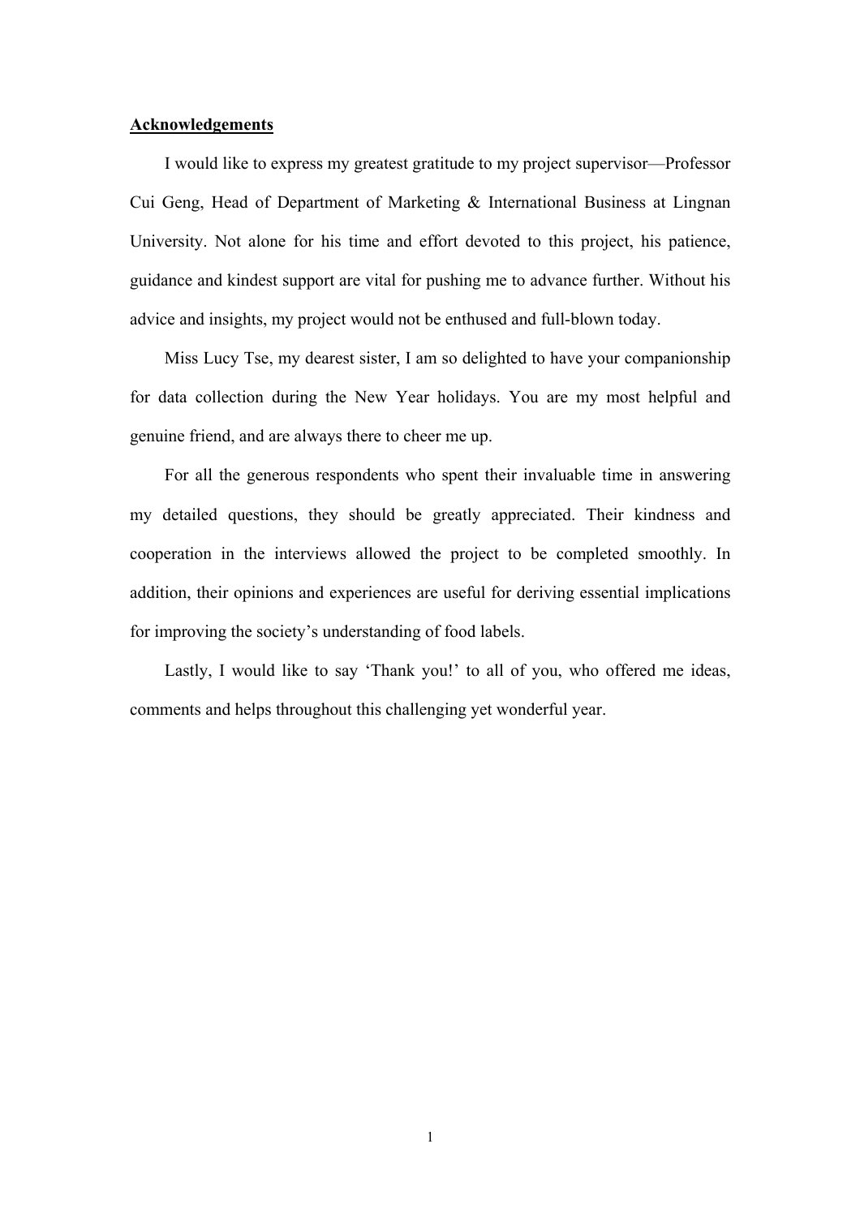## Acknowledgements

I would like to express my greatest gratitude to my project supervisor—Professor Cui Geng, Head of Department of Marketing & International Business at Lingnan University. Not alone for his time and effort devoted to this project, his patience, guidance and kindest support are vital for pushing me to advance further. Without his advice and insights, my project would not be enthused and full-blown today.

Miss Lucy Tse, my dearest sister, I am so delighted to have your companionship for data collection during the New Year holidays. You are my most helpful and genuine friend, and are always there to cheer me up.

For all the generous respondents who spent their invaluable time in answering my detailed questions, they should be greatly appreciated. Their kindness and cooperation in the interviews allowed the project to be completed smoothly. In addition, their opinions and experiences are useful for deriving essential implications for improving the society's understanding of food labels.

Lastly, I would like to say 'Thank you!' to all of you, who offered me ideas, comments and helps throughout this challenging yet wonderful year.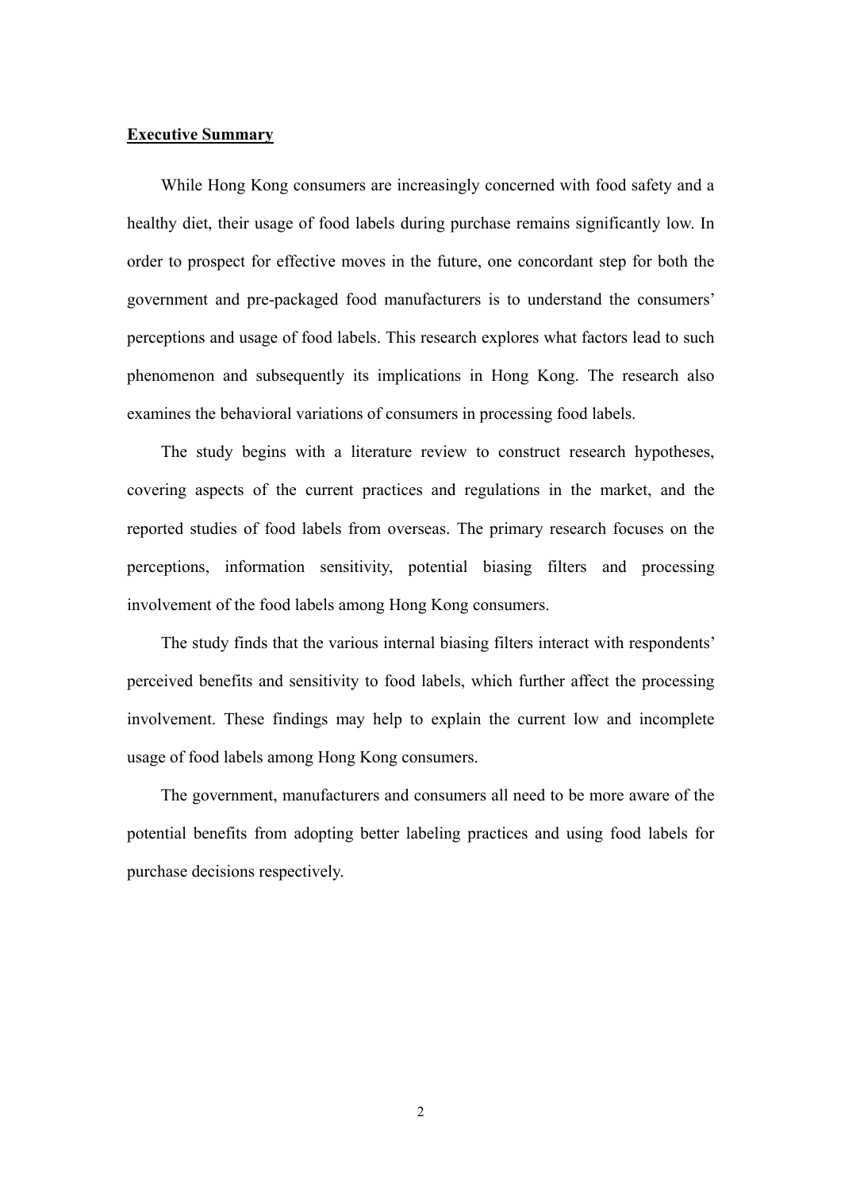## Executive Summary

While Hong Kong consumers are increasingly concerned with food safety and a healthy diet, their usage of food labels during purchase remains significantly low. In order to prospect for effective moves in the future, one concordant step for both the government and pre-packaged food manufacturers is to understand the consumers' perceptions and usage of food labels. This research explores what factors lead to such phenomenon and subsequently its implications in Hong Kong. The research also examines the behavioral variations of consumers in processing food labels.

The study begins with a literature review to construct research hypotheses, covering aspects of the current practices and regulations in the market, and the reported studies of food labels from overseas. The primary research focuses on the perceptions, information sensitivity, potential biasing filters and processing involvement of the food labels among Hong Kong consumers.

The study finds that the various internal biasing filters interact with respondents' perceived benefits and sensitivity to food labels, which further affect the processing involvement. These findings may help to explain the current low and incomplete usage of food labels among Hong Kong consumers.

The government, manufacturers and consumers all need to be more aware of the potential benefits from adopting better labeling practices and using food labels for purchase decisions respectively.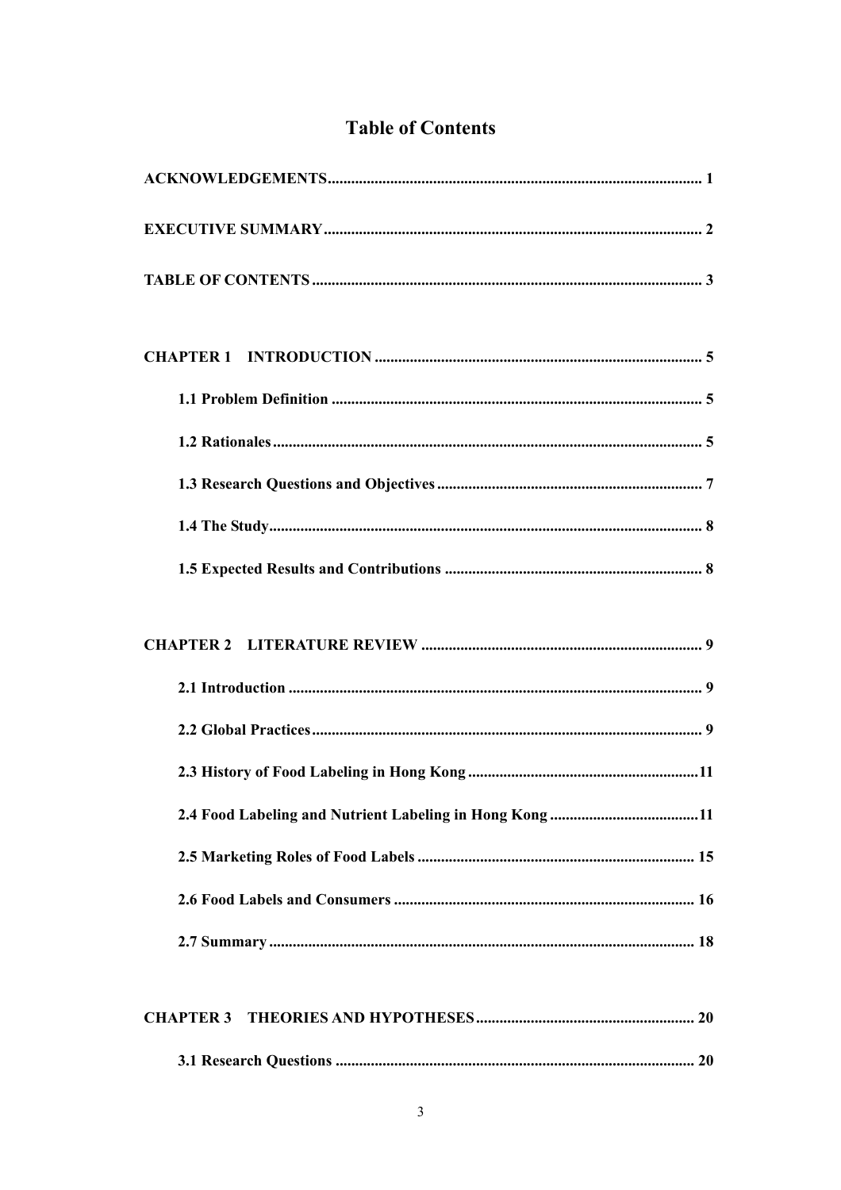# Table of Contents

**ACKNOWLEDGEMENTS** ........................................................................................ 1

**EXECUTIVE SUMMARY** .................................................................................... 2

**TABLE OF CONTENTS** ....................................................................................... 3

**CHAPTER 1 INTRODUCTION** ......................................................................... 5

- **1.1 Problem Definition** ........................................................................... 5
- **1.2 Rationales** ........................................................................................ 5
- **1.3 Research Questions and Objectives** ................................................ 7
- **1.4 The Study** ......................................................................................... 8
- **1.5 Expected Results and Contributions** ............................................... 8

**CHAPTER 2 LITERATURE REVIEW** ................................................................ 9

- **2.1 Introduction** ...................................................................................... 9
- **2.2 Global Practices** ................................................................................ 9
- **2.3 History of Food Labeling in Hong Kong** ......................................... 11
- **2.4 Food Labeling and Nutrient Labeling in Hong Kong** ...................... 11
- **2.5 Marketing Roles of Food Labels** ..................................................... 15
- **2.6 Food Labels and Consumers** ........................................................... 16
- **2.7 Summary** .......................................................................................... 18

**CHAPTER 3 THEORIES AND HYPOTHESES** ................................................... 20

- **3.1 Research Questions** .......................................................................... 20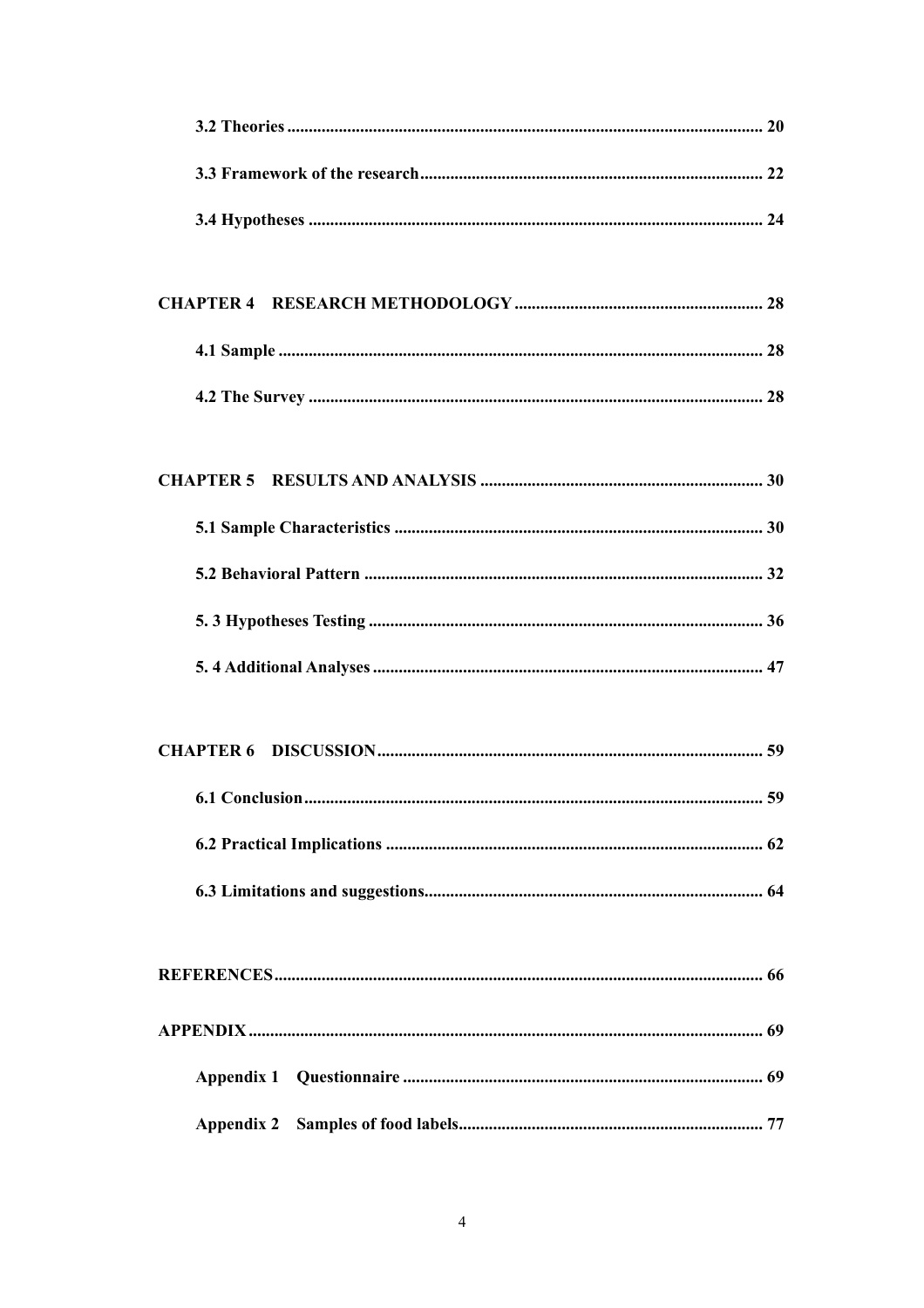3.2 Theories ............................................................................................................. 20

3.3 Framework of the research............................................................................... 22

3.4 Hypotheses ........................................................................................................ 24

CHAPTER 4 RESEARCH METHODOLOGY ......................................................... 28

4.1 Sample ............................................................................................................... 28

4.2 The Survey ........................................................................................................ 28

CHAPTER 5 RESULTS AND ANALYSIS ................................................................. 30

5.1 Sample Characteristics ..................................................................................... 30

5.2 Behavioral Pattern ............................................................................................ 32

5. 3 Hypotheses Testing ........................................................................................... 36

5. 4 Additional Analyses .......................................................................................... 47

CHAPTER 6 DISCUSSION......................................................................................... 59

6.1 Conclusion.......................................................................................................... 59

6.2 Practical Implications ....................................................................................... 62

6.3 Limitations and suggestions.............................................................................. 64

REFERENCES................................................................................................................. 66

APPENDIX....................................................................................................................... 69

Appendix 1 Questionnaire ................................................................................... 69

Appendix 2 Samples of food labels...................................................................... 77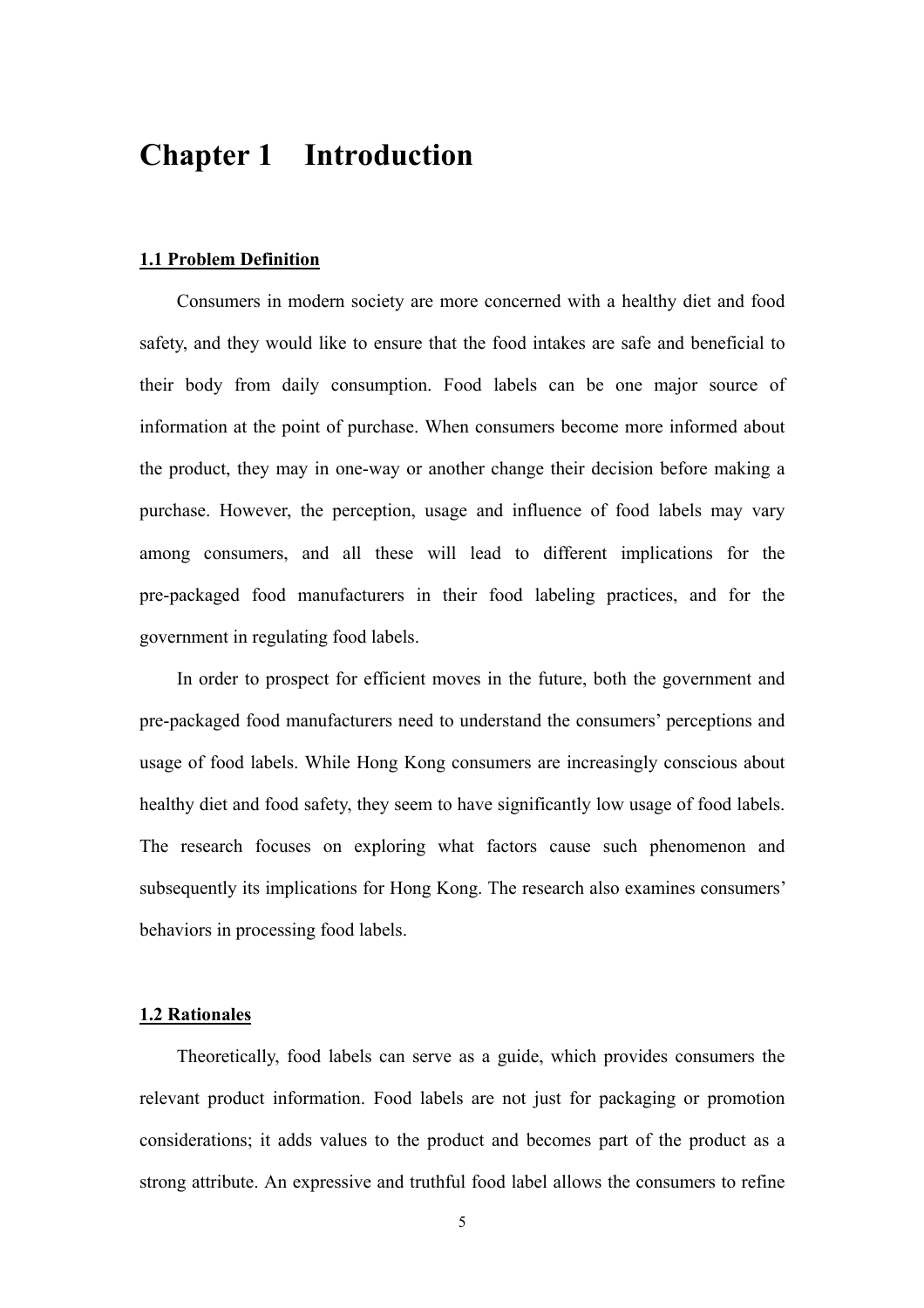# Chapter 1 Introduction

## 1.1 Problem Definition

Consumers in modern society are more concerned with a healthy diet and food safety, and they would like to ensure that the food intakes are safe and beneficial to their body from daily consumption. Food labels can be one major source of information at the point of purchase. When consumers become more informed about the product, they may in one-way or another change their decision before making a purchase. However, the perception, usage and influence of food labels may vary among consumers, and all these will lead to different implications for the pre-packaged food manufacturers in their food labeling practices, and for the government in regulating food labels.

In order to prospect for efficient moves in the future, both the government and pre-packaged food manufacturers need to understand the consumers' perceptions and usage of food labels. While Hong Kong consumers are increasingly conscious about healthy diet and food safety, they seem to have significantly low usage of food labels. The research focuses on exploring what factors cause such phenomenon and subsequently its implications for Hong Kong. The research also examines consumers' behaviors in processing food labels.

## 1.2 Rationales

Theoretically, food labels can serve as a guide, which provides consumers the relevant product information. Food labels are not just for packaging or promotion considerations; it adds values to the product and becomes part of the product as a strong attribute. An expressive and truthful food label allows the consumers to refine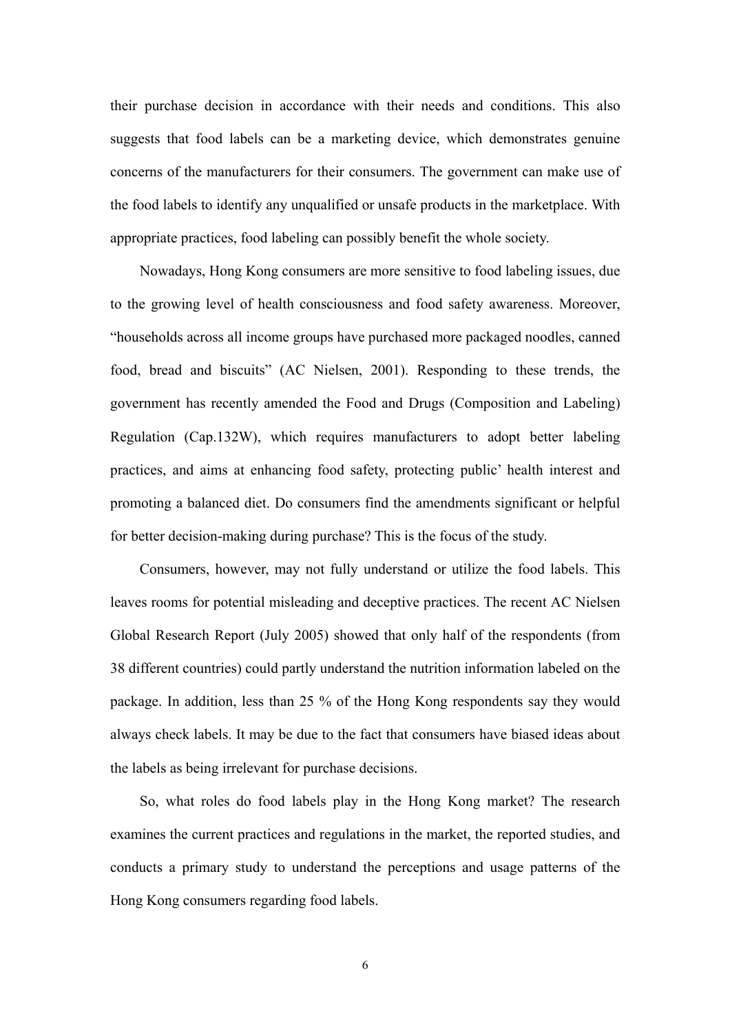their purchase decision in accordance with their needs and conditions. This also suggests that food labels can be a marketing device, which demonstrates genuine concerns of the manufacturers for their consumers. The government can make use of the food labels to identify any unqualified or unsafe products in the marketplace. With appropriate practices, food labeling can possibly benefit the whole society.

Nowadays, Hong Kong consumers are more sensitive to food labeling issues, due to the growing level of health consciousness and food safety awareness. Moreover, "households across all income groups have purchased more packaged noodles, canned food, bread and biscuits" (AC Nielsen, 2001). Responding to these trends, the government has recently amended the Food and Drugs (Composition and Labeling) Regulation (Cap.132W), which requires manufacturers to adopt better labeling practices, and aims at enhancing food safety, protecting public' health interest and promoting a balanced diet. Do consumers find the amendments significant or helpful for better decision-making during purchase? This is the focus of the study.

Consumers, however, may not fully understand or utilize the food labels. This leaves rooms for potential misleading and deceptive practices. The recent AC Nielsen Global Research Report (July 2005) showed that only half of the respondents (from 38 different countries) could partly understand the nutrition information labeled on the package. In addition, less than 25 % of the Hong Kong respondents say they would always check labels. It may be due to the fact that consumers have biased ideas about the labels as being irrelevant for purchase decisions.

So, what roles do food labels play in the Hong Kong market? The research examines the current practices and regulations in the market, the reported studies, and conducts a primary study to understand the perceptions and usage patterns of the Hong Kong consumers regarding food labels.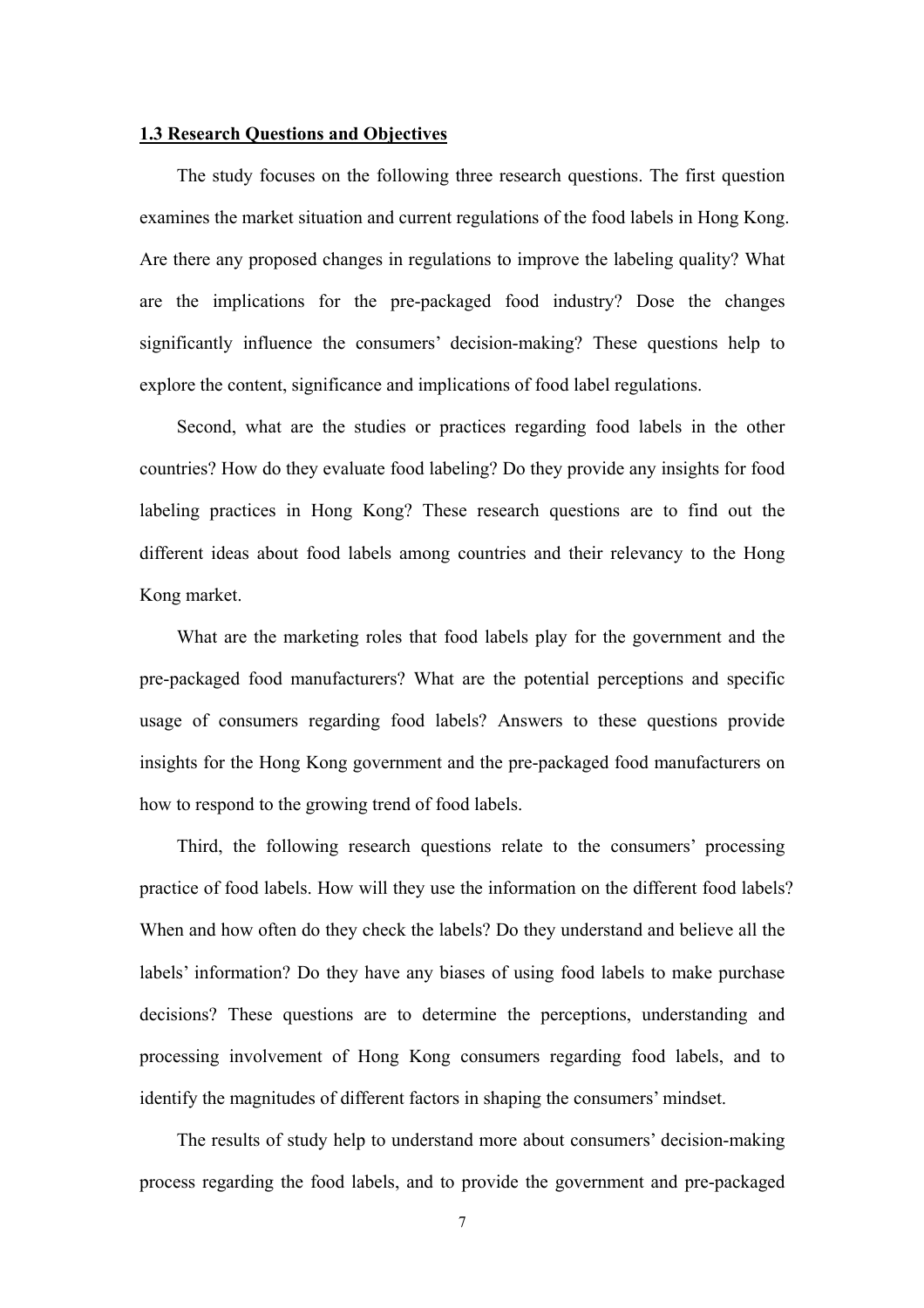**1.3 Research Questions and Objectives**

The study focuses on the following three research questions. The first question examines the market situation and current regulations of the food labels in Hong Kong. Are there any proposed changes in regulations to improve the labeling quality? What are the implications for the pre-packaged food industry? Dose the changes significantly influence the consumers' decision-making? These questions help to explore the content, significance and implications of food label regulations.

Second, what are the studies or practices regarding food labels in the other countries? How do they evaluate food labeling? Do they provide any insights for food labeling practices in Hong Kong? These research questions are to find out the different ideas about food labels among countries and their relevancy to the Hong Kong market.

What are the marketing roles that food labels play for the government and the pre-packaged food manufacturers? What are the potential perceptions and specific usage of consumers regarding food labels? Answers to these questions provide insights for the Hong Kong government and the pre-packaged food manufacturers on how to respond to the growing trend of food labels.

Third, the following research questions relate to the consumers' processing practice of food labels. How will they use the information on the different food labels? When and how often do they check the labels? Do they understand and believe all the labels' information? Do they have any biases of using food labels to make purchase decisions? These questions are to determine the perceptions, understanding and processing involvement of Hong Kong consumers regarding food labels, and to identify the magnitudes of different factors in shaping the consumers' mindset.

The results of study help to understand more about consumers' decision-making process regarding the food labels, and to provide the government and pre-packaged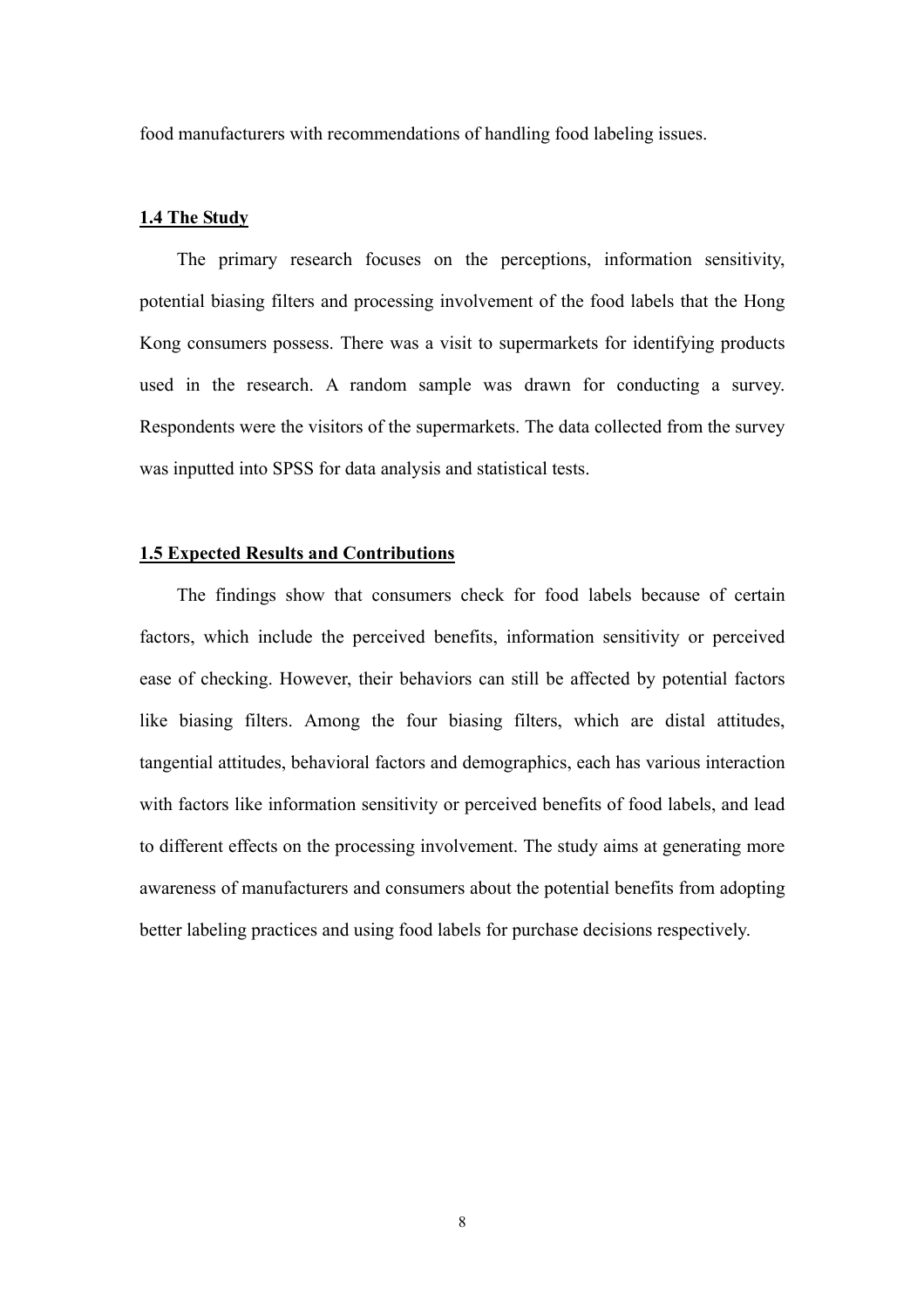food manufacturers with recommendations of handling food labeling issues.

## 1.4 The Study

The primary research focuses on the perceptions, information sensitivity, potential biasing filters and processing involvement of the food labels that the Hong Kong consumers possess. There was a visit to supermarkets for identifying products used in the research. A random sample was drawn for conducting a survey. Respondents were the visitors of the supermarkets. The data collected from the survey was inputted into SPSS for data analysis and statistical tests.

## 1.5 Expected Results and Contributions

The findings show that consumers check for food labels because of certain factors, which include the perceived benefits, information sensitivity or perceived ease of checking. However, their behaviors can still be affected by potential factors like biasing filters. Among the four biasing filters, which are distal attitudes, tangential attitudes, behavioral factors and demographics, each has various interaction with factors like information sensitivity or perceived benefits of food labels, and lead to different effects on the processing involvement. The study aims at generating more awareness of manufacturers and consumers about the potential benefits from adopting better labeling practices and using food labels for purchase decisions respectively.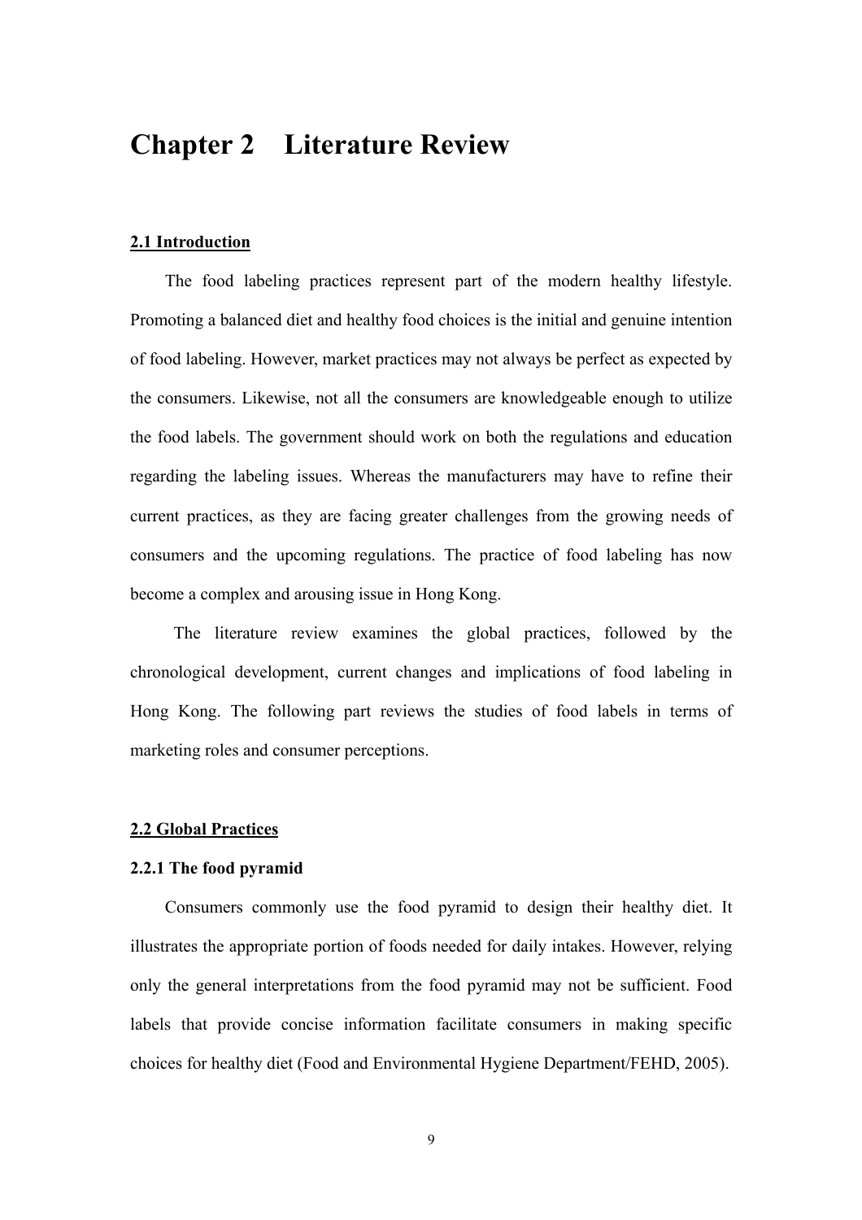# Chapter 2 Literature Review

**2.1 Introduction**

The food labeling practices represent part of the modern healthy lifestyle. Promoting a balanced diet and healthy food choices is the initial and genuine intention of food labeling. However, market practices may not always be perfect as expected by the consumers. Likewise, not all the consumers are knowledgeable enough to utilize the food labels. The government should work on both the regulations and education regarding the labeling issues. Whereas the manufacturers may have to refine their current practices, as they are facing greater challenges from the growing needs of consumers and the upcoming regulations. The practice of food labeling has now become a complex and arousing issue in Hong Kong.

The literature review examines the global practices, followed by the chronological development, current changes and implications of food labeling in Hong Kong. The following part reviews the studies of food labels in terms of marketing roles and consumer perceptions.

**2.2 Global Practices**

**2.2.1 The food pyramid**

Consumers commonly use the food pyramid to design their healthy diet. It illustrates the appropriate portion of foods needed for daily intakes. However, relying only the general interpretations from the food pyramid may not be sufficient. Food labels that provide concise information facilitate consumers in making specific choices for healthy diet (Food and Environmental Hygiene Department/FEHD, 2005).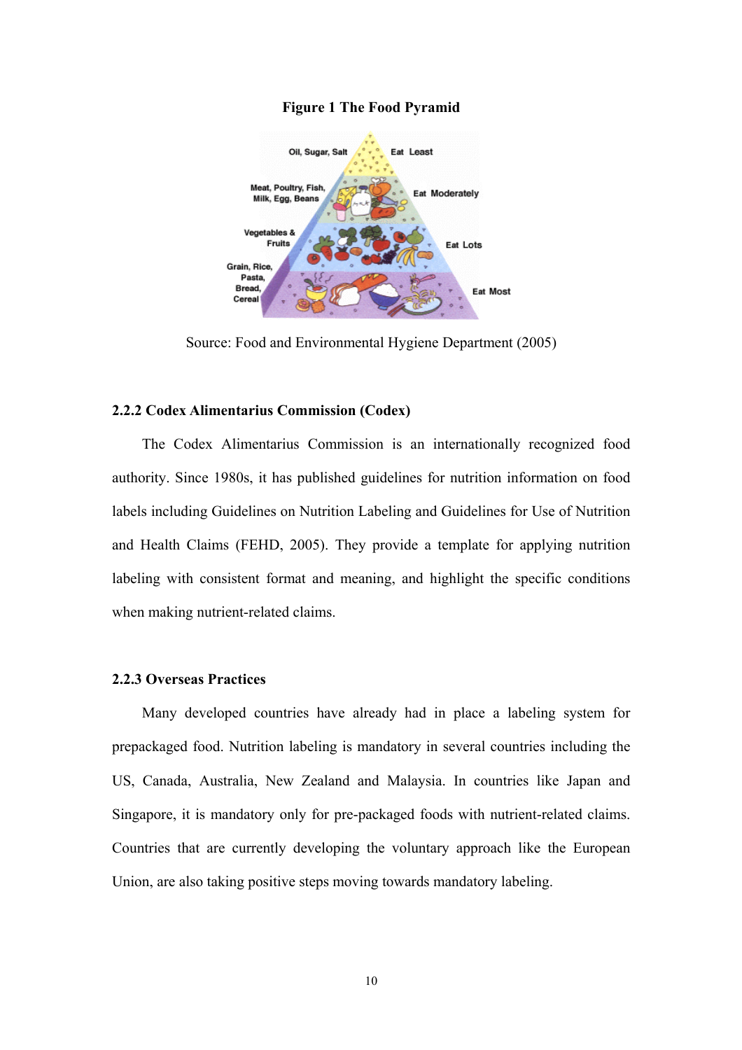**Figure 1 The Food Pyramid**

Source: Food and Environmental Hygiene Department (2005)

### 2.2.2 Codex Alimentarius Commission (Codex)

The Codex Alimentarius Commission is an internationally recognized food authority. Since 1980s, it has published guidelines for nutrition information on food labels including Guidelines on Nutrition Labeling and Guidelines for Use of Nutrition and Health Claims (FEHD, 2005). They provide a template for applying nutrition labeling with consistent format and meaning, and highlight the specific conditions when making nutrient-related claims.

### 2.2.3 Overseas Practices

Many developed countries have already had in place a labeling system for prepackaged food. Nutrition labeling is mandatory in several countries including the US, Canada, Australia, New Zealand and Malaysia. In countries like Japan and Singapore, it is mandatory only for pre-packaged foods with nutrient-related claims. Countries that are currently developing the voluntary approach like the European Union, are also taking positive steps moving towards mandatory labeling.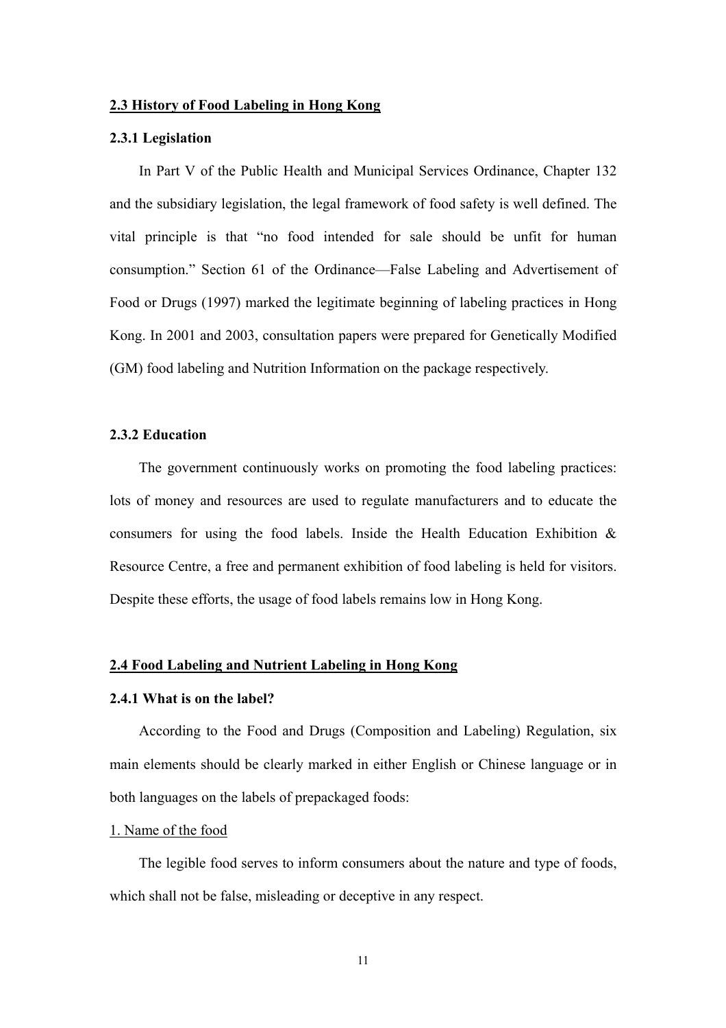## 2.3 History of Food Labeling in Hong Kong

### 2.3.1 Legislation

In Part V of the Public Health and Municipal Services Ordinance, Chapter 132 and the subsidiary legislation, the legal framework of food safety is well defined. The vital principle is that "no food intended for sale should be unfit for human consumption." Section 61 of the Ordinance—False Labeling and Advertisement of Food or Drugs (1997) marked the legitimate beginning of labeling practices in Hong Kong. In 2001 and 2003, consultation papers were prepared for Genetically Modified (GM) food labeling and Nutrition Information on the package respectively.

### 2.3.2 Education

The government continuously works on promoting the food labeling practices: lots of money and resources are used to regulate manufacturers and to educate the consumers for using the food labels. Inside the Health Education Exhibition & Resource Centre, a free and permanent exhibition of food labeling is held for visitors. Despite these efforts, the usage of food labels remains low in Hong Kong.

## 2.4 Food Labeling and Nutrient Labeling in Hong Kong

### 2.4.1 What is on the label?

According to the Food and Drugs (Composition and Labeling) Regulation, six main elements should be clearly marked in either English or Chinese language or in both languages on the labels of prepackaged foods:

1. Name of the food

The legible food serves to inform consumers about the nature and type of foods, which shall not be false, misleading or deceptive in any respect.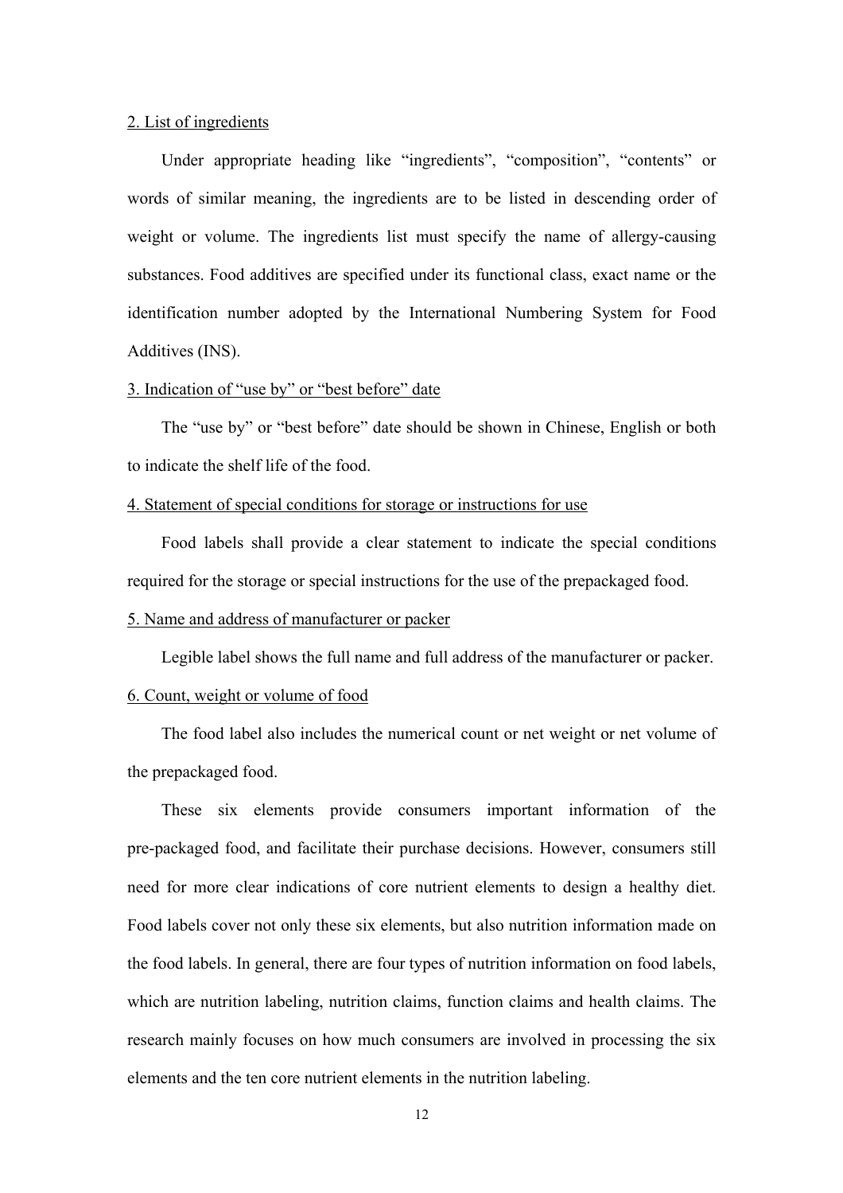2. List of ingredients

Under appropriate heading like "ingredients", "composition", "contents" or words of similar meaning, the ingredients are to be listed in descending order of weight or volume. The ingredients list must specify the name of allergy-causing substances. Food additives are specified under its functional class, exact name or the identification number adopted by the International Numbering System for Food Additives (INS).

3. Indication of "use by" or "best before" date

The "use by" or "best before" date should be shown in Chinese, English or both to indicate the shelf life of the food.

4. Statement of special conditions for storage or instructions for use

Food labels shall provide a clear statement to indicate the special conditions required for the storage or special instructions for the use of the prepackaged food.

5. Name and address of manufacturer or packer

Legible label shows the full name and full address of the manufacturer or packer.

6. Count, weight or volume of food

The food label also includes the numerical count or net weight or net volume of the prepackaged food.

These six elements provide consumers important information of the pre-packaged food, and facilitate their purchase decisions. However, consumers still need for more clear indications of core nutrient elements to design a healthy diet. Food labels cover not only these six elements, but also nutrition information made on the food labels. In general, there are four types of nutrition information on food labels, which are nutrition labeling, nutrition claims, function claims and health claims. The research mainly focuses on how much consumers are involved in processing the six elements and the ten core nutrient elements in the nutrition labeling.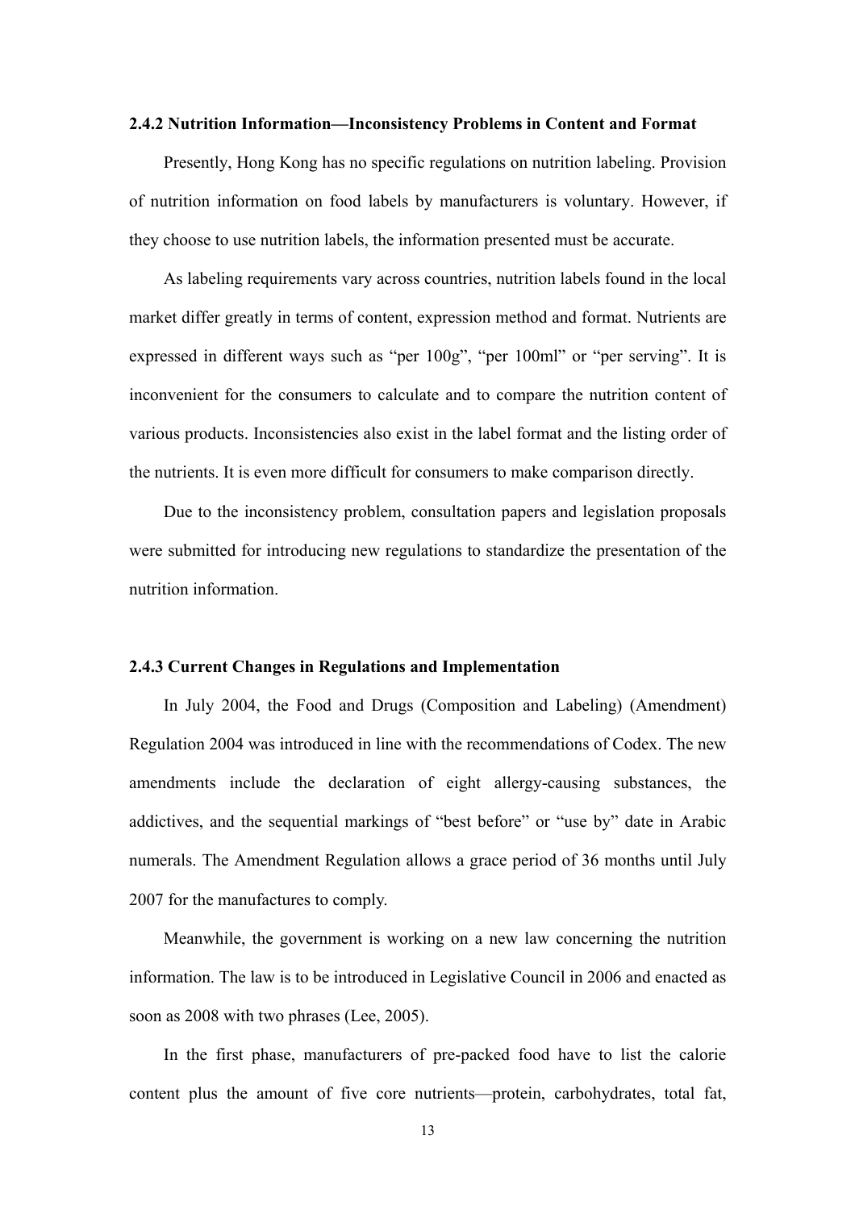### 2.4.2 Nutrition Information—Inconsistency Problems in Content and Format

Presently, Hong Kong has no specific regulations on nutrition labeling. Provision of nutrition information on food labels by manufacturers is voluntary. However, if they choose to use nutrition labels, the information presented must be accurate.

As labeling requirements vary across countries, nutrition labels found in the local market differ greatly in terms of content, expression method and format. Nutrients are expressed in different ways such as "per 100g", "per 100ml" or "per serving". It is inconvenient for the consumers to calculate and to compare the nutrition content of various products. Inconsistencies also exist in the label format and the listing order of the nutrients. It is even more difficult for consumers to make comparison directly.

Due to the inconsistency problem, consultation papers and legislation proposals were submitted for introducing new regulations to standardize the presentation of the nutrition information.

### 2.4.3 Current Changes in Regulations and Implementation

In July 2004, the Food and Drugs (Composition and Labeling) (Amendment) Regulation 2004 was introduced in line with the recommendations of Codex. The new amendments include the declaration of eight allergy-causing substances, the addictives, and the sequential markings of "best before" or "use by" date in Arabic numerals. The Amendment Regulation allows a grace period of 36 months until July 2007 for the manufactures to comply.

Meanwhile, the government is working on a new law concerning the nutrition information. The law is to be introduced in Legislative Council in 2006 and enacted as soon as 2008 with two phrases (Lee, 2005).

In the first phase, manufacturers of pre-packed food have to list the calorie content plus the amount of five core nutrients—protein, carbohydrates, total fat,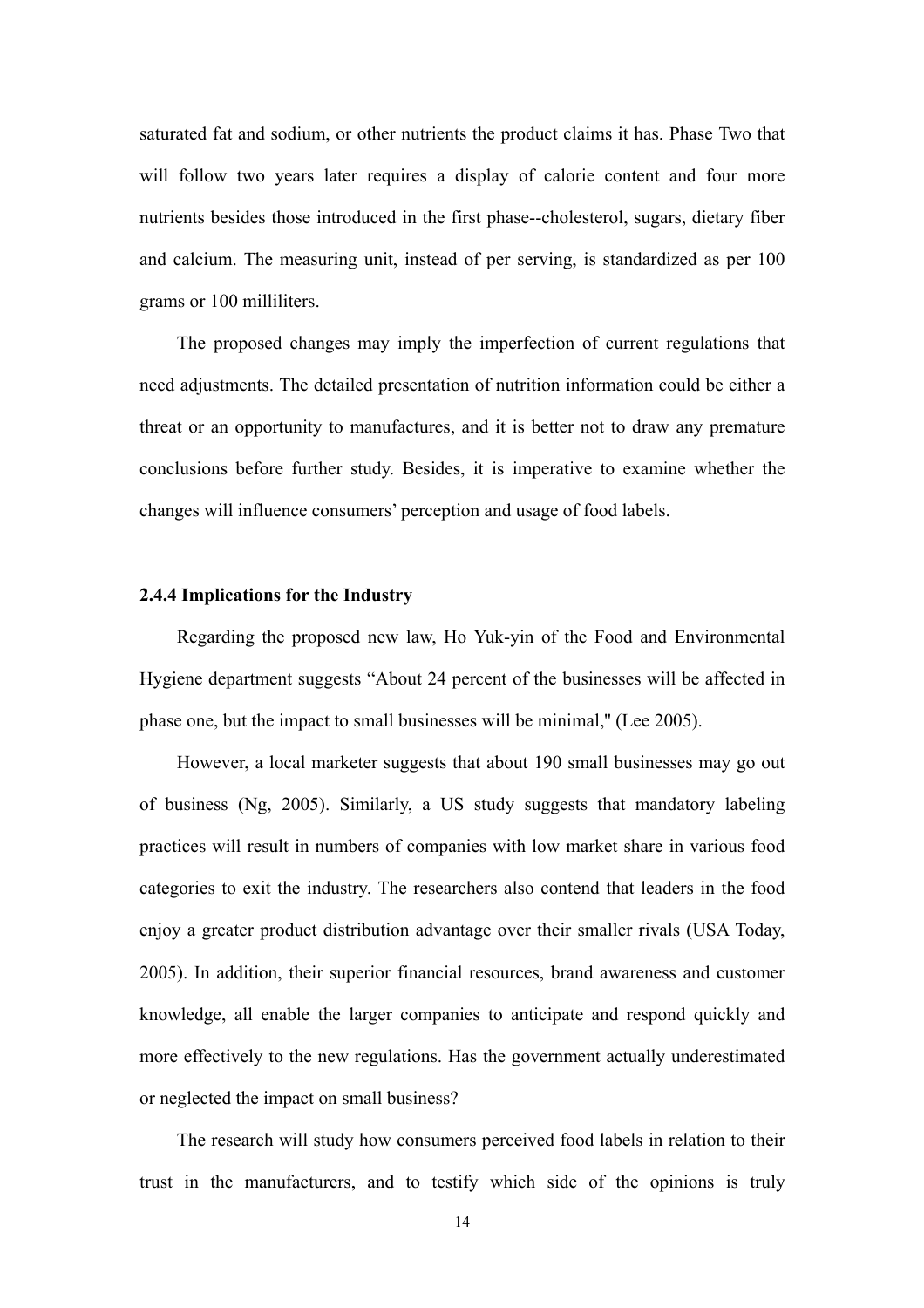saturated fat and sodium, or other nutrients the product claims it has. Phase Two that will follow two years later requires a display of calorie content and four more nutrients besides those introduced in the first phase--cholesterol, sugars, dietary fiber and calcium. The measuring unit, instead of per serving, is standardized as per 100 grams or 100 milliliters.

The proposed changes may imply the imperfection of current regulations that need adjustments. The detailed presentation of nutrition information could be either a threat or an opportunity to manufactures, and it is better not to draw any premature conclusions before further study. Besides, it is imperative to examine whether the changes will influence consumers' perception and usage of food labels.

### 2.4.4 Implications for the Industry

Regarding the proposed new law, Ho Yuk-yin of the Food and Environmental Hygiene department suggests "About 24 percent of the businesses will be affected in phase one, but the impact to small businesses will be minimal," (Lee 2005).

However, a local marketer suggests that about 190 small businesses may go out of business (Ng, 2005). Similarly, a US study suggests that mandatory labeling practices will result in numbers of companies with low market share in various food categories to exit the industry. The researchers also contend that leaders in the food enjoy a greater product distribution advantage over their smaller rivals (USA Today, 2005). In addition, their superior financial resources, brand awareness and customer knowledge, all enable the larger companies to anticipate and respond quickly and more effectively to the new regulations. Has the government actually underestimated or neglected the impact on small business?

The research will study how consumers perceived food labels in relation to their trust in the manufacturers, and to testify which side of the opinions is truly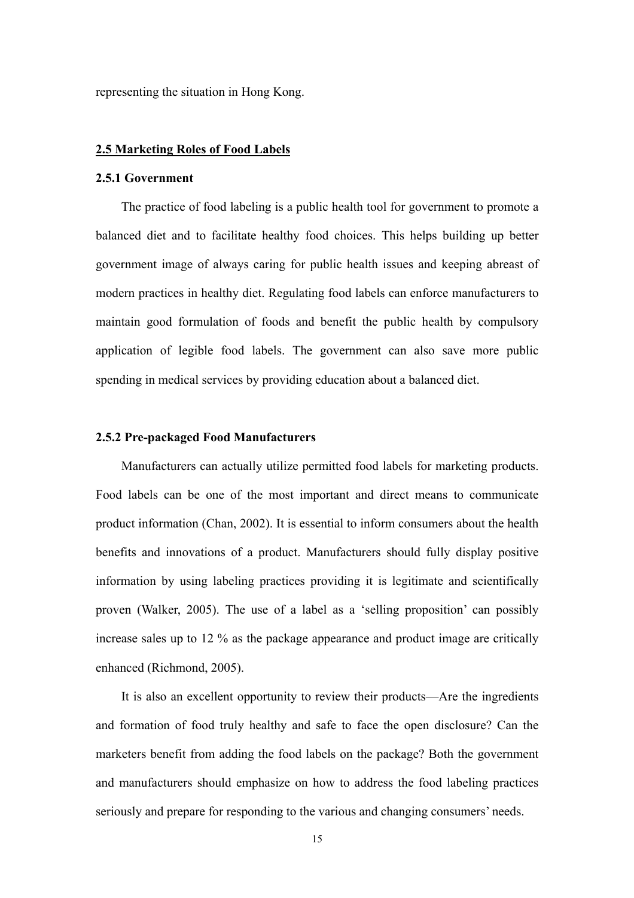representing the situation in Hong Kong.

## 2.5 Marketing Roles of Food Labels

### 2.5.1 Government

The practice of food labeling is a public health tool for government to promote a balanced diet and to facilitate healthy food choices. This helps building up better government image of always caring for public health issues and keeping abreast of modern practices in healthy diet. Regulating food labels can enforce manufacturers to maintain good formulation of foods and benefit the public health by compulsory application of legible food labels. The government can also save more public spending in medical services by providing education about a balanced diet.

### 2.5.2 Pre-packaged Food Manufacturers

Manufacturers can actually utilize permitted food labels for marketing products. Food labels can be one of the most important and direct means to communicate product information (Chan, 2002). It is essential to inform consumers about the health benefits and innovations of a product. Manufacturers should fully display positive information by using labeling practices providing it is legitimate and scientifically proven (Walker, 2005). The use of a label as a 'selling proposition' can possibly increase sales up to 12 % as the package appearance and product image are critically enhanced (Richmond, 2005).

It is also an excellent opportunity to review their products—Are the ingredients and formation of food truly healthy and safe to face the open disclosure? Can the marketers benefit from adding the food labels on the package? Both the government and manufacturers should emphasize on how to address the food labeling practices seriously and prepare for responding to the various and changing consumers' needs.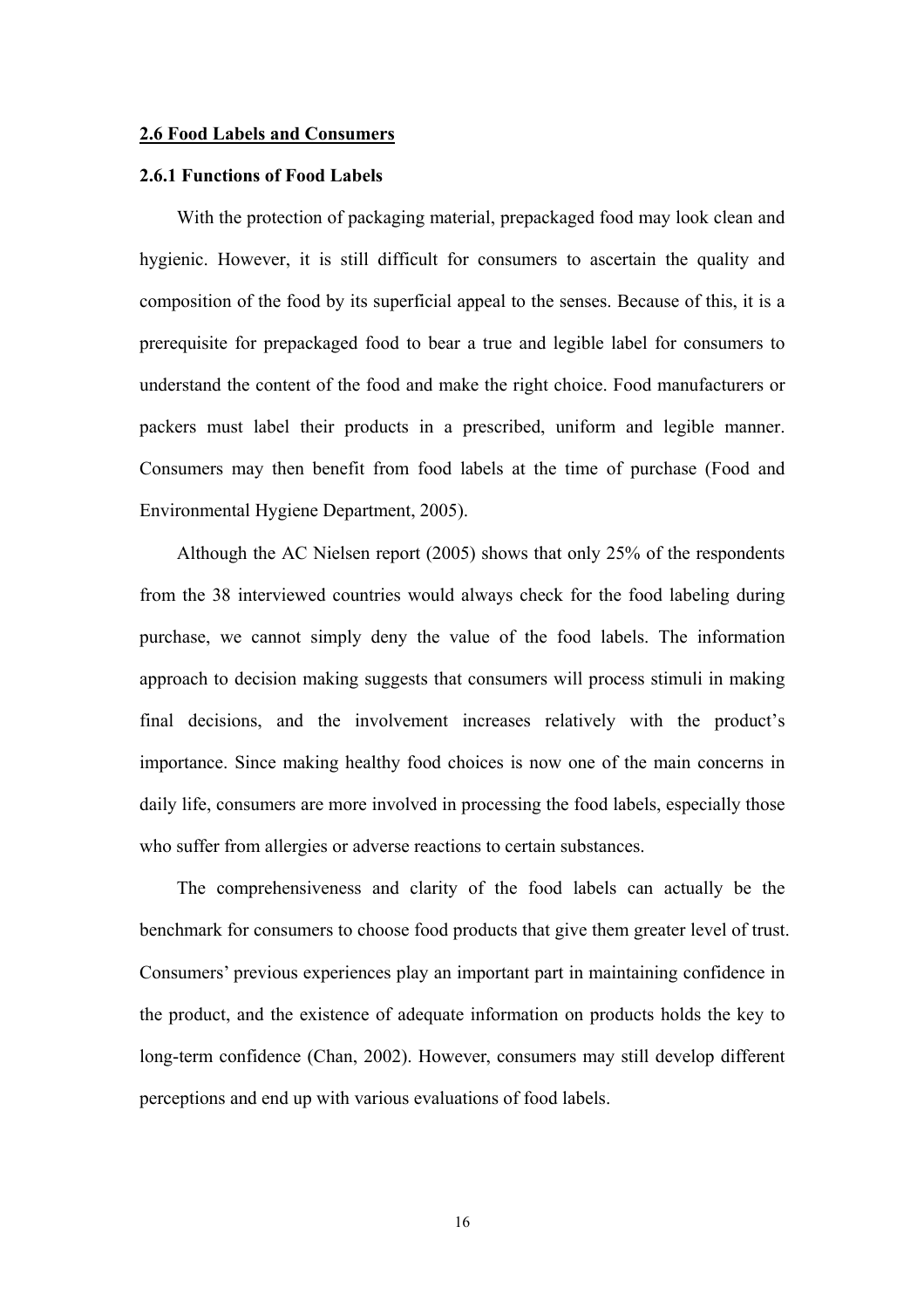## 2.6 Food Labels and Consumers

### 2.6.1 Functions of Food Labels

With the protection of packaging material, prepackaged food may look clean and hygienic. However, it is still difficult for consumers to ascertain the quality and composition of the food by its superficial appeal to the senses. Because of this, it is a prerequisite for prepackaged food to bear a true and legible label for consumers to understand the content of the food and make the right choice. Food manufacturers or packers must label their products in a prescribed, uniform and legible manner. Consumers may then benefit from food labels at the time of purchase (Food and Environmental Hygiene Department, 2005).

Although the AC Nielsen report (2005) shows that only 25% of the respondents from the 38 interviewed countries would always check for the food labeling during purchase, we cannot simply deny the value of the food labels. The information approach to decision making suggests that consumers will process stimuli in making final decisions, and the involvement increases relatively with the product's importance. Since making healthy food choices is now one of the main concerns in daily life, consumers are more involved in processing the food labels, especially those who suffer from allergies or adverse reactions to certain substances.

The comprehensiveness and clarity of the food labels can actually be the benchmark for consumers to choose food products that give them greater level of trust. Consumers' previous experiences play an important part in maintaining confidence in the product, and the existence of adequate information on products holds the key to long-term confidence (Chan, 2002). However, consumers may still develop different perceptions and end up with various evaluations of food labels.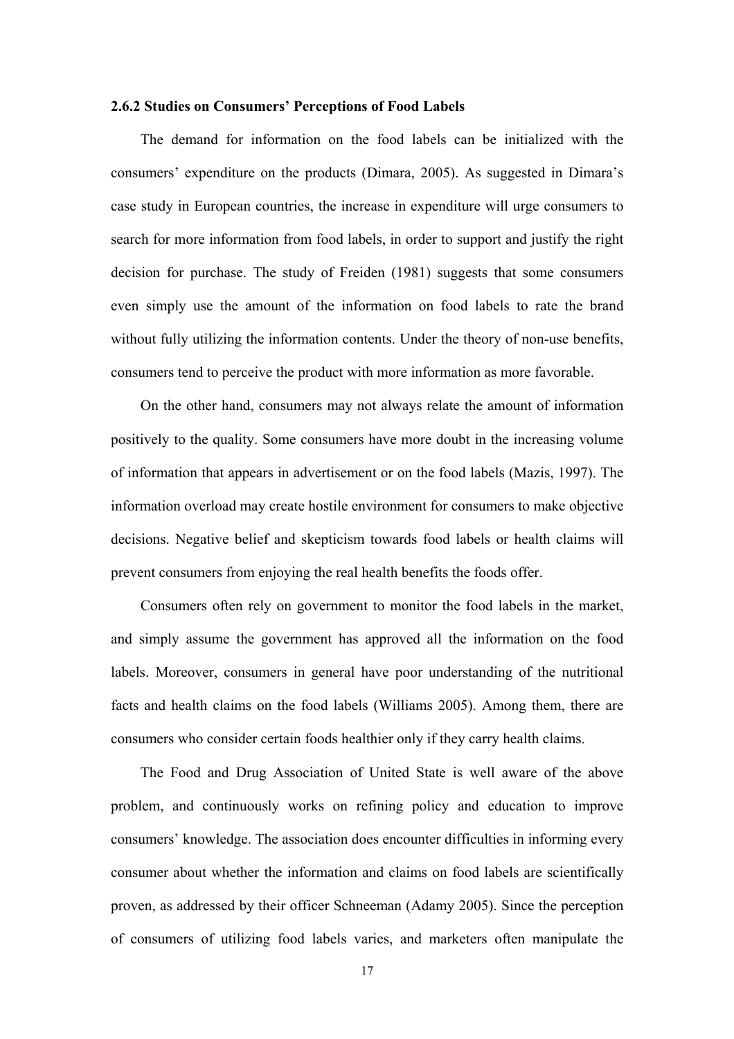### 2.6.2 Studies on Consumers' Perceptions of Food Labels

The demand for information on the food labels can be initialized with the consumers' expenditure on the products (Dimara, 2005). As suggested in Dimara's case study in European countries, the increase in expenditure will urge consumers to search for more information from food labels, in order to support and justify the right decision for purchase. The study of Freiden (1981) suggests that some consumers even simply use the amount of the information on food labels to rate the brand without fully utilizing the information contents. Under the theory of non-use benefits, consumers tend to perceive the product with more information as more favorable.

On the other hand, consumers may not always relate the amount of information positively to the quality. Some consumers have more doubt in the increasing volume of information that appears in advertisement or on the food labels (Mazis, 1997). The information overload may create hostile environment for consumers to make objective decisions. Negative belief and skepticism towards food labels or health claims will prevent consumers from enjoying the real health benefits the foods offer.

Consumers often rely on government to monitor the food labels in the market, and simply assume the government has approved all the information on the food labels. Moreover, consumers in general have poor understanding of the nutritional facts and health claims on the food labels (Williams 2005). Among them, there are consumers who consider certain foods healthier only if they carry health claims.

The Food and Drug Association of United State is well aware of the above problem, and continuously works on refining policy and education to improve consumers' knowledge. The association does encounter difficulties in informing every consumer about whether the information and claims on food labels are scientifically proven, as addressed by their officer Schneeman (Adamy 2005). Since the perception of consumers of utilizing food labels varies, and marketers often manipulate the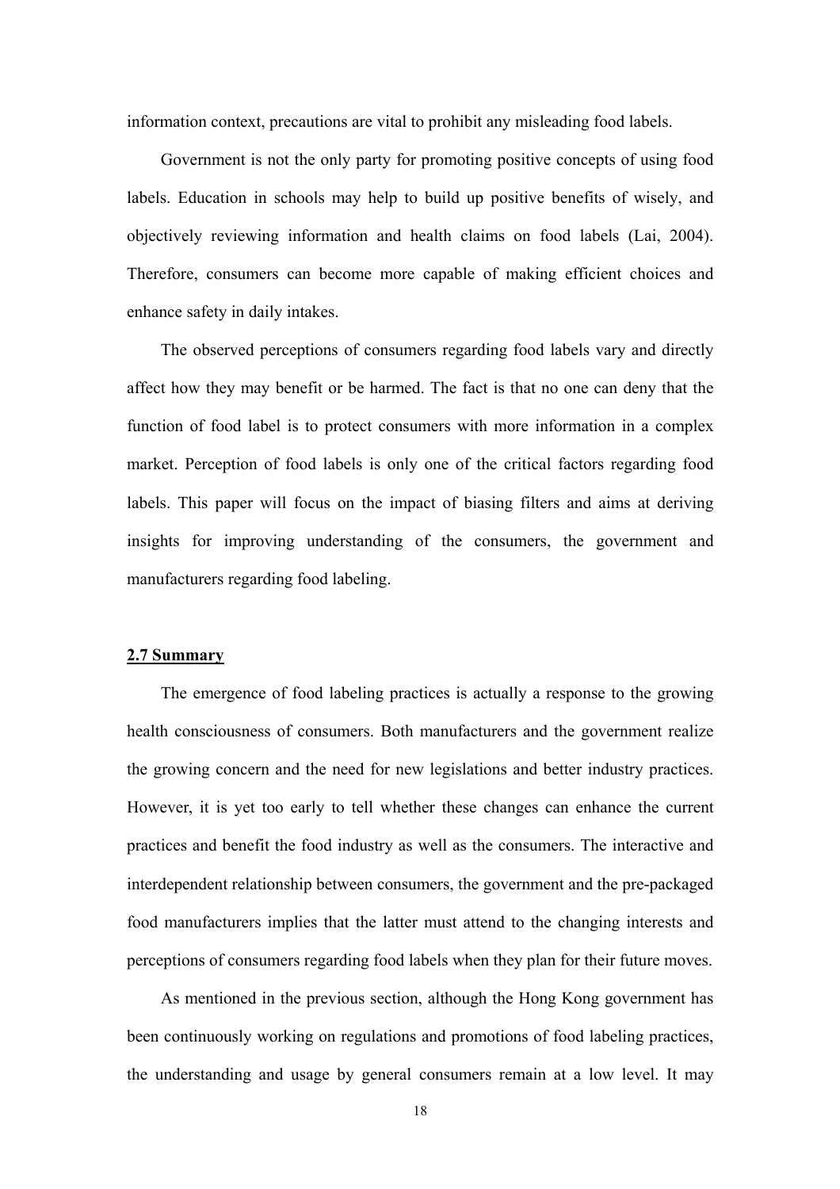information context, precautions are vital to prohibit any misleading food labels.

Government is not the only party for promoting positive concepts of using food labels. Education in schools may help to build up positive benefits of wisely, and objectively reviewing information and health claims on food labels (Lai, 2004). Therefore, consumers can become more capable of making efficient choices and enhance safety in daily intakes.

The observed perceptions of consumers regarding food labels vary and directly affect how they may benefit or be harmed. The fact is that no one can deny that the function of food label is to protect consumers with more information in a complex market. Perception of food labels is only one of the critical factors regarding food labels. This paper will focus on the impact of biasing filters and aims at deriving insights for improving understanding of the consumers, the government and manufacturers regarding food labeling.

## 2.7 Summary

The emergence of food labeling practices is actually a response to the growing health consciousness of consumers. Both manufacturers and the government realize the growing concern and the need for new legislations and better industry practices. However, it is yet too early to tell whether these changes can enhance the current practices and benefit the food industry as well as the consumers. The interactive and interdependent relationship between consumers, the government and the pre-packaged food manufacturers implies that the latter must attend to the changing interests and perceptions of consumers regarding food labels when they plan for their future moves.

As mentioned in the previous section, although the Hong Kong government has been continuously working on regulations and promotions of food labeling practices, the understanding and usage by general consumers remain at a low level. It may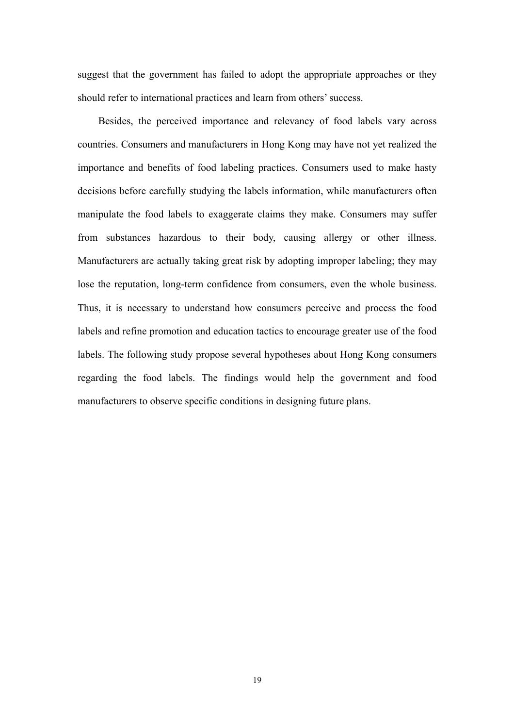suggest that the government has failed to adopt the appropriate approaches or they should refer to international practices and learn from others' success.

Besides, the perceived importance and relevancy of food labels vary across countries. Consumers and manufacturers in Hong Kong may have not yet realized the importance and benefits of food labeling practices. Consumers used to make hasty decisions before carefully studying the labels information, while manufacturers often manipulate the food labels to exaggerate claims they make. Consumers may suffer from substances hazardous to their body, causing allergy or other illness. Manufacturers are actually taking great risk by adopting improper labeling; they may lose the reputation, long-term confidence from consumers, even the whole business. Thus, it is necessary to understand how consumers perceive and process the food labels and refine promotion and education tactics to encourage greater use of the food labels. The following study propose several hypotheses about Hong Kong consumers regarding the food labels. The findings would help the government and food manufacturers to observe specific conditions in designing future plans.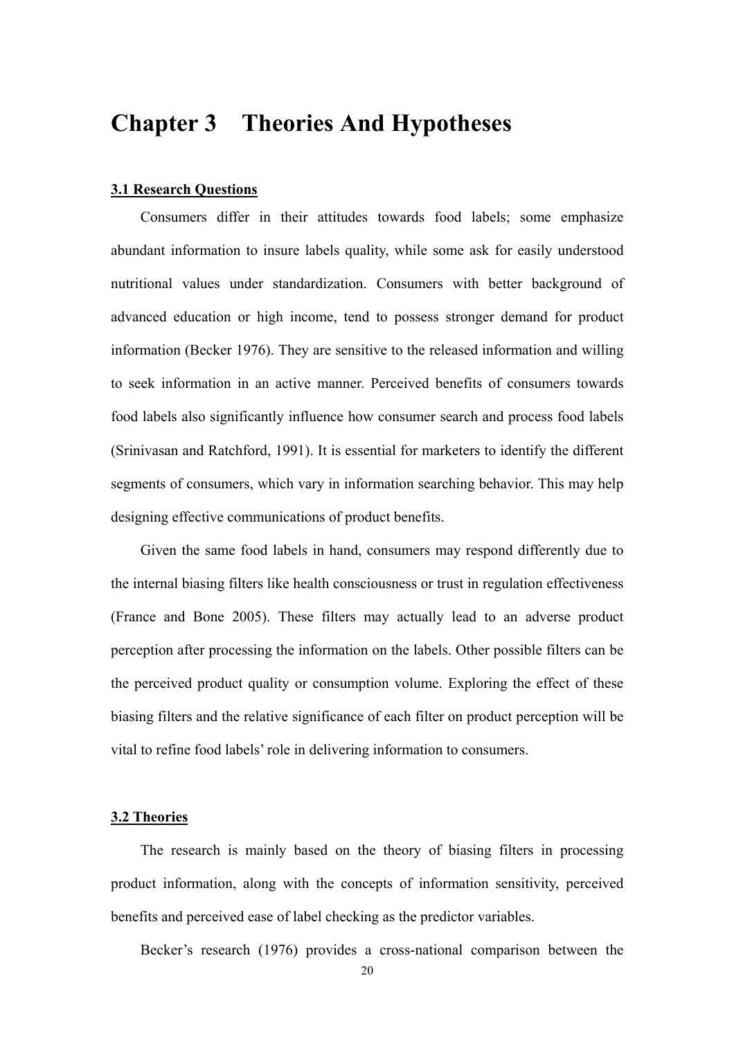# Chapter 3 Theories And Hypotheses

## 3.1 Research Questions

Consumers differ in their attitudes towards food labels; some emphasize abundant information to insure labels quality, while some ask for easily understood nutritional values under standardization. Consumers with better background of advanced education or high income, tend to possess stronger demand for product information (Becker 1976). They are sensitive to the released information and willing to seek information in an active manner. Perceived benefits of consumers towards food labels also significantly influence how consumer search and process food labels (Srinivasan and Ratchford, 1991). It is essential for marketers to identify the different segments of consumers, which vary in information searching behavior. This may help designing effective communications of product benefits.

Given the same food labels in hand, consumers may respond differently due to the internal biasing filters like health consciousness or trust in regulation effectiveness (France and Bone 2005). These filters may actually lead to an adverse product perception after processing the information on the labels. Other possible filters can be the perceived product quality or consumption volume. Exploring the effect of these biasing filters and the relative significance of each filter on product perception will be vital to refine food labels' role in delivering information to consumers.

## 3.2 Theories

The research is mainly based on the theory of biasing filters in processing product information, along with the concepts of information sensitivity, perceived benefits and perceived ease of label checking as the predictor variables.

Becker's research (1976) provides a cross-national comparison between the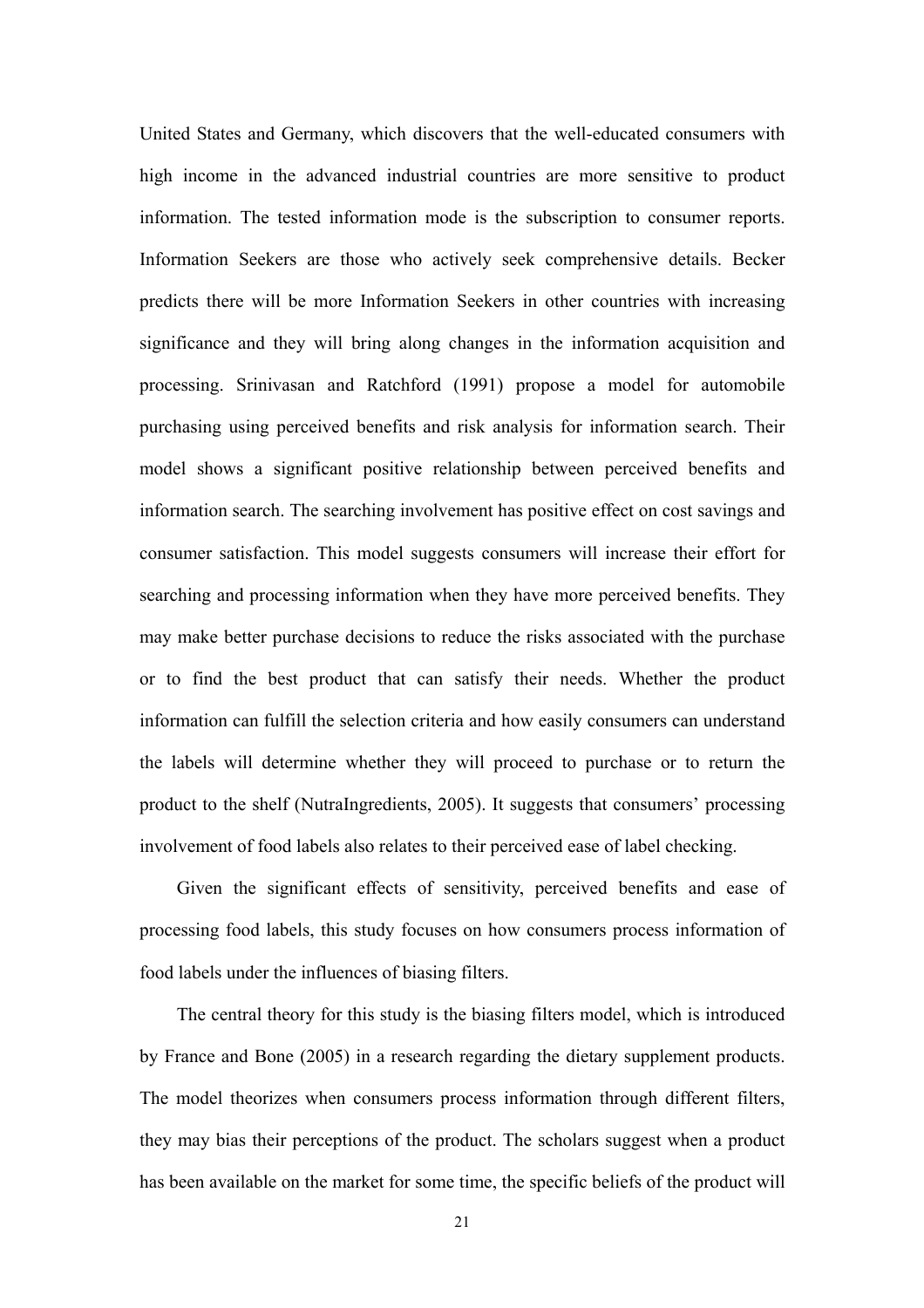United States and Germany, which discovers that the well-educated consumers with high income in the advanced industrial countries are more sensitive to product information. The tested information mode is the subscription to consumer reports. Information Seekers are those who actively seek comprehensive details. Becker predicts there will be more Information Seekers in other countries with increasing significance and they will bring along changes in the information acquisition and processing. Srinivasan and Ratchford (1991) propose a model for automobile purchasing using perceived benefits and risk analysis for information search. Their model shows a significant positive relationship between perceived benefits and information search. The searching involvement has positive effect on cost savings and consumer satisfaction. This model suggests consumers will increase their effort for searching and processing information when they have more perceived benefits. They may make better purchase decisions to reduce the risks associated with the purchase or to find the best product that can satisfy their needs. Whether the product information can fulfill the selection criteria and how easily consumers can understand the labels will determine whether they will proceed to purchase or to return the product to the shelf (NutraIngredients, 2005). It suggests that consumers' processing involvement of food labels also relates to their perceived ease of label checking.

Given the significant effects of sensitivity, perceived benefits and ease of processing food labels, this study focuses on how consumers process information of food labels under the influences of biasing filters.

The central theory for this study is the biasing filters model, which is introduced by France and Bone (2005) in a research regarding the dietary supplement products. The model theorizes when consumers process information through different filters, they may bias their perceptions of the product. The scholars suggest when a product has been available on the market for some time, the specific beliefs of the product will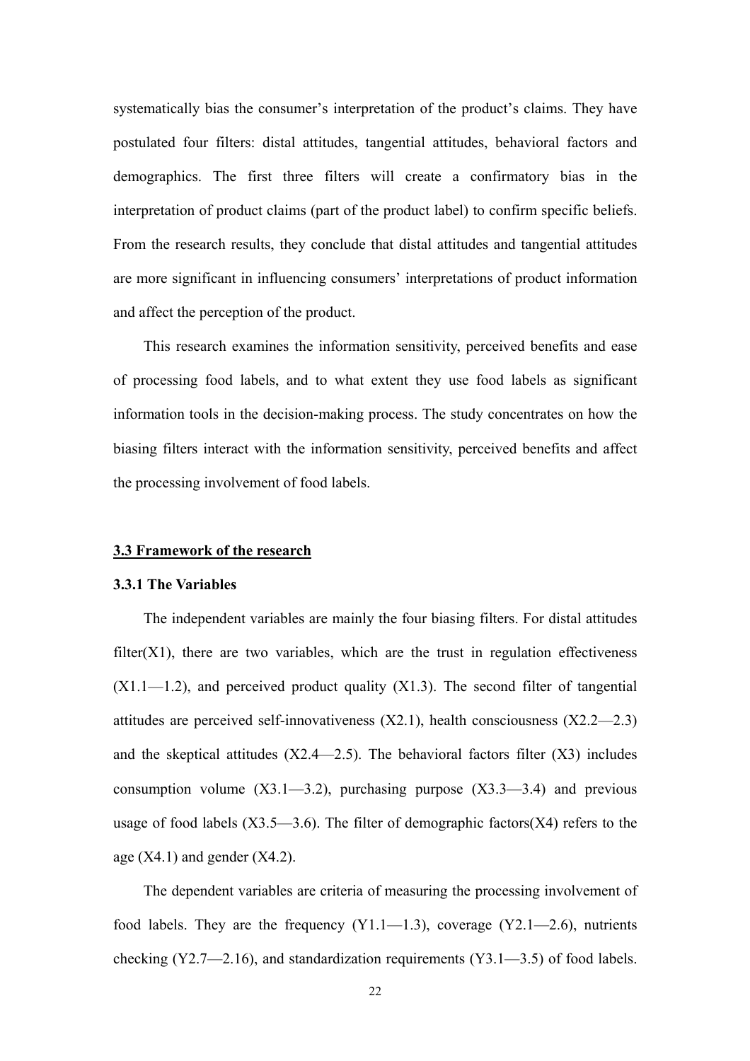systematically bias the consumer's interpretation of the product's claims. They have postulated four filters: distal attitudes, tangential attitudes, behavioral factors and demographics. The first three filters will create a confirmatory bias in the interpretation of product claims (part of the product label) to confirm specific beliefs. From the research results, they conclude that distal attitudes and tangential attitudes are more significant in influencing consumers' interpretations of product information and affect the perception of the product.

This research examines the information sensitivity, perceived benefits and ease of processing food labels, and to what extent they use food labels as significant information tools in the decision-making process. The study concentrates on how the biasing filters interact with the information sensitivity, perceived benefits and affect the processing involvement of food labels.

## 3.3 Framework of the research

### 3.3.1 The Variables

The independent variables are mainly the four biasing filters. For distal attitudes filter(X1), there are two variables, which are the trust in regulation effectiveness (X1.1—1.2), and perceived product quality (X1.3). The second filter of tangential attitudes are perceived self-innovativeness (X2.1), health consciousness (X2.2—2.3) and the skeptical attitudes (X2.4—2.5). The behavioral factors filter (X3) includes consumption volume (X3.1—3.2), purchasing purpose (X3.3—3.4) and previous usage of food labels (X3.5—3.6). The filter of demographic factors(X4) refers to the age (X4.1) and gender (X4.2).

The dependent variables are criteria of measuring the processing involvement of food labels. They are the frequency (Y1.1—1.3), coverage (Y2.1—2.6), nutrients checking (Y2.7—2.16), and standardization requirements (Y3.1—3.5) of food labels.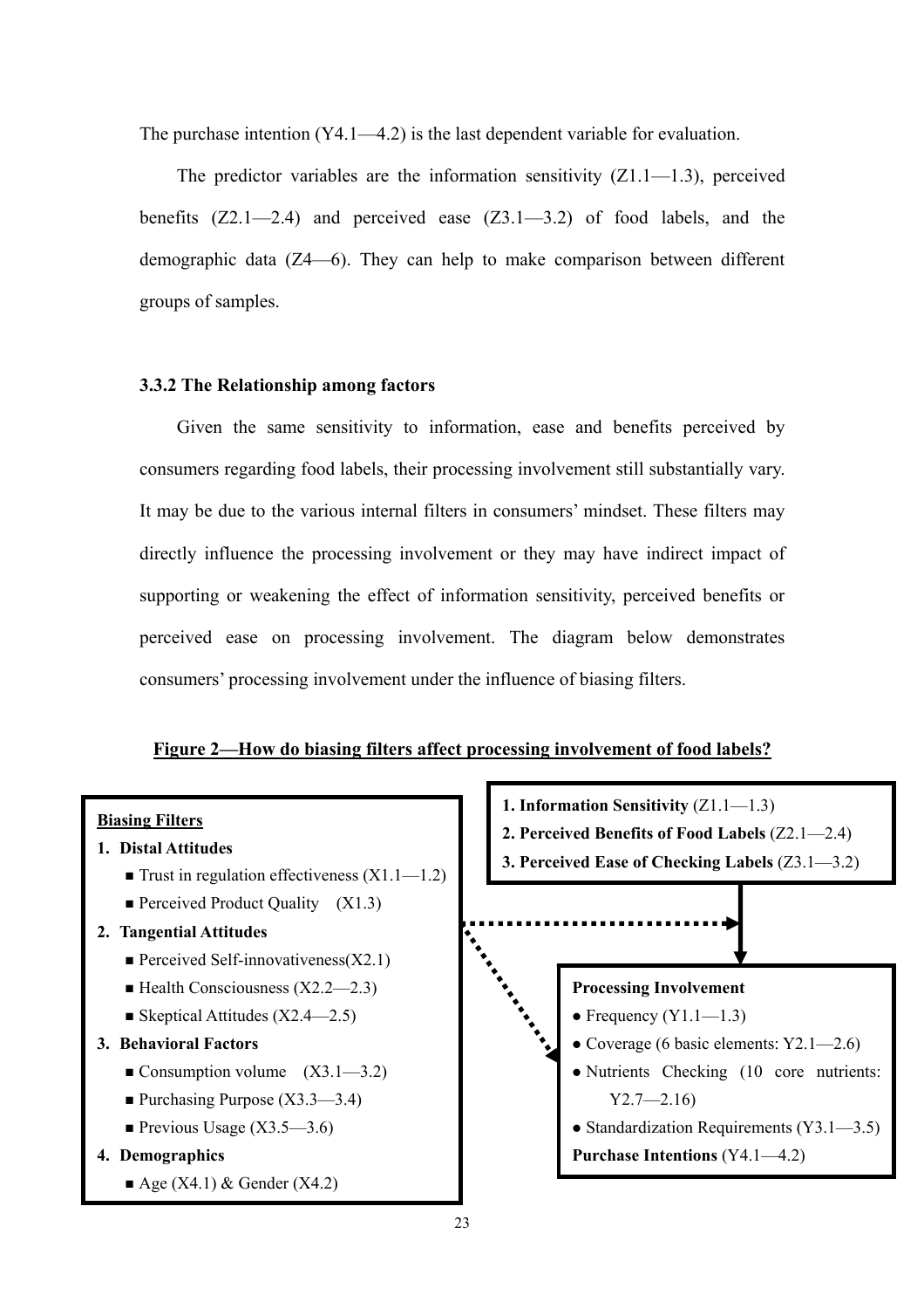The purchase intention (Y4.1—4.2) is the last dependent variable for evaluation.

The predictor variables are the information sensitivity (Z1.1—1.3), perceived benefits (Z2.1—2.4) and perceived ease (Z3.1—3.2) of food labels, and the demographic data (Z4—6). They can help to make comparison between different groups of samples.

### 3.3.2 The Relationship among factors

Given the same sensitivity to information, ease and benefits perceived by consumers regarding food labels, their processing involvement still substantially vary. It may be due to the various internal filters in consumers' mindset. These filters may directly influence the processing involvement or they may have indirect impact of supporting or weakening the effect of information sensitivity, perceived benefits or perceived ease on processing involvement. The diagram below demonstrates consumers' processing involvement under the influence of biasing filters.

**Figure 2—How do biasing filters affect processing involvement of food labels?**

**Biasing Filters**

1. **Distal Attitudes**
   - Trust in regulation effectiveness (X1.1—1.2)
   - Perceived Product Quality (X1.3)
2. **Tangential Attitudes**
   - Perceived Self-innovativeness(X2.1)
   - Health Consciousness (X2.2—2.3)
   - Skeptical Attitudes (X2.4—2.5)
3. **Behavioral Factors**
   - Consumption volume (X3.1—3.2)
   - Purchasing Purpose (X3.3—3.4)
   - Previous Usage (X3.5—3.6)
4. **Demographics**
   - Age (X4.1) & Gender (X4.2)

**1. Information Sensitivity** (Z1.1—1.3)
**2. Perceived Benefits of Food Labels** (Z2.1—2.4)
**3. Perceived Ease of Checking Labels** (Z3.1—3.2)

**Processing Involvement**
- Frequency (Y1.1—1.3)
- Coverage (6 basic elements: Y2.1—2.6)
- Nutrients Checking (10 core nutrients: Y2.7—2.16)
- Standardization Requirements (Y3.1—3.5)

**Purchase Intentions** (Y4.1—4.2)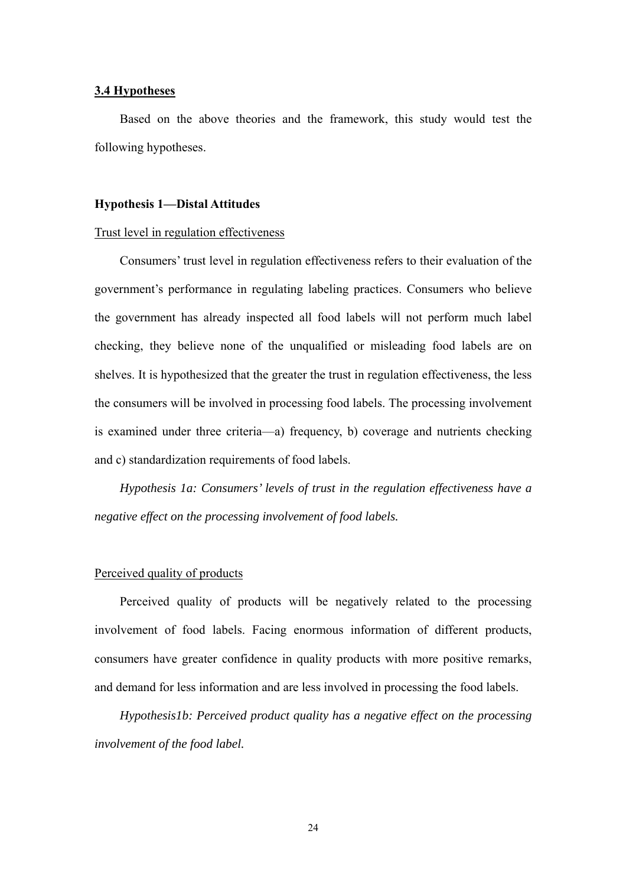### 3.4 Hypotheses

Based on the above theories and the framework, this study would test the following hypotheses.

#### Hypothesis 1—Distal Attitudes

Trust level in regulation effectiveness

Consumers' trust level in regulation effectiveness refers to their evaluation of the government's performance in regulating labeling practices. Consumers who believe the government has already inspected all food labels will not perform much label checking, they believe none of the unqualified or misleading food labels are on shelves. It is hypothesized that the greater the trust in regulation effectiveness, the less the consumers will be involved in processing food labels. The processing involvement is examined under three criteria—a) frequency, b) coverage and nutrients checking and c) standardization requirements of food labels.

*Hypothesis 1a: Consumers' levels of trust in the regulation effectiveness have a negative effect on the processing involvement of food labels.*

Perceived quality of products

Perceived quality of products will be negatively related to the processing involvement of food labels. Facing enormous information of different products, consumers have greater confidence in quality products with more positive remarks, and demand for less information and are less involved in processing the food labels.

*Hypothesis1b: Perceived product quality has a negative effect on the processing involvement of the food label.*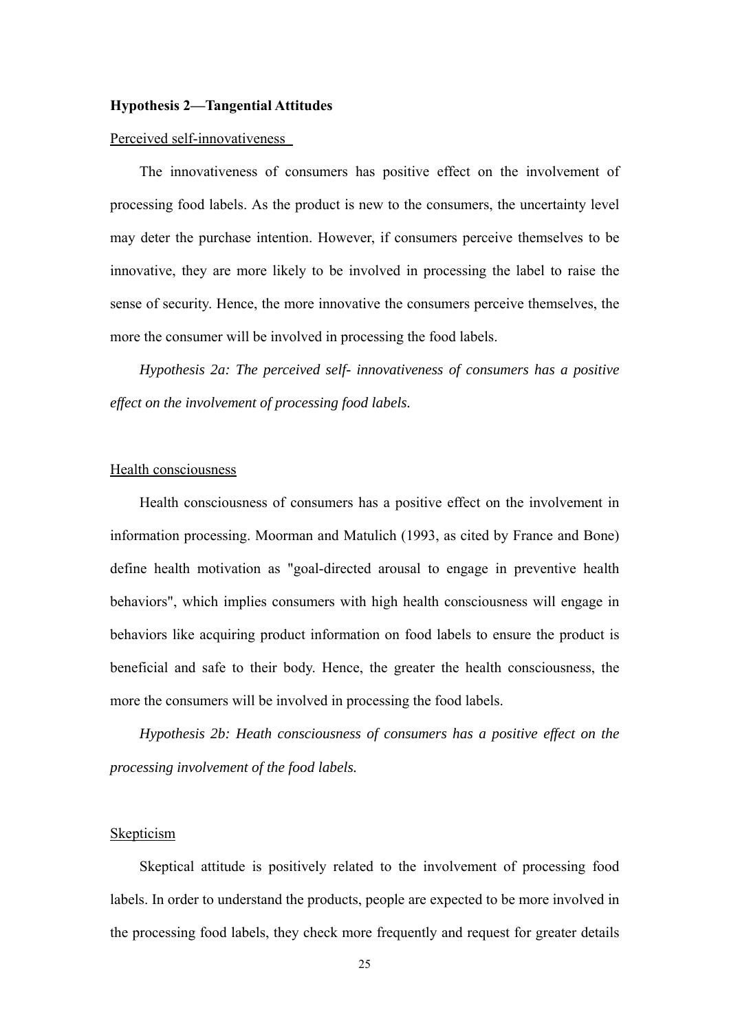**Hypothesis 2—Tangential Attitudes**

Perceived self-innovativeness

The innovativeness of consumers has positive effect on the involvement of processing food labels. As the product is new to the consumers, the uncertainty level may deter the purchase intention. However, if consumers perceive themselves to be innovative, they are more likely to be involved in processing the label to raise the sense of security. Hence, the more innovative the consumers perceive themselves, the more the consumer will be involved in processing the food labels.

*Hypothesis 2a: The perceived self- innovativeness of consumers has a positive effect on the involvement of processing food labels.*

Health consciousness

Health consciousness of consumers has a positive effect on the involvement in information processing. Moorman and Matulich (1993, as cited by France and Bone) define health motivation as "goal-directed arousal to engage in preventive health behaviors", which implies consumers with high health consciousness will engage in behaviors like acquiring product information on food labels to ensure the product is beneficial and safe to their body. Hence, the greater the health consciousness, the more the consumers will be involved in processing the food labels.

*Hypothesis 2b: Heath consciousness of consumers has a positive effect on the processing involvement of the food labels.*

Skepticism

Skeptical attitude is positively related to the involvement of processing food labels. In order to understand the products, people are expected to be more involved in the processing food labels, they check more frequently and request for greater details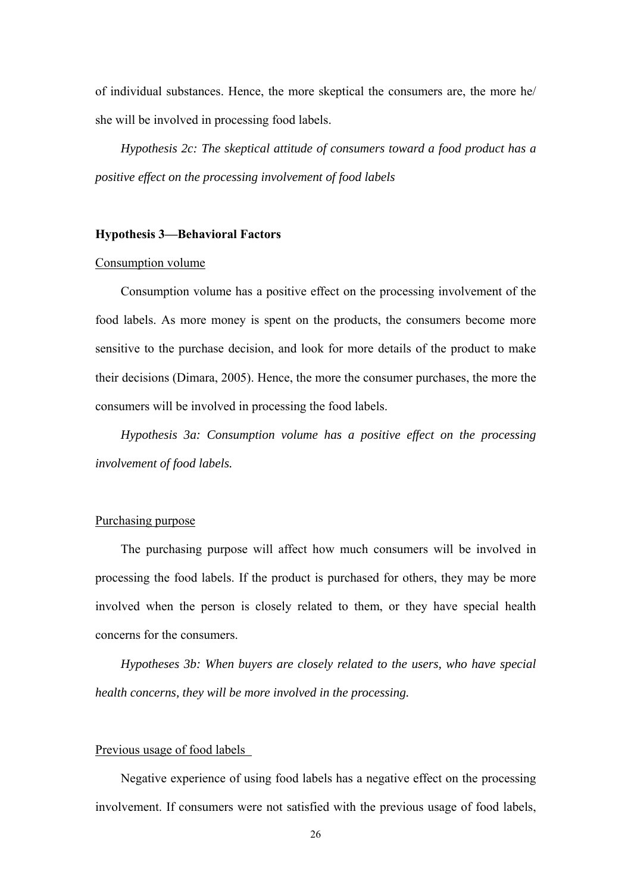of individual substances. Hence, the more skeptical the consumers are, the more he/she will be involved in processing food labels.

*Hypothesis 2c: The skeptical attitude of consumers toward a food product has a positive effect on the processing involvement of food labels*

**Hypothesis 3—Behavioral Factors**

<u>Consumption volume</u>

Consumption volume has a positive effect on the processing involvement of the food labels. As more money is spent on the products, the consumers become more sensitive to the purchase decision, and look for more details of the product to make their decisions (Dimara, 2005). Hence, the more the consumer purchases, the more the consumers will be involved in processing the food labels.

*Hypothesis 3a: Consumption volume has a positive effect on the processing involvement of food labels.*

<u>Purchasing purpose</u>

The purchasing purpose will affect how much consumers will be involved in processing the food labels. If the product is purchased for others, they may be more involved when the person is closely related to them, or they have special health concerns for the consumers.

*Hypotheses 3b: When buyers are closely related to the users, who have special health concerns, they will be more involved in the processing.*

<u>Previous usage of food labels</u>

Negative experience of using food labels has a negative effect on the processing involvement. If consumers were not satisfied with the previous usage of food labels,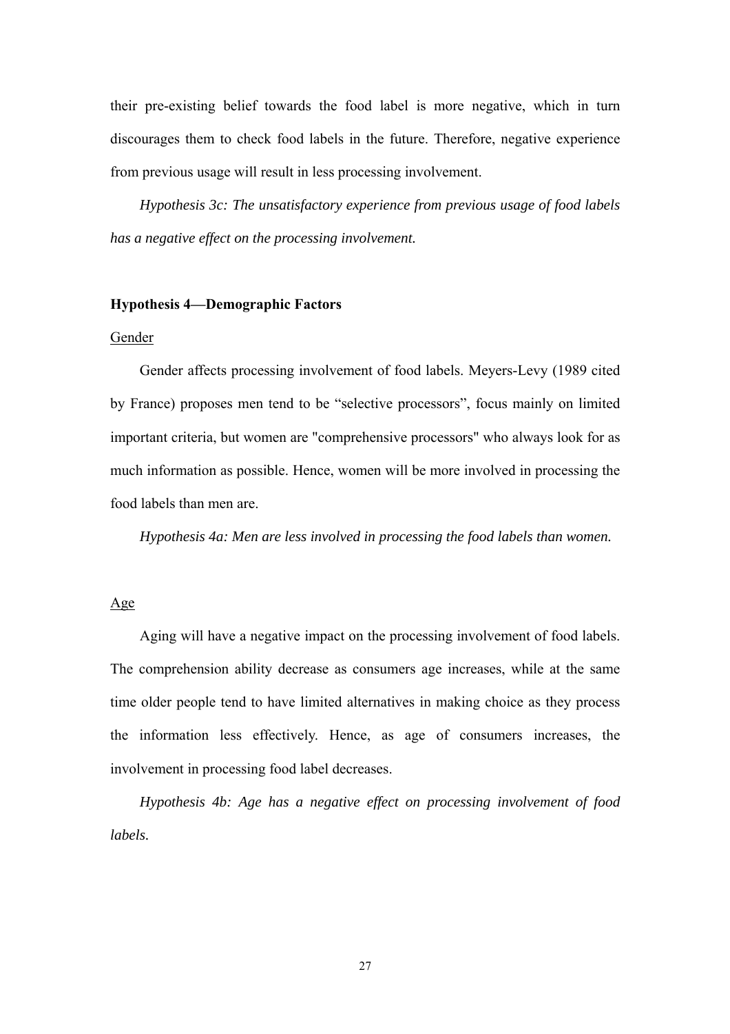their pre-existing belief towards the food label is more negative, which in turn discourages them to check food labels in the future. Therefore, negative experience from previous usage will result in less processing involvement.

*Hypothesis 3c: The unsatisfactory experience from previous usage of food labels has a negative effect on the processing involvement.*

**Hypothesis 4—Demographic Factors**

<u>Gender</u>

Gender affects processing involvement of food labels. Meyers-Levy (1989 cited by France) proposes men tend to be "selective processors", focus mainly on limited important criteria, but women are "comprehensive processors" who always look for as much information as possible. Hence, women will be more involved in processing the food labels than men are.

*Hypothesis 4a: Men are less involved in processing the food labels than women.*

<u>Age</u>

Aging will have a negative impact on the processing involvement of food labels. The comprehension ability decrease as consumers age increases, while at the same time older people tend to have limited alternatives in making choice as they process the information less effectively. Hence, as age of consumers increases, the involvement in processing food label decreases.

*Hypothesis 4b: Age has a negative effect on processing involvement of food labels.*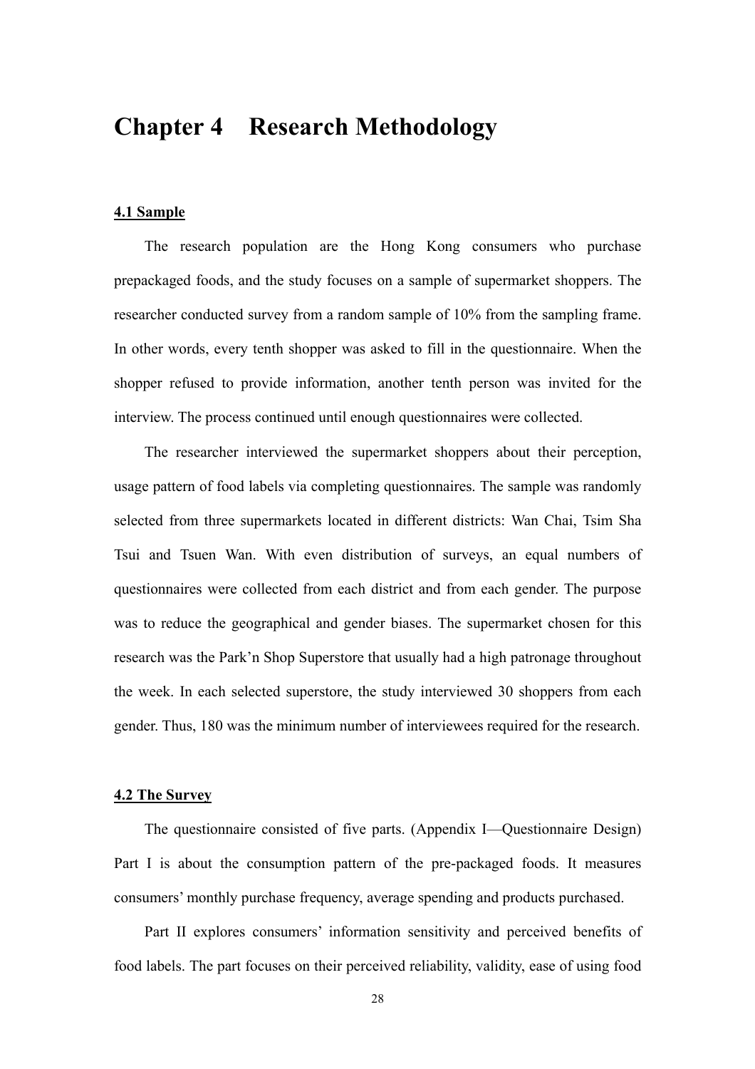# Chapter 4 Research Methodology

**4.1 Sample**

The research population are the Hong Kong consumers who purchase prepackaged foods, and the study focuses on a sample of supermarket shoppers. The researcher conducted survey from a random sample of 10% from the sampling frame. In other words, every tenth shopper was asked to fill in the questionnaire. When the shopper refused to provide information, another tenth person was invited for the interview. The process continued until enough questionnaires were collected.

The researcher interviewed the supermarket shoppers about their perception, usage pattern of food labels via completing questionnaires. The sample was randomly selected from three supermarkets located in different districts: Wan Chai, Tsim Sha Tsui and Tsuen Wan. With even distribution of surveys, an equal numbers of questionnaires were collected from each district and from each gender. The purpose was to reduce the geographical and gender biases. The supermarket chosen for this research was the Park'n Shop Superstore that usually had a high patronage throughout the week. In each selected superstore, the study interviewed 30 shoppers from each gender. Thus, 180 was the minimum number of interviewees required for the research.

**4.2 The Survey**

The questionnaire consisted of five parts. (Appendix I—Questionnaire Design) Part I is about the consumption pattern of the pre-packaged foods. It measures consumers' monthly purchase frequency, average spending and products purchased.

Part II explores consumers' information sensitivity and perceived benefits of food labels. The part focuses on their perceived reliability, validity, ease of using food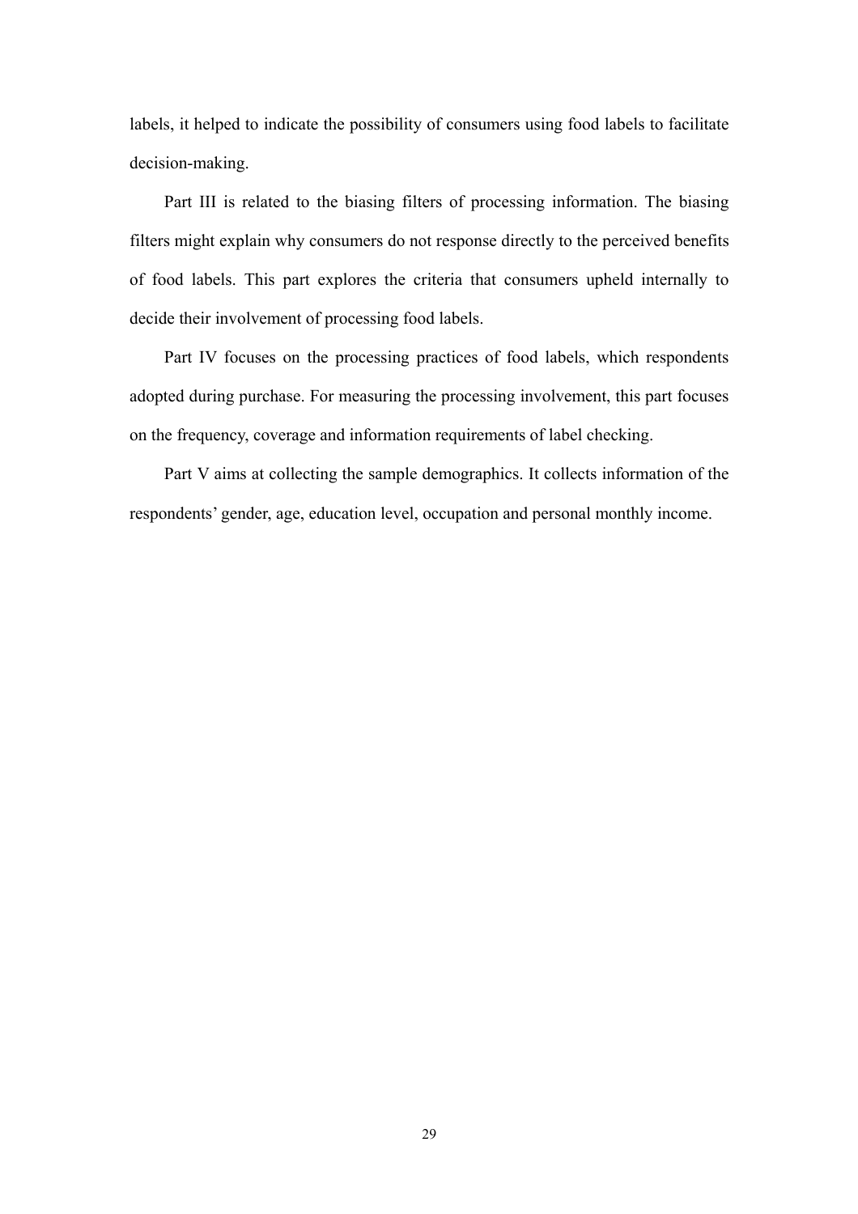labels, it helped to indicate the possibility of consumers using food labels to facilitate decision-making.

Part III is related to the biasing filters of processing information. The biasing filters might explain why consumers do not response directly to the perceived benefits of food labels. This part explores the criteria that consumers upheld internally to decide their involvement of processing food labels.

Part IV focuses on the processing practices of food labels, which respondents adopted during purchase. For measuring the processing involvement, this part focuses on the frequency, coverage and information requirements of label checking.

Part V aims at collecting the sample demographics. It collects information of the respondents' gender, age, education level, occupation and personal monthly income.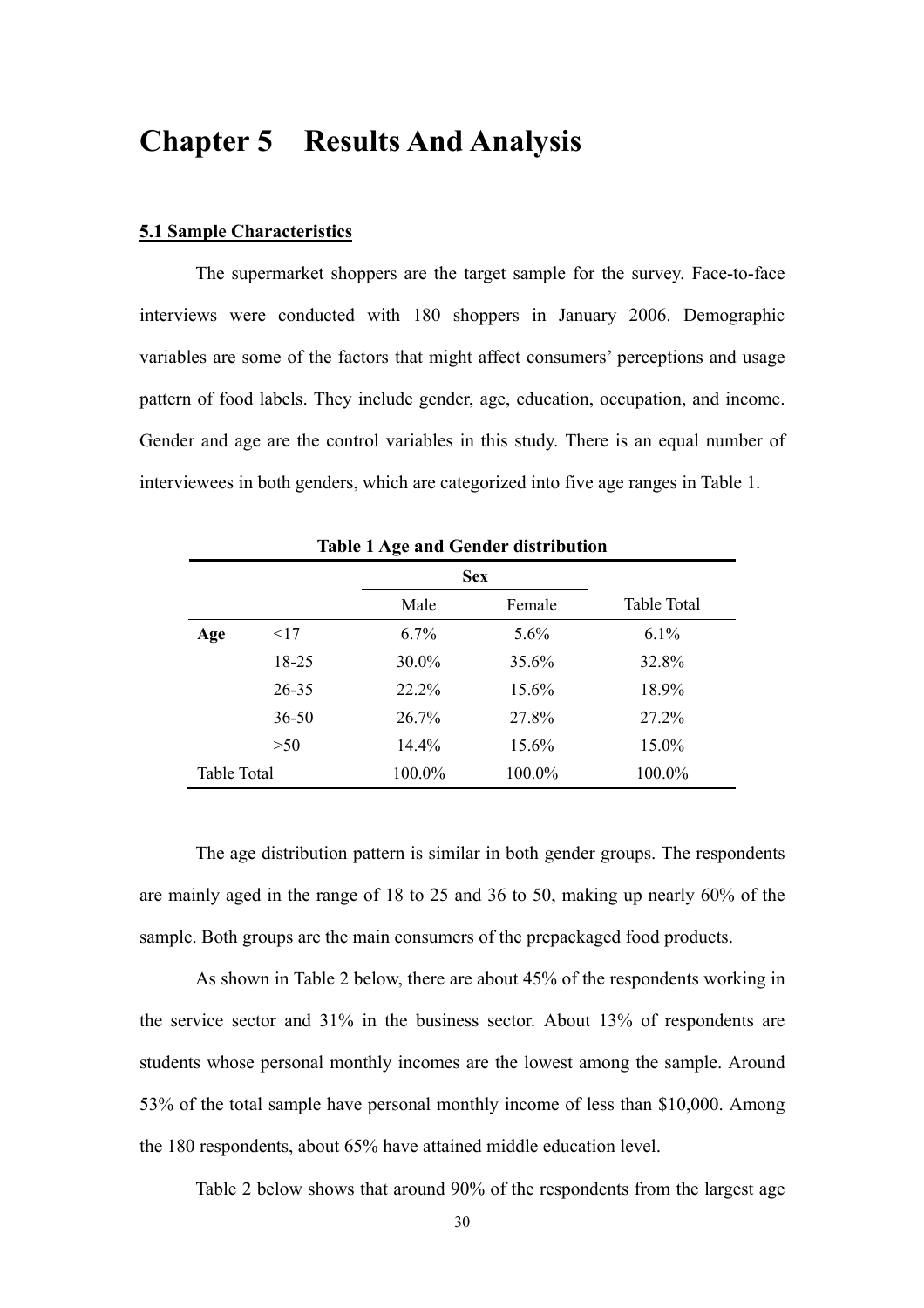# Chapter 5 Results And Analysis

## 5.1 Sample Characteristics

The supermarket shoppers are the target sample for the survey. Face-to-face interviews were conducted with 180 shoppers in January 2006. Demographic variables are some of the factors that might affect consumers' perceptions and usage pattern of food labels. They include gender, age, education, occupation, and income. Gender and age are the control variables in this study. There is an equal number of interviewees in both genders, which are categorized into five age ranges in Table 1.

**Table 1 Age and Gender distribution**

| | | Sex | | |
|---|---|---|---|---|
| | | Male | Female | Table Total |
| **Age** | <17 | 6.7% | 5.6% | 6.1% |
| | 18-25 | 30.0% | 35.6% | 32.8% |
| | 26-35 | 22.2% | 15.6% | 18.9% |
| | 36-50 | 26.7% | 27.8% | 27.2% |
| | >50 | 14.4% | 15.6% | 15.0% |
| Table Total | | 100.0% | 100.0% | 100.0% |

The age distribution pattern is similar in both gender groups. The respondents are mainly aged in the range of 18 to 25 and 36 to 50, making up nearly 60% of the sample. Both groups are the main consumers of the prepackaged food products.

As shown in Table 2 below, there are about 45% of the respondents working in the service sector and 31% in the business sector. About 13% of respondents are students whose personal monthly incomes are the lowest among the sample. Around 53% of the total sample have personal monthly income of less than $10,000. Among the 180 respondents, about 65% have attained middle education level.

Table 2 below shows that around 90% of the respondents from the largest age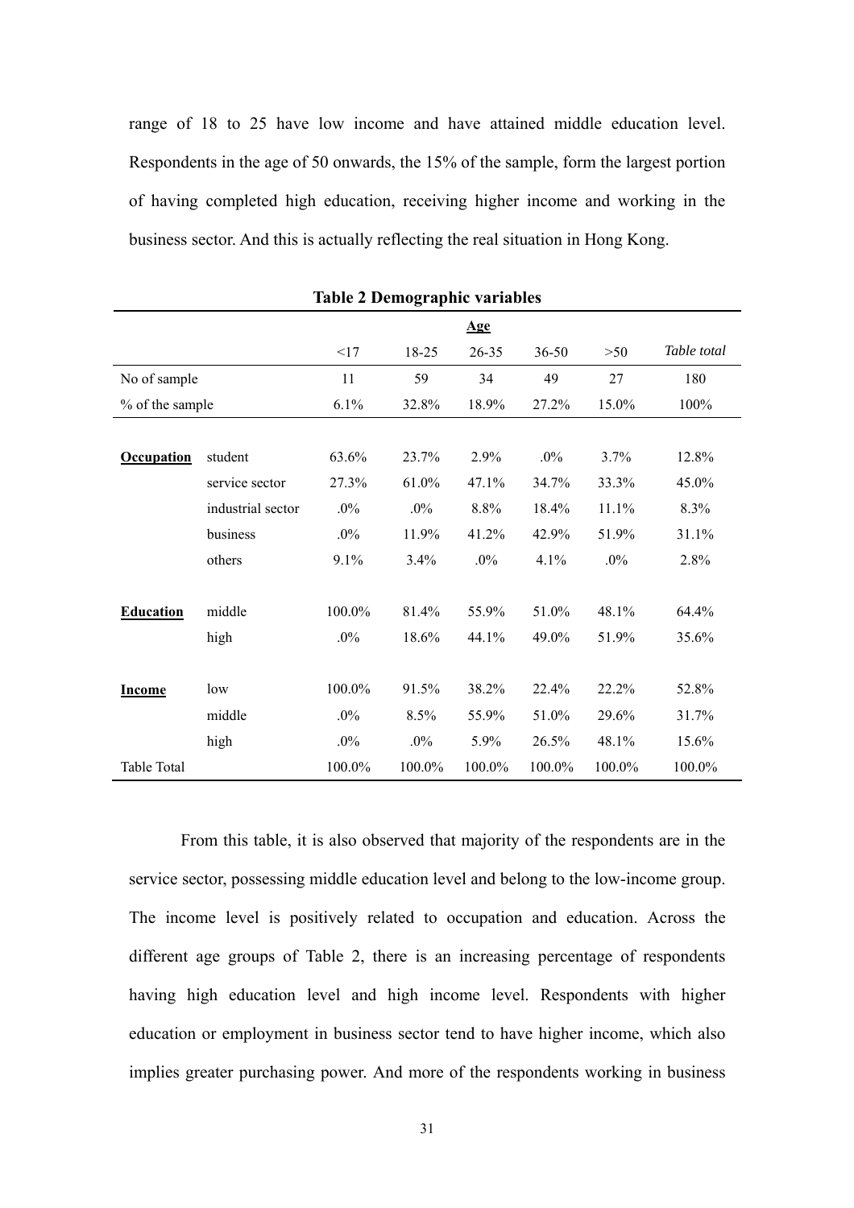range of 18 to 25 have low income and have attained middle education level. Respondents in the age of 50 onwards, the 15% of the sample, form the largest portion of having completed high education, receiving higher income and working in the business sector. And this is actually reflecting the real situation in Hong Kong.

**Table 2 Demographic variables**

| | | **Age** | | | | | |
|---|---|---|---|---|---|---|---|
| | | <17 | 18-25 | 26-35 | 36-50 | >50 | *Table total* |
| No of sample | | 11 | 59 | 34 | 49 | 27 | 180 |
| % of the sample | | 6.1% | 32.8% | 18.9% | 27.2% | 15.0% | 100% |
| **Occupation** | student | 63.6% | 23.7% | 2.9% | .0% | 3.7% | 12.8% |
| | service sector | 27.3% | 61.0% | 47.1% | 34.7% | 33.3% | 45.0% |
| | industrial sector | .0% | .0% | 8.8% | 18.4% | 11.1% | 8.3% |
| | business | .0% | 11.9% | 41.2% | 42.9% | 51.9% | 31.1% |
| | others | 9.1% | 3.4% | .0% | 4.1% | .0% | 2.8% |
| **Education** | middle | 100.0% | 81.4% | 55.9% | 51.0% | 48.1% | 64.4% |
| | high | .0% | 18.6% | 44.1% | 49.0% | 51.9% | 35.6% |
| **Income** | low | 100.0% | 91.5% | 38.2% | 22.4% | 22.2% | 52.8% |
| | middle | .0% | 8.5% | 55.9% | 51.0% | 29.6% | 31.7% |
| | high | .0% | .0% | 5.9% | 26.5% | 48.1% | 15.6% |
| Table Total | | 100.0% | 100.0% | 100.0% | 100.0% | 100.0% | 100.0% |

From this table, it is also observed that majority of the respondents are in the service sector, possessing middle education level and belong to the low-income group. The income level is positively related to occupation and education. Across the different age groups of Table 2, there is an increasing percentage of respondents having high education level and high income level. Respondents with higher education or employment in business sector tend to have higher income, which also implies greater purchasing power. And more of the respondents working in business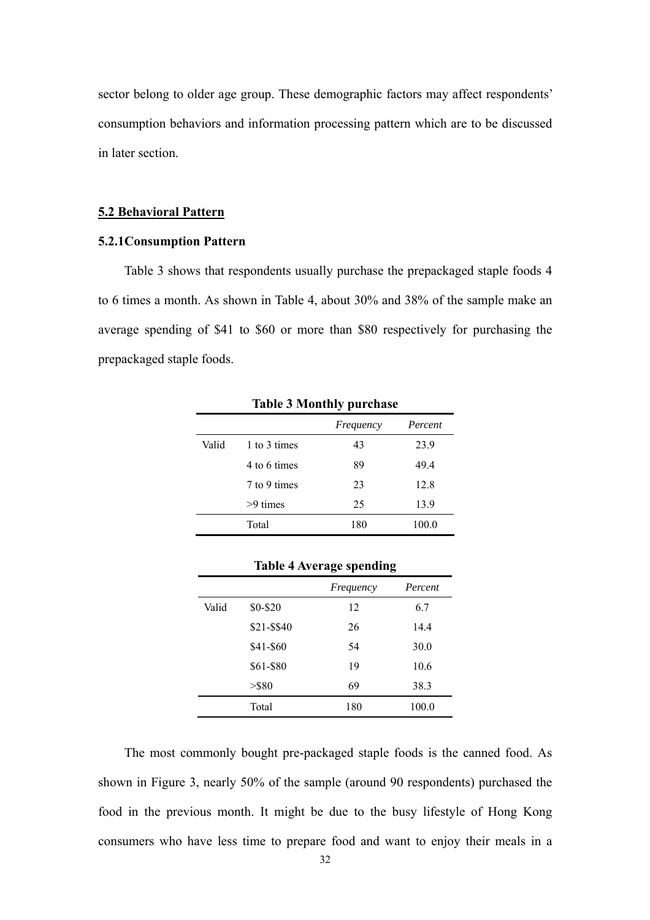sector belong to older age group. These demographic factors may affect respondents' consumption behaviors and information processing pattern which are to be discussed in later section.

## 5.2 Behavioral Pattern

### 5.2.1Consumption Pattern

Table 3 shows that respondents usually purchase the prepackaged staple foods 4 to 6 times a month. As shown in Table 4, about 30% and 38% of the sample make an average spending of $41 to $60 or more than $80 respectively for purchasing the prepackaged staple foods.

**Table 3 Monthly purchase**

| | | *Frequency* | *Percent* |
|---|---|---|---|
| Valid | 1 to 3 times | 43 | 23.9 |
| | 4 to 6 times | 89 | 49.4 |
| | 7 to 9 times | 23 | 12.8 |
| | >9 times | 25 | 13.9 |
| | Total | 180 | 100.0 |

**Table 4 Average spending**

| | | *Frequency* | *Percent* |
|---|---|---|---|
| Valid | $0-$20 | 12 | 6.7 |
| | $21-$$40 | 26 | 14.4 |
| | $41-$60 | 54 | 30.0 |
| | $61-$80 | 19 | 10.6 |
| | >$80 | 69 | 38.3 |
| | Total | 180 | 100.0 |

The most commonly bought pre-packaged staple foods is the canned food. As shown in Figure 3, nearly 50% of the sample (around 90 respondents) purchased the food in the previous month. It might be due to the busy lifestyle of Hong Kong consumers who have less time to prepare food and want to enjoy their meals in a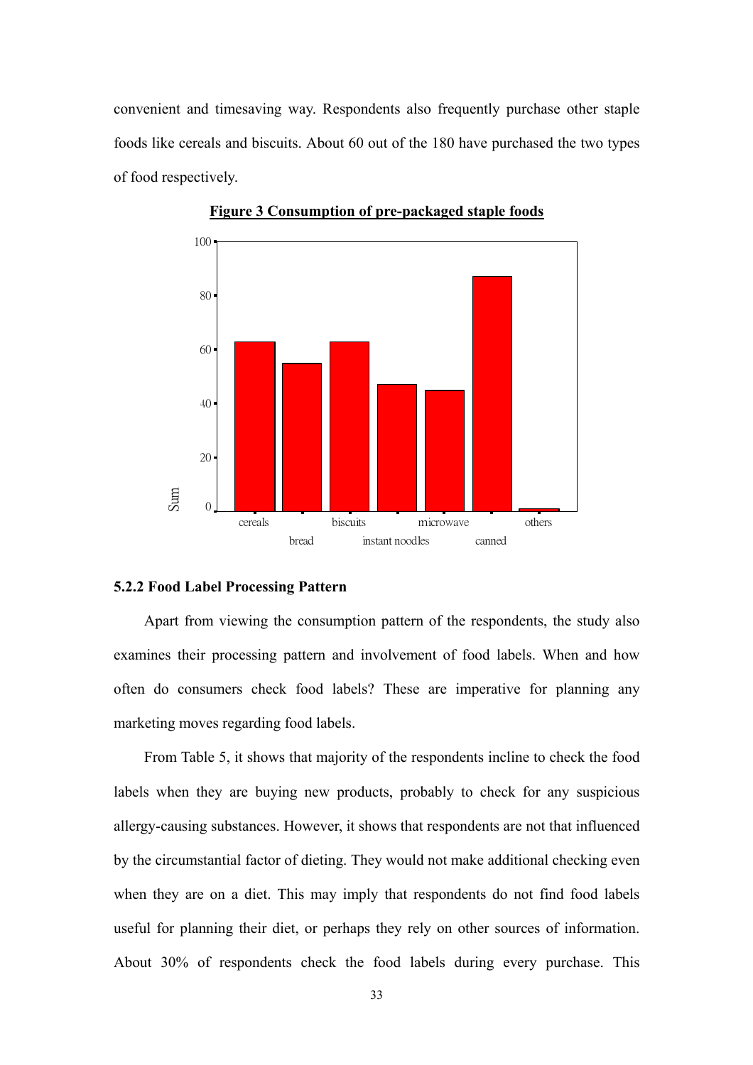convenient and timesaving way. Respondents also frequently purchase other staple foods like cereals and biscuits. About 60 out of the 180 have purchased the two types of food respectively.

**Figure 3 Consumption of pre-packaged staple foods**

### 5.2.2 Food Label Processing Pattern

Apart from viewing the consumption pattern of the respondents, the study also examines their processing pattern and involvement of food labels. When and how often do consumers check food labels? These are imperative for planning any marketing moves regarding food labels.

From Table 5, it shows that majority of the respondents incline to check the food labels when they are buying new products, probably to check for any suspicious allergy-causing substances. However, it shows that respondents are not that influenced by the circumstantial factor of dieting. They would not make additional checking even when they are on a diet. This may imply that respondents do not find food labels useful for planning their diet, or perhaps they rely on other sources of information. About 30% of respondents check the food labels during every purchase. This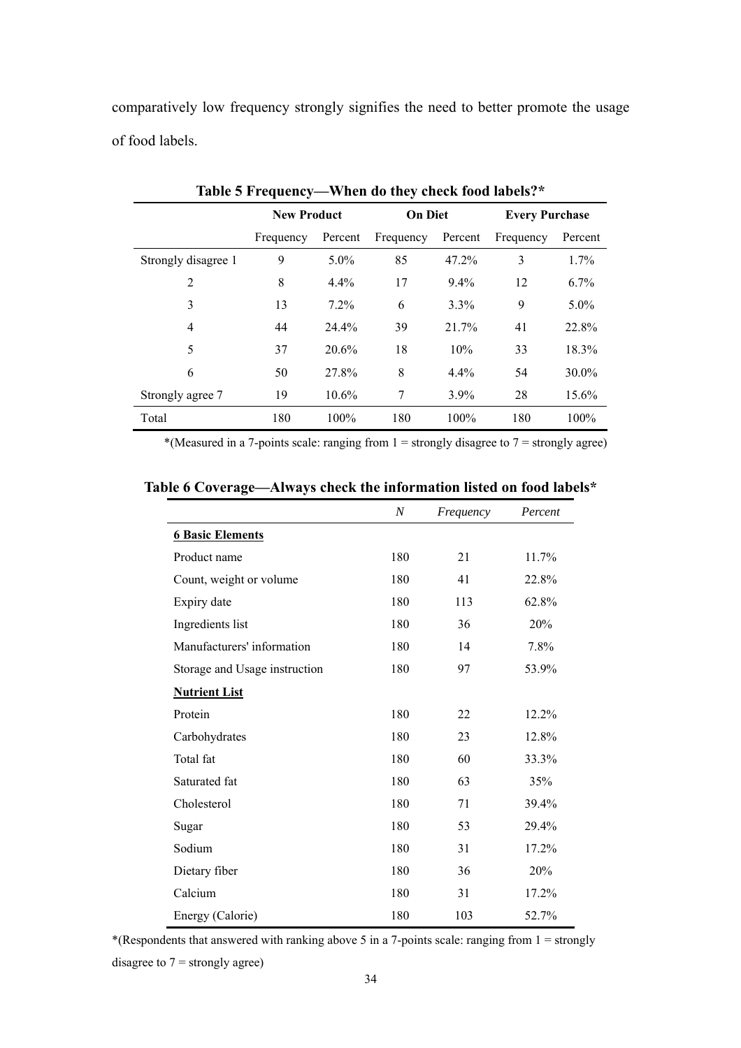comparatively low frequency strongly signifies the need to better promote the usage of food labels.

**Table 5 Frequency—When do they check food labels?***

| | New Product | | On Diet | | Every Purchase | |
|---|---|---|---|---|---|---|
| | Frequency | Percent | Frequency | Percent | Frequency | Percent |
| Strongly disagree 1 | 9 | 5.0% | 85 | 47.2% | 3 | 1.7% |
| 2 | 8 | 4.4% | 17 | 9.4% | 12 | 6.7% |
| 3 | 13 | 7.2% | 6 | 3.3% | 9 | 5.0% |
| 4 | 44 | 24.4% | 39 | 21.7% | 41 | 22.8% |
| 5 | 37 | 20.6% | 18 | 10% | 33 | 18.3% |
| 6 | 50 | 27.8% | 8 | 4.4% | 54 | 30.0% |
| Strongly agree 7 | 19 | 10.6% | 7 | 3.9% | 28 | 15.6% |
| Total | 180 | 100% | 180 | 100% | 180 | 100% |

*(Measured in a 7-points scale: ranging from 1 = strongly disagree to 7 = strongly agree)

**Table 6 Coverage—Always check the information listed on food labels***

| | *N* | *Frequency* | *Percent* |
|---|---|---|---|
| **6 Basic Elements** | | | |
| Product name | 180 | 21 | 11.7% |
| Count, weight or volume | 180 | 41 | 22.8% |
| Expiry date | 180 | 113 | 62.8% |
| Ingredients list | 180 | 36 | 20% |
| Manufacturers' information | 180 | 14 | 7.8% |
| Storage and Usage instruction | 180 | 97 | 53.9% |
| **Nutrient List** | | | |
| Protein | 180 | 22 | 12.2% |
| Carbohydrates | 180 | 23 | 12.8% |
| Total fat | 180 | 60 | 33.3% |
| Saturated fat | 180 | 63 | 35% |
| Cholesterol | 180 | 71 | 39.4% |
| Sugar | 180 | 53 | 29.4% |
| Sodium | 180 | 31 | 17.2% |
| Dietary fiber | 180 | 36 | 20% |
| Calcium | 180 | 31 | 17.2% |
| Energy (Calorie) | 180 | 103 | 52.7% |

*(Respondents that answered with ranking above 5 in a 7-points scale: ranging from 1 = strongly disagree to 7 = strongly agree)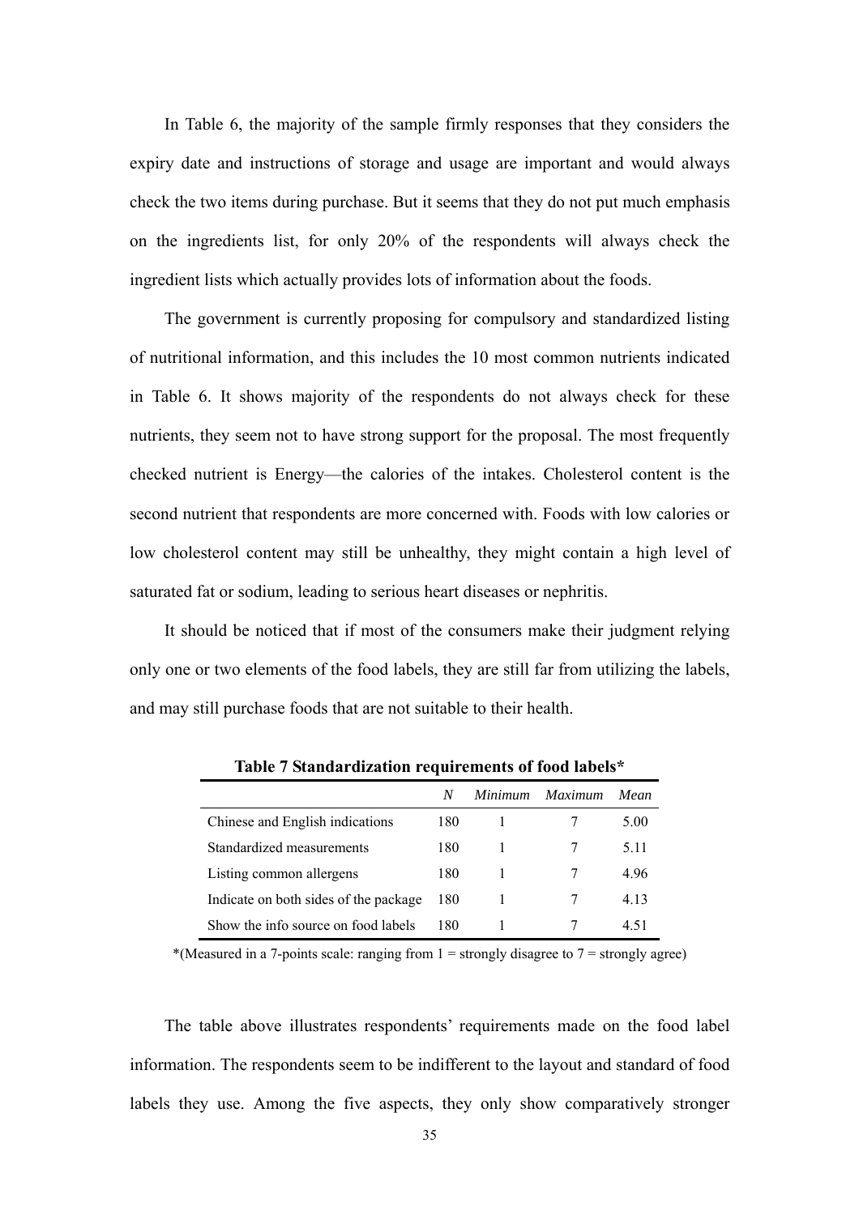In Table 6, the majority of the sample firmly responses that they considers the expiry date and instructions of storage and usage are important and would always check the two items during purchase. But it seems that they do not put much emphasis on the ingredients list, for only 20% of the respondents will always check the ingredient lists which actually provides lots of information about the foods.

The government is currently proposing for compulsory and standardized listing of nutritional information, and this includes the 10 most common nutrients indicated in Table 6. It shows majority of the respondents do not always check for these nutrients, they seem not to have strong support for the proposal. The most frequently checked nutrient is Energy—the calories of the intakes. Cholesterol content is the second nutrient that respondents are more concerned with. Foods with low calories or low cholesterol content may still be unhealthy, they might contain a high level of saturated fat or sodium, leading to serious heart diseases or nephritis.

It should be noticed that if most of the consumers make their judgment relying only one or two elements of the food labels, they are still far from utilizing the labels, and may still purchase foods that are not suitable to their health.

**Table 7 Standardization requirements of food labels***

| | *N* | *Minimum* | *Maximum* | *Mean* |
|---|---|---|---|---|
| Chinese and English indications | 180 | 1 | 7 | 5.00 |
| Standardized measurements | 180 | 1 | 7 | 5.11 |
| Listing common allergens | 180 | 1 | 7 | 4.96 |
| Indicate on both sides of the package | 180 | 1 | 7 | 4.13 |
| Show the info source on food labels | 180 | 1 | 7 | 4.51 |

*(Measured in a 7-points scale: ranging from 1 = strongly disagree to 7 = strongly agree)

The table above illustrates respondents' requirements made on the food label information. The respondents seem to be indifferent to the layout and standard of food labels they use. Among the five aspects, they only show comparatively stronger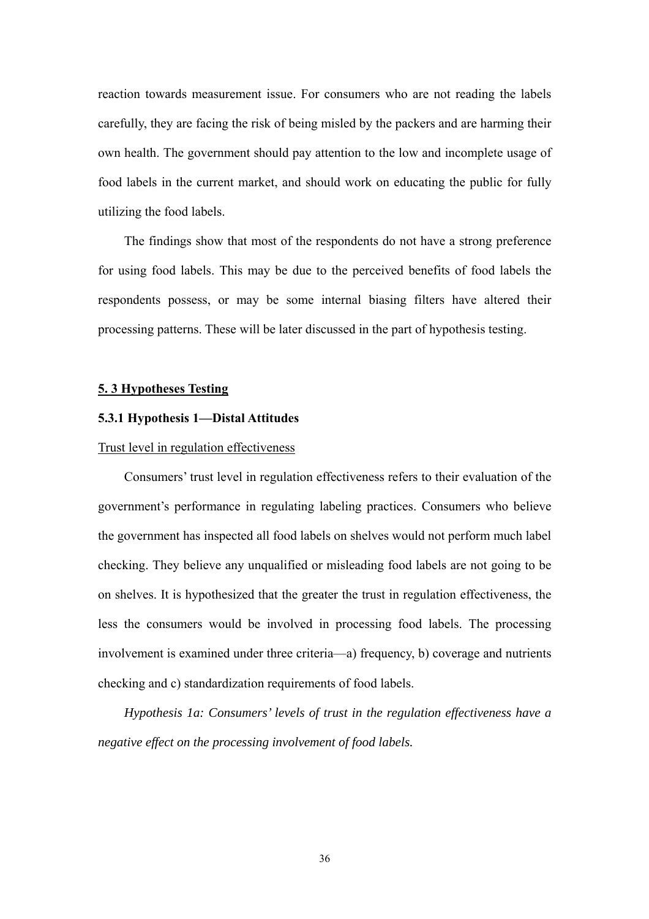reaction towards measurement issue. For consumers who are not reading the labels carefully, they are facing the risk of being misled by the packers and are harming their own health. The government should pay attention to the low and incomplete usage of food labels in the current market, and should work on educating the public for fully utilizing the food labels.

The findings show that most of the respondents do not have a strong preference for using food labels. This may be due to the perceived benefits of food labels the respondents possess, or may be some internal biasing filters have altered their processing patterns. These will be later discussed in the part of hypothesis testing.

## 5. 3 Hypotheses Testing

### 5.3.1 Hypothesis 1—Distal Attitudes

Trust level in regulation effectiveness

Consumers' trust level in regulation effectiveness refers to their evaluation of the government's performance in regulating labeling practices. Consumers who believe the government has inspected all food labels on shelves would not perform much label checking. They believe any unqualified or misleading food labels are not going to be on shelves. It is hypothesized that the greater the trust in regulation effectiveness, the less the consumers would be involved in processing food labels. The processing involvement is examined under three criteria—a) frequency, b) coverage and nutrients checking and c) standardization requirements of food labels.

*Hypothesis 1a: Consumers' levels of trust in the regulation effectiveness have a negative effect on the processing involvement of food labels.*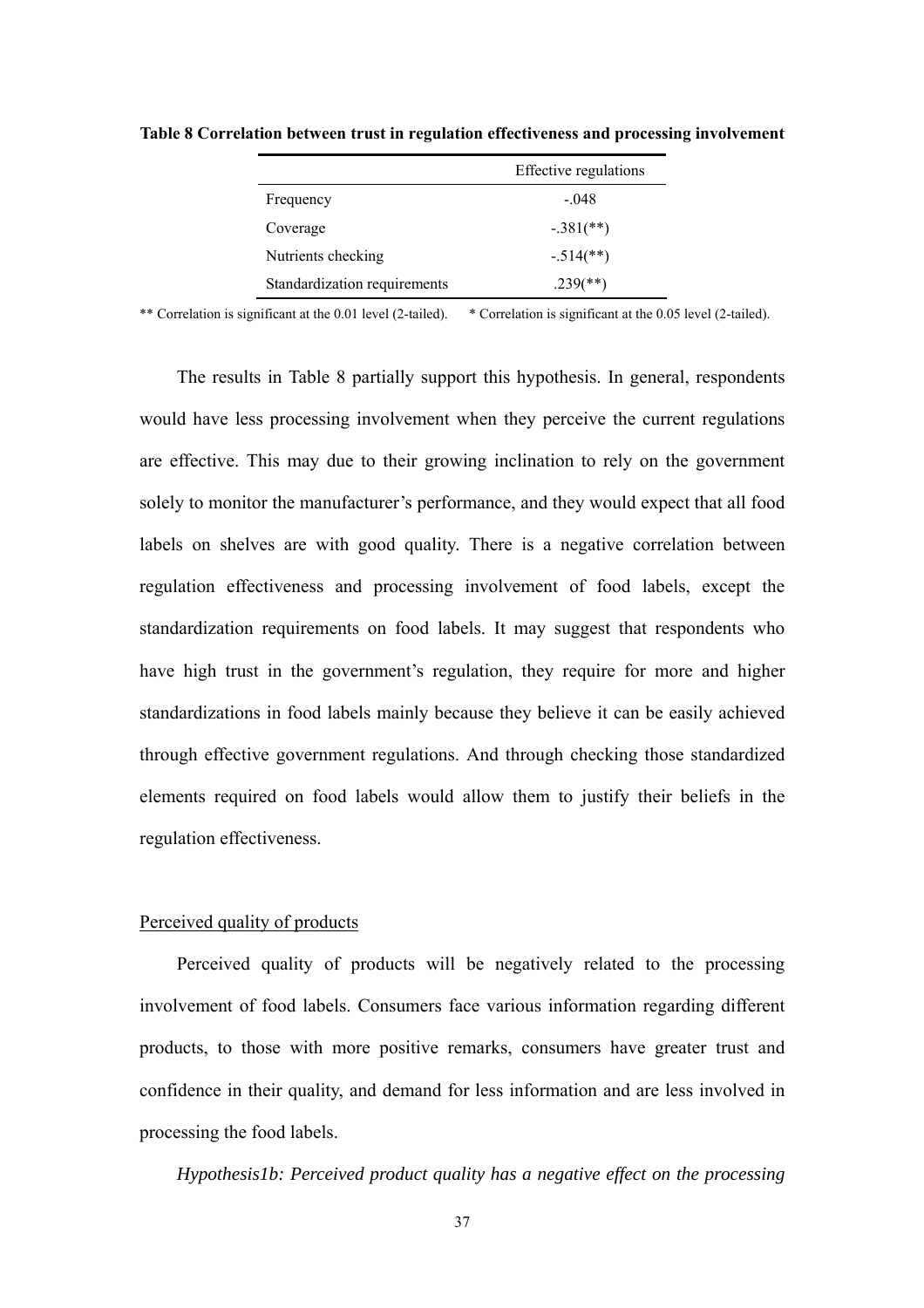**Table 8 Correlation between trust in regulation effectiveness and processing involvement**

| | Effective regulations |
|---|---|
| Frequency | -.048 |
| Coverage | -.381(**) |
| Nutrients checking | -.514(**) |
| Standardization requirements | .239(**) |

** Correlation is significant at the 0.01 level (2-tailed). * Correlation is significant at the 0.05 level (2-tailed).

The results in Table 8 partially support this hypothesis. In general, respondents would have less processing involvement when they perceive the current regulations are effective. This may due to their growing inclination to rely on the government solely to monitor the manufacturer's performance, and they would expect that all food labels on shelves are with good quality. There is a negative correlation between regulation effectiveness and processing involvement of food labels, except the standardization requirements on food labels. It may suggest that respondents who have high trust in the government's regulation, they require for more and higher standardizations in food labels mainly because they believe it can be easily achieved through effective government regulations. And through checking those standardized elements required on food labels would allow them to justify their beliefs in the regulation effectiveness.

<u>Perceived quality of products</u>

Perceived quality of products will be negatively related to the processing involvement of food labels. Consumers face various information regarding different products, to those with more positive remarks, consumers have greater trust and confidence in their quality, and demand for less information and are less involved in processing the food labels.

*Hypothesis1b: Perceived product quality has a negative effect on the processing*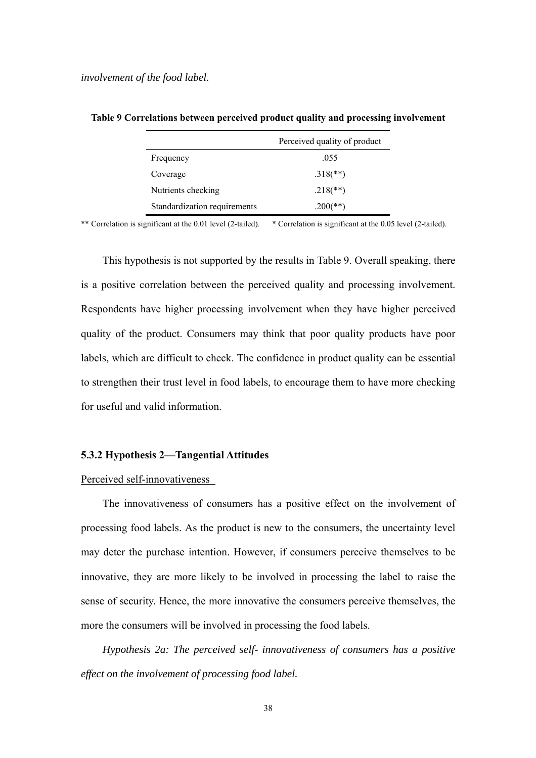*involvement of the food label.*

**Table 9 Correlations between perceived product quality and processing involvement**

| | Perceived quality of product |
|---|---|
| Frequency | .055 |
| Coverage | .318(**) |
| Nutrients checking | .218(**) |
| Standardization requirements | .200(**) |

** Correlation is significant at the 0.01 level (2-tailed). * Correlation is significant at the 0.05 level (2-tailed).

This hypothesis is not supported by the results in Table 9. Overall speaking, there is a positive correlation between the perceived quality and processing involvement. Respondents have higher processing involvement when they have higher perceived quality of the product. Consumers may think that poor quality products have poor labels, which are difficult to check. The confidence in product quality can be essential to strengthen their trust level in food labels, to encourage them to have more checking for useful and valid information.

### 5.3.2 Hypothesis 2—Tangential Attitudes

Perceived self-innovativeness

The innovativeness of consumers has a positive effect on the involvement of processing food labels. As the product is new to the consumers, the uncertainty level may deter the purchase intention. However, if consumers perceive themselves to be innovative, they are more likely to be involved in processing the label to raise the sense of security. Hence, the more innovative the consumers perceive themselves, the more the consumers will be involved in processing the food labels.

*Hypothesis 2a: The perceived self- innovativeness of consumers has a positive effect on the involvement of processing food label.*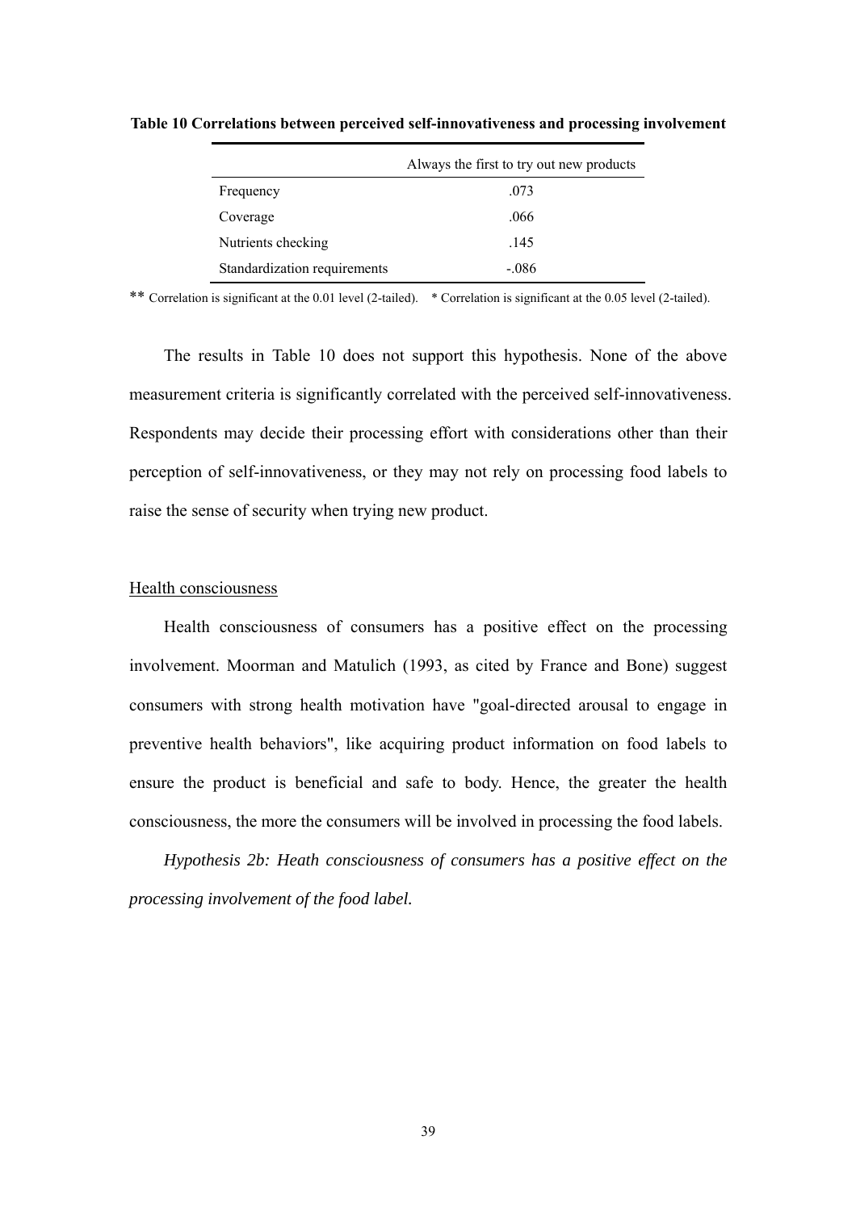**Table 10 Correlations between perceived self-innovativeness and processing involvement**

| | Always the first to try out new products |
|---|---|
| Frequency | .073 |
| Coverage | .066 |
| Nutrients checking | .145 |
| Standardization requirements | -.086 |

** Correlation is significant at the 0.01 level (2-tailed). * Correlation is significant at the 0.05 level (2-tailed).

The results in Table 10 does not support this hypothesis. None of the above measurement criteria is significantly correlated with the perceived self-innovativeness. Respondents may decide their processing effort with considerations other than their perception of self-innovativeness, or they may not rely on processing food labels to raise the sense of security when trying new product.

Health consciousness

Health consciousness of consumers has a positive effect on the processing involvement. Moorman and Matulich (1993, as cited by France and Bone) suggest consumers with strong health motivation have "goal-directed arousal to engage in preventive health behaviors", like acquiring product information on food labels to ensure the product is beneficial and safe to body. Hence, the greater the health consciousness, the more the consumers will be involved in processing the food labels.

*Hypothesis 2b: Heath consciousness of consumers has a positive effect on the processing involvement of the food label.*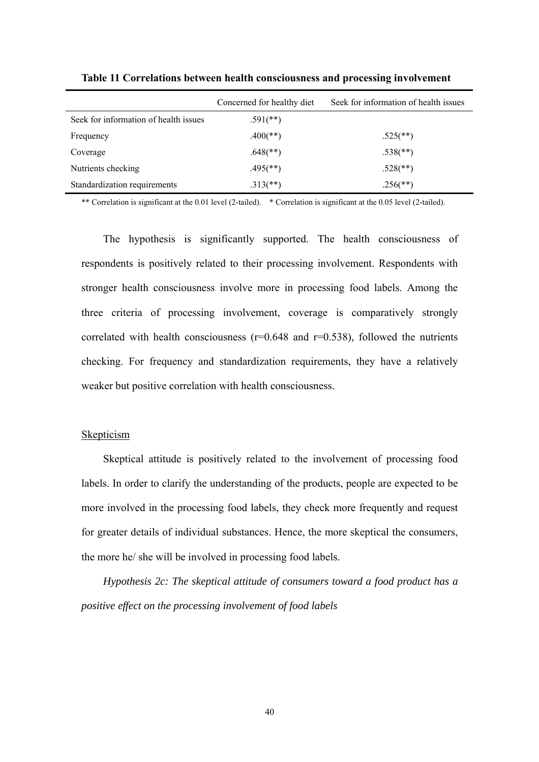**Table 11 Correlations between health consciousness and processing involvement**

| | Concerned for healthy diet | Seek for information of health issues |
|---|---|---|
| Seek for information of health issues | .591(**) | |
| Frequency | .400(**) | .525(**) |
| Coverage | .648(**) | .538(**) |
| Nutrients checking | .495(**) | .528(**) |
| Standardization requirements | .313(**) | .256(**) |

** Correlation is significant at the 0.01 level (2-tailed). * Correlation is significant at the 0.05 level (2-tailed).

The hypothesis is significantly supported. The health consciousness of respondents is positively related to their processing involvement. Respondents with stronger health consciousness involve more in processing food labels. Among the three criteria of processing involvement, coverage is comparatively strongly correlated with health consciousness (r=0.648 and r=0.538), followed the nutrients checking. For frequency and standardization requirements, they have a relatively weaker but positive correlation with health consciousness.

<u>Skepticism</u>

Skeptical attitude is positively related to the involvement of processing food labels. In order to clarify the understanding of the products, people are expected to be more involved in the processing food labels, they check more frequently and request for greater details of individual substances. Hence, the more skeptical the consumers, the more he/ she will be involved in processing food labels.

*Hypothesis 2c: The skeptical attitude of consumers toward a food product has a positive effect on the processing involvement of food labels*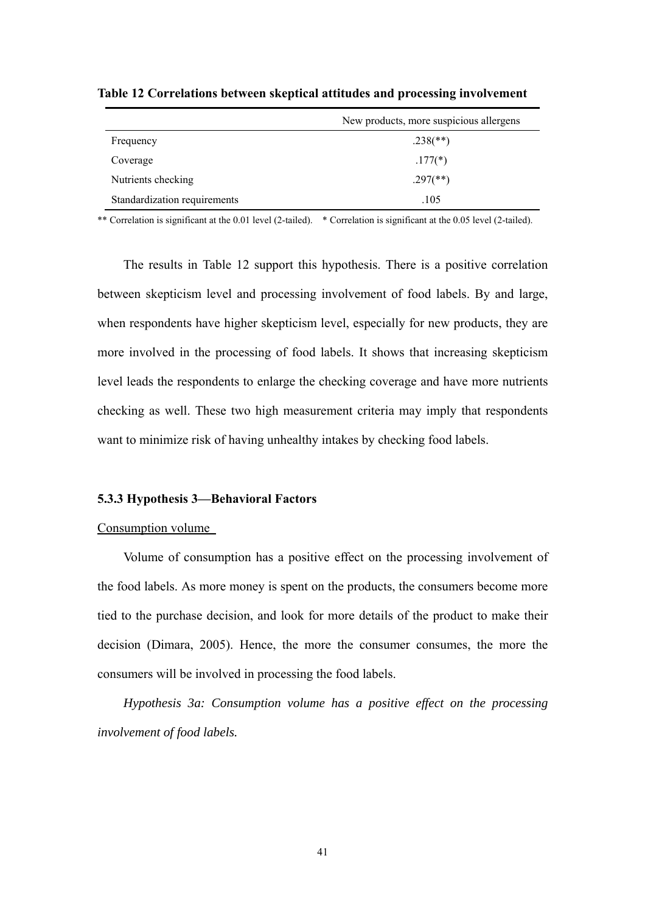**Table 12 Correlations between skeptical attitudes and processing involvement**

| | New products, more suspicious allergens |
|---|---|
| Frequency | .238(**) |
| Coverage | .177(*) |
| Nutrients checking | .297(**) |
| Standardization requirements | .105 |

** Correlation is significant at the 0.01 level (2-tailed). * Correlation is significant at the 0.05 level (2-tailed).

The results in Table 12 support this hypothesis. There is a positive correlation between skepticism level and processing involvement of food labels. By and large, when respondents have higher skepticism level, especially for new products, they are more involved in the processing of food labels. It shows that increasing skepticism level leads the respondents to enlarge the checking coverage and have more nutrients checking as well. These two high measurement criteria may imply that respondents want to minimize risk of having unhealthy intakes by checking food labels.

### 5.3.3 Hypothesis 3—Behavioral Factors

<u>Consumption volume</u>

Volume of consumption has a positive effect on the processing involvement of the food labels. As more money is spent on the products, the consumers become more tied to the purchase decision, and look for more details of the product to make their decision (Dimara, 2005). Hence, the more the consumer consumes, the more the consumers will be involved in processing the food labels.

*Hypothesis 3a: Consumption volume has a positive effect on the processing involvement of food labels.*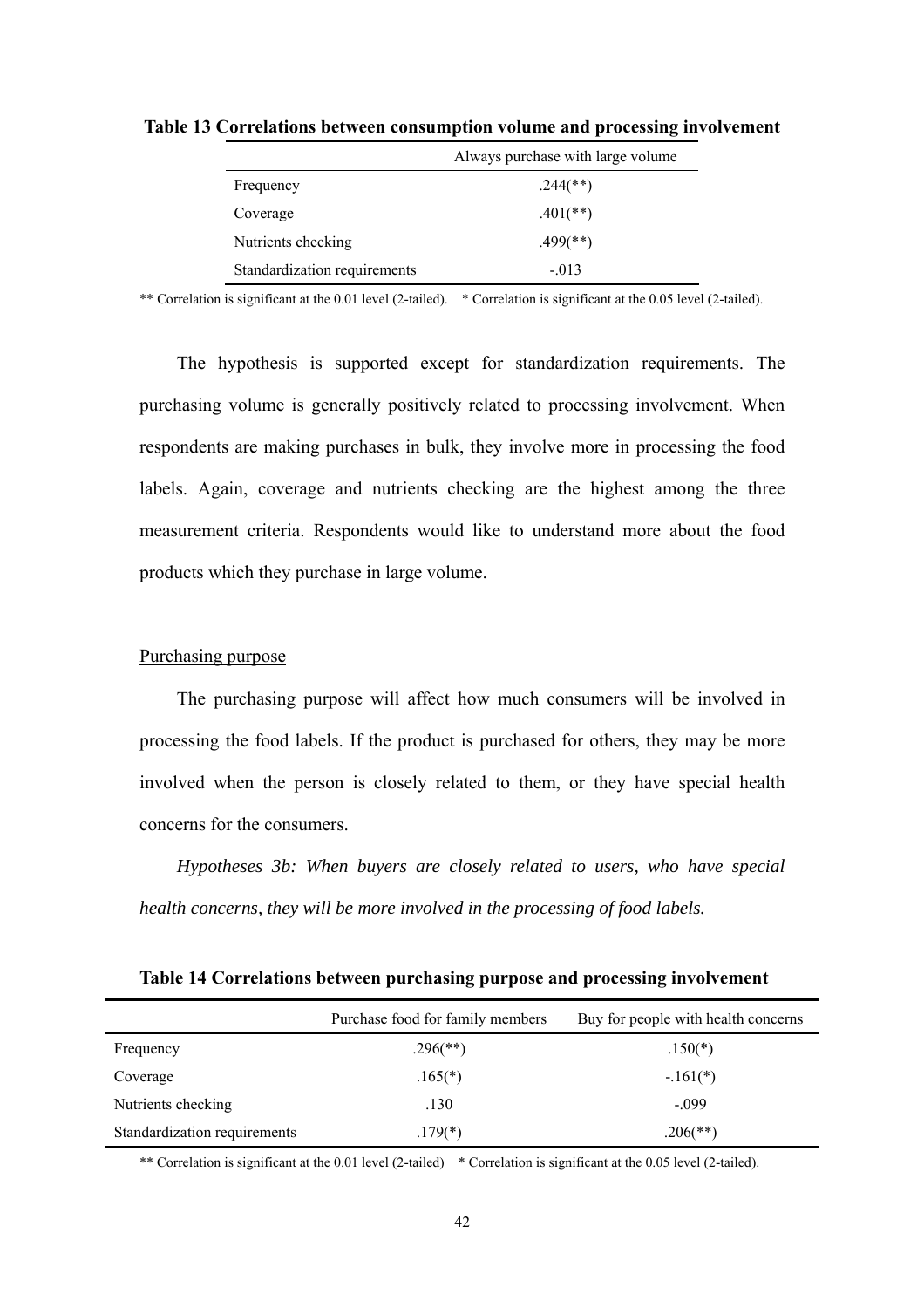**Table 13 Correlations between consumption volume and processing involvement**

| | Always purchase with large volume |
|---|---|
| Frequency | .244(**) |
| Coverage | .401(**) |
| Nutrients checking | .499(**) |
| Standardization requirements | -.013 |

** Correlation is significant at the 0.01 level (2-tailed). * Correlation is significant at the 0.05 level (2-tailed).

The hypothesis is supported except for standardization requirements. The purchasing volume is generally positively related to processing involvement. When respondents are making purchases in bulk, they involve more in processing the food labels. Again, coverage and nutrients checking are the highest among the three measurement criteria. Respondents would like to understand more about the food products which they purchase in large volume.

<u>Purchasing purpose</u>

The purchasing purpose will affect how much consumers will be involved in processing the food labels. If the product is purchased for others, they may be more involved when the person is closely related to them, or they have special health concerns for the consumers.

*Hypotheses 3b: When buyers are closely related to users, who have special health concerns, they will be more involved in the processing of food labels.*

**Table 14 Correlations between purchasing purpose and processing involvement**

| | Purchase food for family members | Buy for people with health concerns |
|---|---|---|
| Frequency | .296(**) | .150(*) |
| Coverage | .165(*) | -.161(*) |
| Nutrients checking | .130 | -.099 |
| Standardization requirements | .179(*) | .206(**) |

** Correlation is significant at the 0.01 level (2-tailed) * Correlation is significant at the 0.05 level (2-tailed).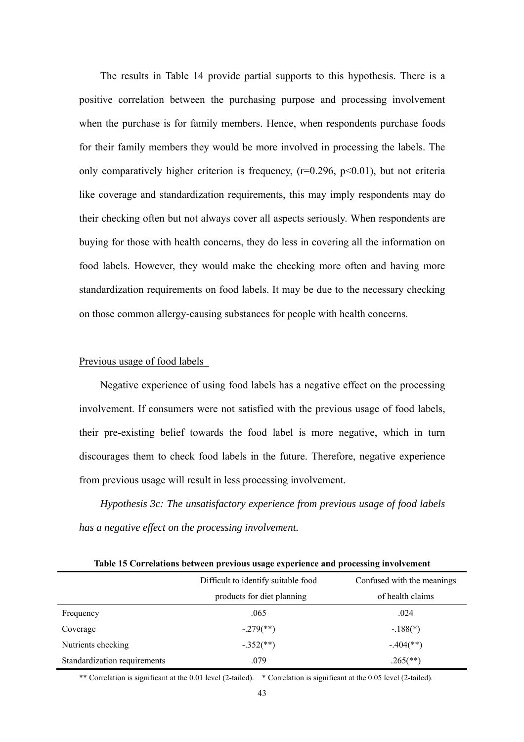The results in Table 14 provide partial supports to this hypothesis. There is a positive correlation between the purchasing purpose and processing involvement when the purchase is for family members. Hence, when respondents purchase foods for their family members they would be more involved in processing the labels. The only comparatively higher criterion is frequency, ($r=0.296$, $p<0.01$), but not criteria like coverage and standardization requirements, this may imply respondents may do their checking often but not always cover all aspects seriously. When respondents are buying for those with health concerns, they do less in covering all the information on food labels. However, they would make the checking more often and having more standardization requirements on food labels. It may be due to the necessary checking on those common allergy-causing substances for people with health concerns.

Previous usage of food labels

Negative experience of using food labels has a negative effect on the processing involvement. If consumers were not satisfied with the previous usage of food labels, their pre-existing belief towards the food label is more negative, which in turn discourages them to check food labels in the future. Therefore, negative experience from previous usage will result in less processing involvement.

*Hypothesis 3c: The unsatisfactory experience from previous usage of food labels has a negative effect on the processing involvement.*

**Table 15 Correlations between previous usage experience and processing involvement**

| | Difficult to identify suitable food products for diet planning | Confused with the meanings of health claims |
|---|---|---|
| Frequency | .065 | .024 |
| Coverage | -.279(**) | -.188(*) |
| Nutrients checking | -.352(**) | -.404(**) |
| Standardization requirements | .079 | .265(**) |

** Correlation is significant at the 0.01 level (2-tailed). * Correlation is significant at the 0.05 level (2-tailed).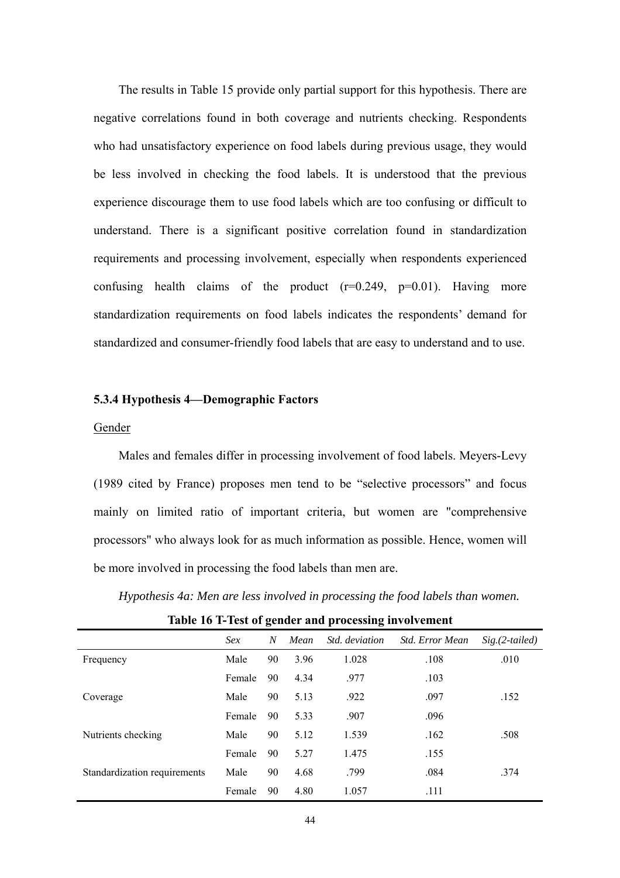The results in Table 15 provide only partial support for this hypothesis. There are negative correlations found in both coverage and nutrients checking. Respondents who had unsatisfactory experience on food labels during previous usage, they would be less involved in checking the food labels. It is understood that the previous experience discourage them to use food labels which are too confusing or difficult to understand. There is a significant positive correlation found in standardization requirements and processing involvement, especially when respondents experienced confusing health claims of the product ($r=0.249$, $p=0.01$). Having more standardization requirements on food labels indicates the respondents' demand for standardized and consumer-friendly food labels that are easy to understand and to use.

### 5.3.4 Hypothesis 4—Demographic Factors

Gender

Males and females differ in processing involvement of food labels. Meyers-Levy (1989 cited by France) proposes men tend to be "selective processors" and focus mainly on limited ratio of important criteria, but women are "comprehensive processors" who always look for as much information as possible. Hence, women will be more involved in processing the food labels than men are.

*Hypothesis 4a: Men are less involved in processing the food labels than women.*

**Table 16 T-Test of gender and processing involvement**

| | *Sex* | *N* | *Mean* | *Std. deviation* | *Std. Error Mean* | *Sig.(2-tailed)* |
|---|---|---|---|---|---|---|
| Frequency | Male | 90 | 3.96 | 1.028 | .108 | .010 |
| | Female | 90 | 4.34 | .977 | .103 | |
| Coverage | Male | 90 | 5.13 | .922 | .097 | .152 |
| | Female | 90 | 5.33 | .907 | .096 | |
| Nutrients checking | Male | 90 | 5.12 | 1.539 | .162 | .508 |
| | Female | 90 | 5.27 | 1.475 | .155 | |
| Standardization requirements | Male | 90 | 4.68 | .799 | .084 | .374 |
| | Female | 90 | 4.80 | 1.057 | .111 | |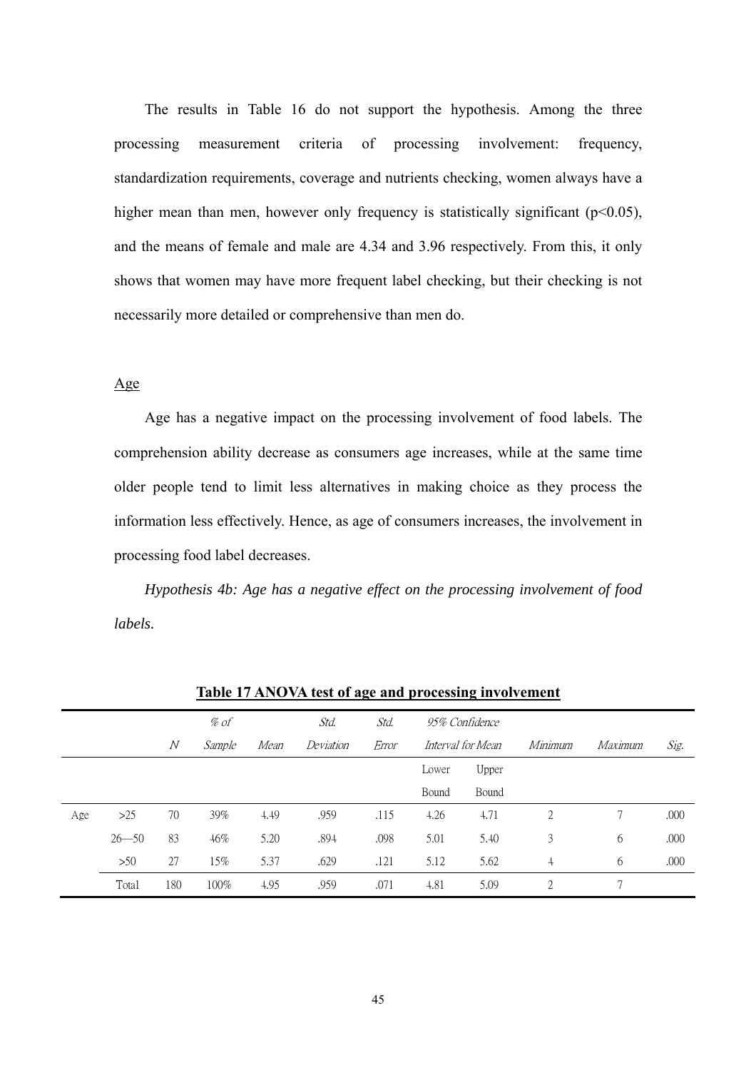The results in Table 16 do not support the hypothesis. Among the three processing measurement criteria of processing involvement: frequency, standardization requirements, coverage and nutrients checking, women always have a higher mean than men, however only frequency is statistically significant ($p<0.05$), and the means of female and male are 4.34 and 3.96 respectively. From this, it only shows that women may have more frequent label checking, but their checking is not necessarily more detailed or comprehensive than men do.

Age

Age has a negative impact on the processing involvement of food labels. The comprehension ability decrease as consumers age increases, while at the same time older people tend to limit less alternatives in making choice as they process the information less effectively. Hence, as age of consumers increases, the involvement in processing food label decreases.

*Hypothesis 4b: Age has a negative effect on the processing involvement of food labels.*

**Table 17 ANOVA test of age and processing involvement**

| | | *N* | *% of Sample* | *Mean* | *Std. Deviation* | *Std. Error* | *95% Confidence Interval for Mean* | | *Minimum* | *Maximum* | *Sig.* |
|---|---|---|---|---|---|---|---|---|---|---|---|
| | | | | | | | Lower Bound | Upper Bound | | | |
| Age | >25 | 70 | 39% | 4.49 | .959 | .115 | 4.26 | 4.71 | 2 | 7 | .000 |
| | 26—50 | 83 | 46% | 5.20 | .894 | .098 | 5.01 | 5.40 | 3 | 6 | .000 |
| | >50 | 27 | 15% | 5.37 | .629 | .121 | 5.12 | 5.62 | 4 | 6 | .000 |
| | Total | 180 | 100% | 4.95 | .959 | .071 | 4.81 | 5.09 | 2 | 7 | |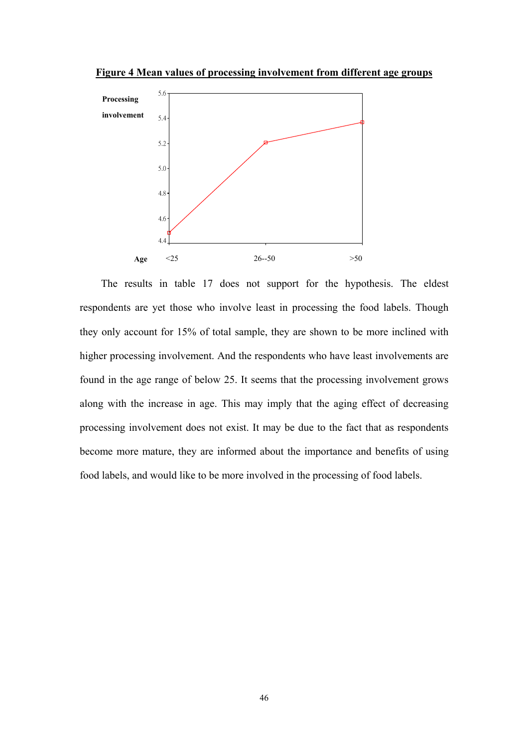**Figure 4 Mean values of processing involvement from different age groups**

The results in table 17 does not support for the hypothesis. The eldest respondents are yet those who involve least in processing the food labels. Though they only account for 15% of total sample, they are shown to be more inclined with higher processing involvement. And the respondents who have least involvements are found in the age range of below 25. It seems that the processing involvement grows along with the increase in age. This may imply that the aging effect of decreasing processing involvement does not exist. It may be due to the fact that as respondents become more mature, they are informed about the importance and benefits of using food labels, and would like to be more involved in the processing of food labels.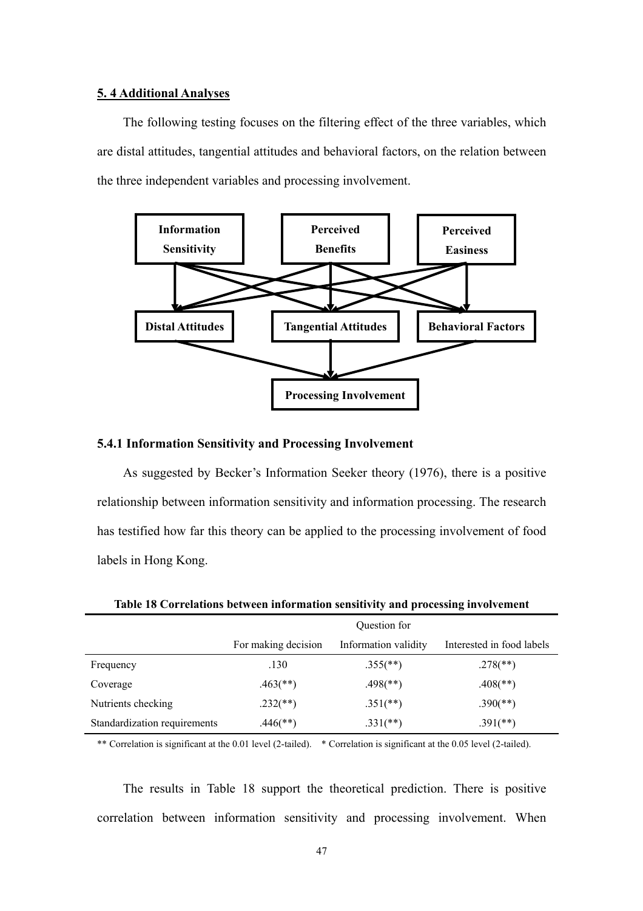## 5. 4 Additional Analyses

The following testing focuses on the filtering effect of the three variables, which are distal attitudes, tangential attitudes and behavioral factors, on the relation between the three independent variables and processing involvement.

### 5.4.1 Information Sensitivity and Processing Involvement

As suggested by Becker's Information Seeker theory (1976), there is a positive relationship between information sensitivity and information processing. The research has testified how far this theory can be applied to the processing involvement of food labels in Hong Kong.

**Table 18 Correlations between information sensitivity and processing involvement**

| | Question for | | |
|---|---|---|---|
| | For making decision | Information validity | Interested in food labels |
| Frequency | .130 | .355(**) | .278(**) |
| Coverage | .463(**) | .498(**) | .408(**) |
| Nutrients checking | .232(**) | .351(**) | .390(**) |
| Standardization requirements | .446(**) | .331(**) | .391(**) |

** Correlation is significant at the 0.01 level (2-tailed). * Correlation is significant at the 0.05 level (2-tailed).

The results in Table 18 support the theoretical prediction. There is positive correlation between information sensitivity and processing involvement. When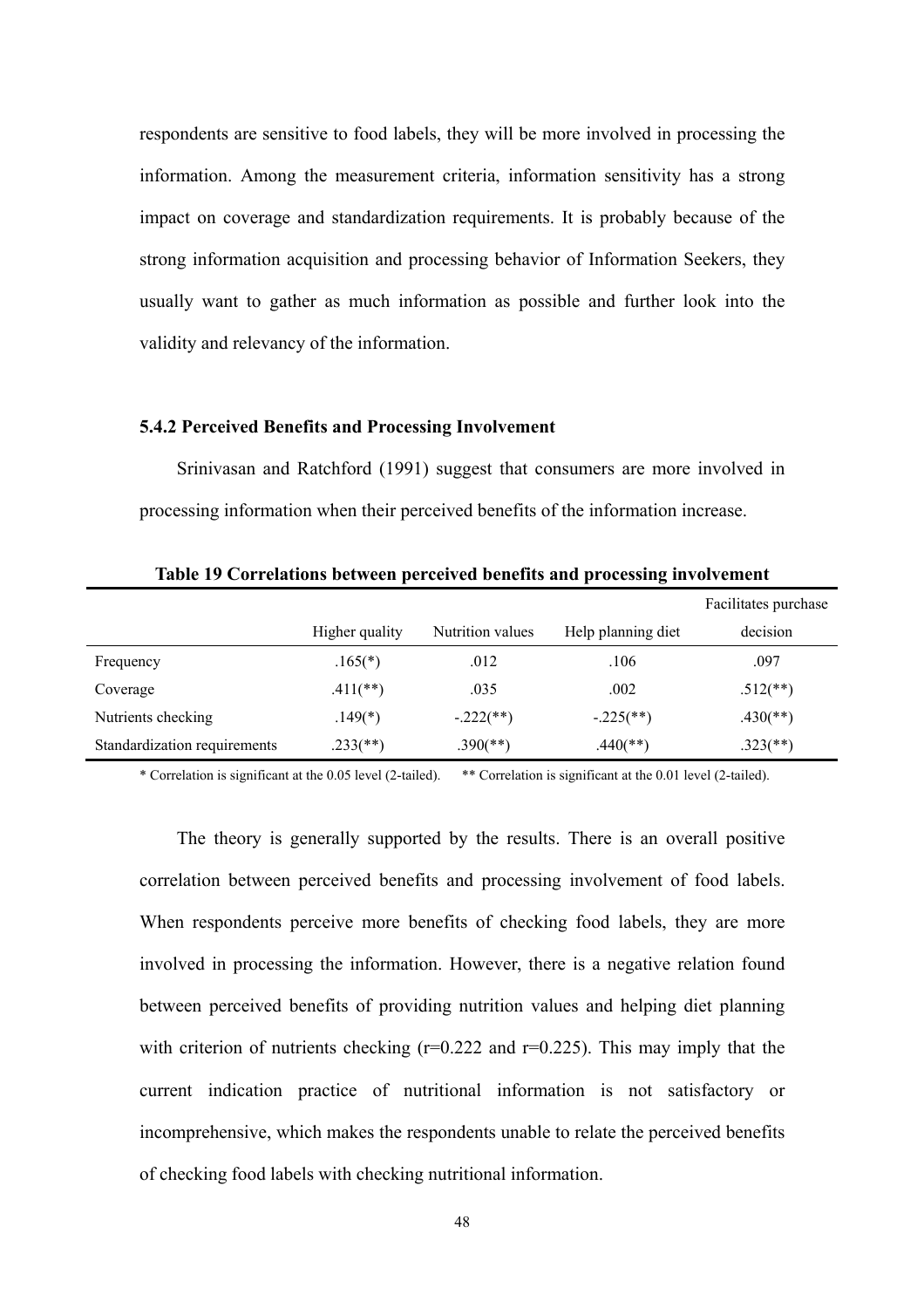respondents are sensitive to food labels, they will be more involved in processing the information. Among the measurement criteria, information sensitivity has a strong impact on coverage and standardization requirements. It is probably because of the strong information acquisition and processing behavior of Information Seekers, they usually want to gather as much information as possible and further look into the validity and relevancy of the information.

### 5.4.2 Perceived Benefits and Processing Involvement

Srinivasan and Ratchford (1991) suggest that consumers are more involved in processing information when their perceived benefits of the information increase.

**Table 19 Correlations between perceived benefits and processing involvement**

| | Higher quality | Nutrition values | Help planning diet | Facilitates purchase decision |
|---|---|---|---|---|
| Frequency | .165(*) | .012 | .106 | .097 |
| Coverage | .411(**) | .035 | .002 | .512(**) |
| Nutrients checking | .149(*) | -.222(**) | -.225(**) | .430(**) |
| Standardization requirements | .233(**) | .390(**) | .440(**) | .323(**) |

\* Correlation is significant at the 0.05 level (2-tailed). ** Correlation is significant at the 0.01 level (2-tailed).

The theory is generally supported by the results. There is an overall positive correlation between perceived benefits and processing involvement of food labels. When respondents perceive more benefits of checking food labels, they are more involved in processing the information. However, there is a negative relation found between perceived benefits of providing nutrition values and helping diet planning with criterion of nutrients checking ($r=0.222$ and $r=0.225$). This may imply that the current indication practice of nutritional information is not satisfactory or incomprehensive, which makes the respondents unable to relate the perceived benefits of checking food labels with checking nutritional information.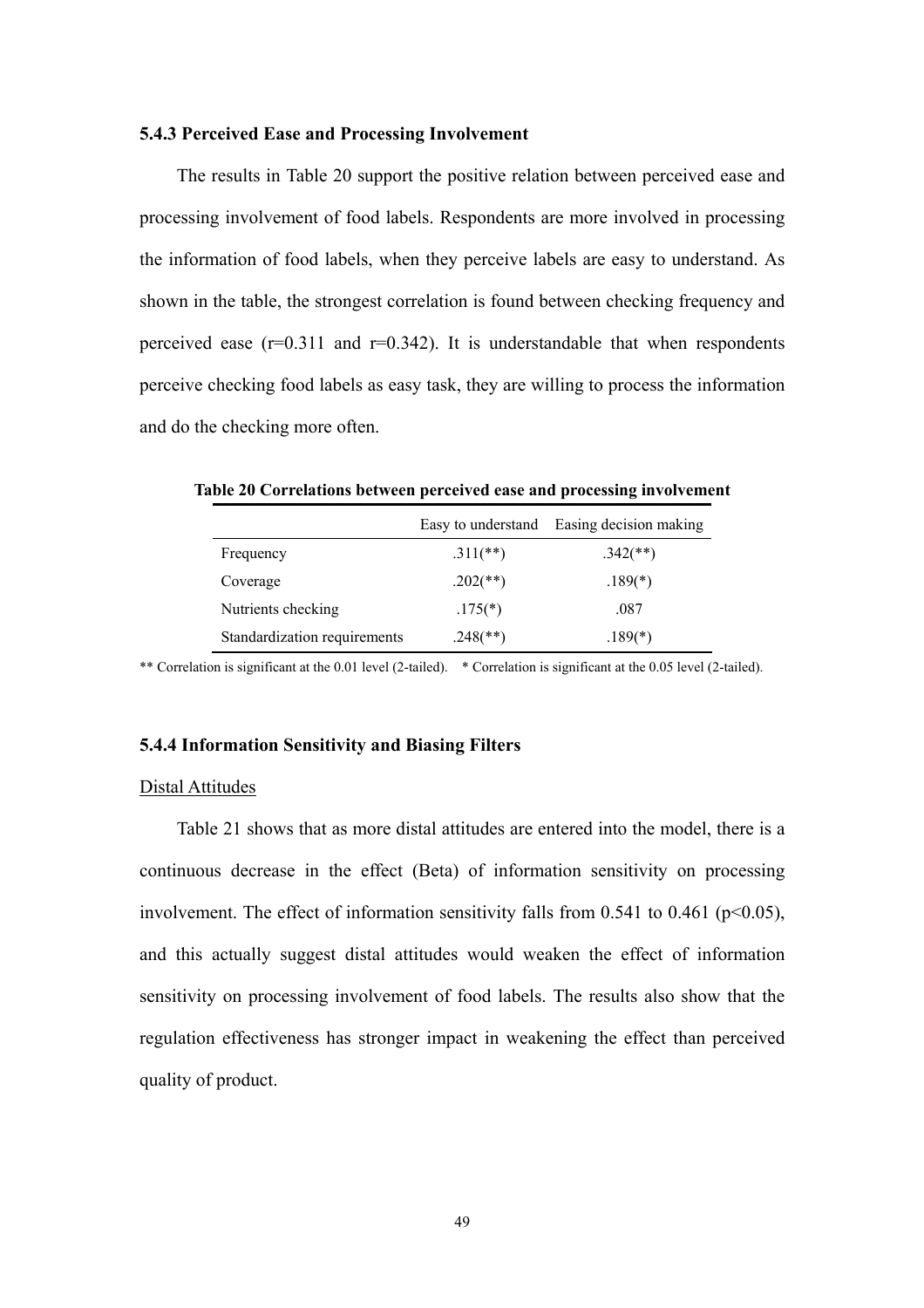### 5.4.3 Perceived Ease and Processing Involvement

The results in Table 20 support the positive relation between perceived ease and processing involvement of food labels. Respondents are more involved in processing the information of food labels, when they perceive labels are easy to understand. As shown in the table, the strongest correlation is found between checking frequency and perceived ease ($r=0.311$ and $r=0.342$). It is understandable that when respondents perceive checking food labels as easy task, they are willing to process the information and do the checking more often.

**Table 20 Correlations between perceived ease and processing involvement**

| | Easy to understand | Easing decision making |
|---|---|---|
| Frequency | .311(**) | .342(**) |
| Coverage | .202(**) | .189(*) |
| Nutrients checking | .175(*) | .087 |
| Standardization requirements | .248(**) | .189(*) |

** Correlation is significant at the 0.01 level (2-tailed). * Correlation is significant at the 0.05 level (2-tailed).

### 5.4.4 Information Sensitivity and Biasing Filters

Distal Attitudes

Table 21 shows that as more distal attitudes are entered into the model, there is a continuous decrease in the effect (Beta) of information sensitivity on processing involvement. The effect of information sensitivity falls from 0.541 to 0.461 ($p<0.05$), and this actually suggest distal attitudes would weaken the effect of information sensitivity on processing involvement of food labels. The results also show that the regulation effectiveness has stronger impact in weakening the effect than perceived quality of product.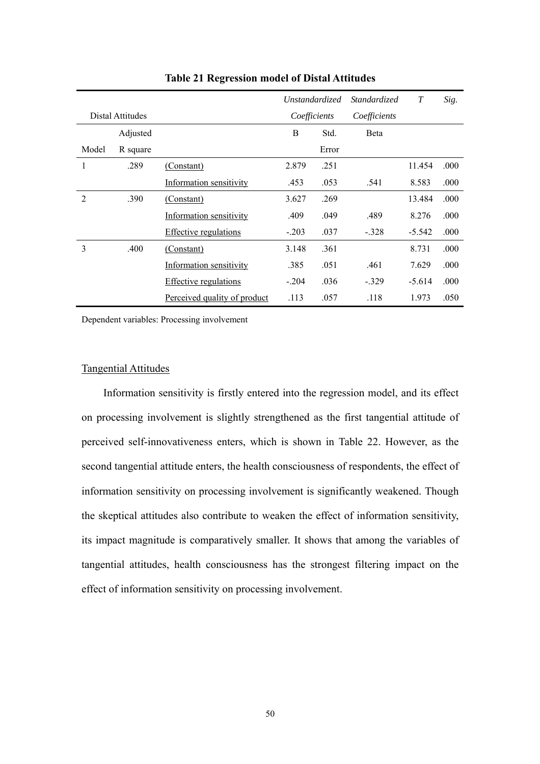**Table 21 Regression model of Distal Attitudes**

| Distal Attitudes | | | *Unstandardized Coefficients* | | *Standardized Coefficients* | *T* | *Sig.* |
|---|---|---|---|---|---|---|---|
| Model | Adjusted R square | | B | Std. Error | Beta | | |
| 1 | .289 | (Constant) | 2.879 | .251 | | 11.454 | .000 |
| | | Information sensitivity | .453 | .053 | .541 | 8.583 | .000 |
| 2 | .390 | (Constant) | 3.627 | .269 | | 13.484 | .000 |
| | | Information sensitivity | .409 | .049 | .489 | 8.276 | .000 |
| | | Effective regulations | -.203 | .037 | -.328 | -5.542 | .000 |
| 3 | .400 | (Constant) | 3.148 | .361 | | 8.731 | .000 |
| | | Information sensitivity | .385 | .051 | .461 | 7.629 | .000 |
| | | Effective regulations | -.204 | .036 | -.329 | -5.614 | .000 |
| | | Perceived quality of product | .113 | .057 | .118 | 1.973 | .050 |

Dependent variables: Processing involvement

Tangential Attitudes

Information sensitivity is firstly entered into the regression model, and its effect on processing involvement is slightly strengthened as the first tangential attitude of perceived self-innovativeness enters, which is shown in Table 22. However, as the second tangential attitude enters, the health consciousness of respondents, the effect of information sensitivity on processing involvement is significantly weakened. Though the skeptical attitudes also contribute to weaken the effect of information sensitivity, its impact magnitude is comparatively smaller. It shows that among the variables of tangential attitudes, health consciousness has the strongest filtering impact on the effect of information sensitivity on processing involvement.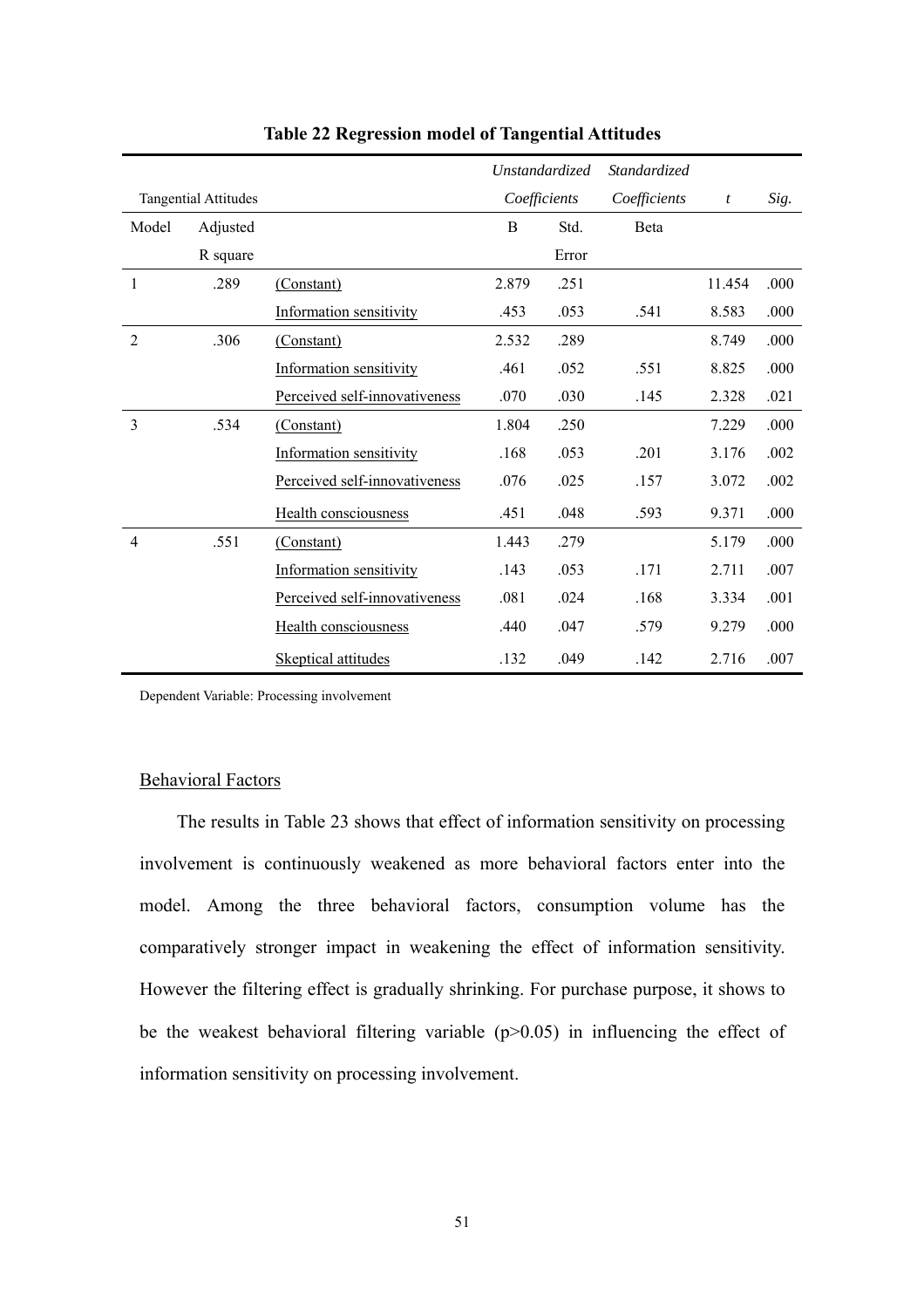**Table 22 Regression model of Tangential Attitudes**

| Tangential Attitudes | | | *Unstandardized Coefficients* | | *Standardized Coefficients* | *t* | *Sig.* |
|---|---|---|---|---|---|---|---|
| Model | Adjusted R square | | B | Std. Error | Beta | | |
| 1 | .289 | (Constant) | 2.879 | .251 | | 11.454 | .000 |
| | | Information sensitivity | .453 | .053 | .541 | 8.583 | .000 |
| 2 | .306 | (Constant) | 2.532 | .289 | | 8.749 | .000 |
| | | Information sensitivity | .461 | .052 | .551 | 8.825 | .000 |
| | | Perceived self-innovativeness | .070 | .030 | .145 | 2.328 | .021 |
| 3 | .534 | (Constant) | 1.804 | .250 | | 7.229 | .000 |
| | | Information sensitivity | .168 | .053 | .201 | 3.176 | .002 |
| | | Perceived self-innovativeness | .076 | .025 | .157 | 3.072 | .002 |
| | | Health consciousness | .451 | .048 | .593 | 9.371 | .000 |
| 4 | .551 | (Constant) | 1.443 | .279 | | 5.179 | .000 |
| | | Information sensitivity | .143 | .053 | .171 | 2.711 | .007 |
| | | Perceived self-innovativeness | .081 | .024 | .168 | 3.334 | .001 |
| | | Health consciousness | .440 | .047 | .579 | 9.279 | .000 |
| | | Skeptical attitudes | .132 | .049 | .142 | 2.716 | .007 |

Dependent Variable: Processing involvement

Behavioral Factors

The results in Table 23 shows that effect of information sensitivity on processing involvement is continuously weakened as more behavioral factors enter into the model. Among the three behavioral factors, consumption volume has the comparatively stronger impact in weakening the effect of information sensitivity. However the filtering effect is gradually shrinking. For purchase purpose, it shows to be the weakest behavioral filtering variable ($p>0.05$) in influencing the effect of information sensitivity on processing involvement.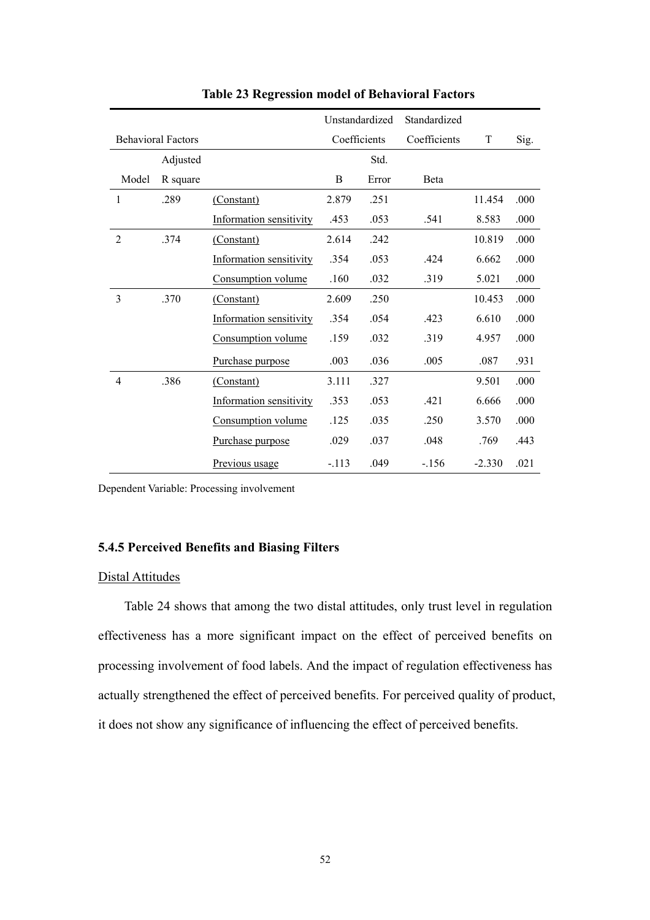**Table 23 Regression model of Behavioral Factors**

| Behavioral Factors | | | Unstandardized Coefficients | | Standardized Coefficients | T | Sig. |
|---|---|---|---|---|---|---|---|
| Model | Adjusted R square | | B | Std. Error | Beta | | |
| 1 | .289 | (Constant) | 2.879 | .251 | | 11.454 | .000 |
| | | Information sensitivity | .453 | .053 | .541 | 8.583 | .000 |
| 2 | .374 | (Constant) | 2.614 | .242 | | 10.819 | .000 |
| | | Information sensitivity | .354 | .053 | .424 | 6.662 | .000 |
| | | Consumption volume | .160 | .032 | .319 | 5.021 | .000 |
| 3 | .370 | (Constant) | 2.609 | .250 | | 10.453 | .000 |
| | | Information sensitivity | .354 | .054 | .423 | 6.610 | .000 |
| | | Consumption volume | .159 | .032 | .319 | 4.957 | .000 |
| | | Purchase purpose | .003 | .036 | .005 | .087 | .931 |
| 4 | .386 | (Constant) | 3.111 | .327 | | 9.501 | .000 |
| | | Information sensitivity | .353 | .053 | .421 | 6.666 | .000 |
| | | Consumption volume | .125 | .035 | .250 | 3.570 | .000 |
| | | Purchase purpose | .029 | .037 | .048 | .769 | .443 |
| | | Previous usage | -.113 | .049 | -.156 | -2.330 | .021 |

Dependent Variable: Processing involvement

### 5.4.5 Perceived Benefits and Biasing Filters

Distal Attitudes

Table 24 shows that among the two distal attitudes, only trust level in regulation effectiveness has a more significant impact on the effect of perceived benefits on processing involvement of food labels. And the impact of regulation effectiveness has actually strengthened the effect of perceived benefits. For perceived quality of product, it does not show any significance of influencing the effect of perceived benefits.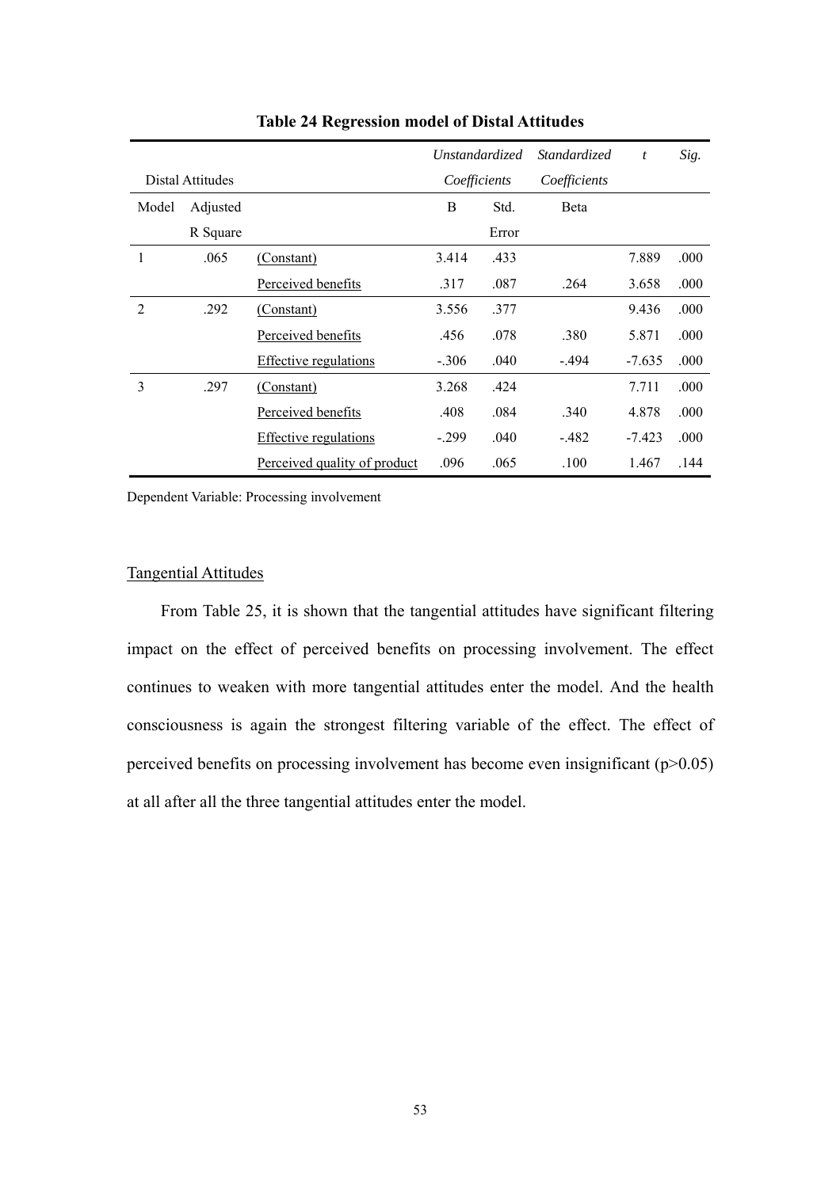**Table 24 Regression model of Distal Attitudes**

| Distal Attitudes | | | *Unstandardized Coefficients* | | *Standardized Coefficients* | *t* | *Sig.* |
|---|---|---|---|---|---|---|---|
| Model | Adjusted R Square | | B | Std. Error | Beta | | |
| 1 | .065 | (Constant) | 3.414 | .433 | | 7.889 | .000 |
| | | Perceived benefits | .317 | .087 | .264 | 3.658 | .000 |
| 2 | .292 | (Constant) | 3.556 | .377 | | 9.436 | .000 |
| | | Perceived benefits | .456 | .078 | .380 | 5.871 | .000 |
| | | Effective regulations | -.306 | .040 | -.494 | -7.635 | .000 |
| 3 | .297 | (Constant) | 3.268 | .424 | | 7.711 | .000 |
| | | Perceived benefits | .408 | .084 | .340 | 4.878 | .000 |
| | | Effective regulations | -.299 | .040 | -.482 | -7.423 | .000 |
| | | Perceived quality of product | .096 | .065 | .100 | 1.467 | .144 |

Dependent Variable: Processing involvement

Tangential Attitudes

From Table 25, it is shown that the tangential attitudes have significant filtering impact on the effect of perceived benefits on processing involvement. The effect continues to weaken with more tangential attitudes enter the model. And the health consciousness is again the strongest filtering variable of the effect. The effect of perceived benefits on processing involvement has become even insignificant ($p>0.05$) at all after all the three tangential attitudes enter the model.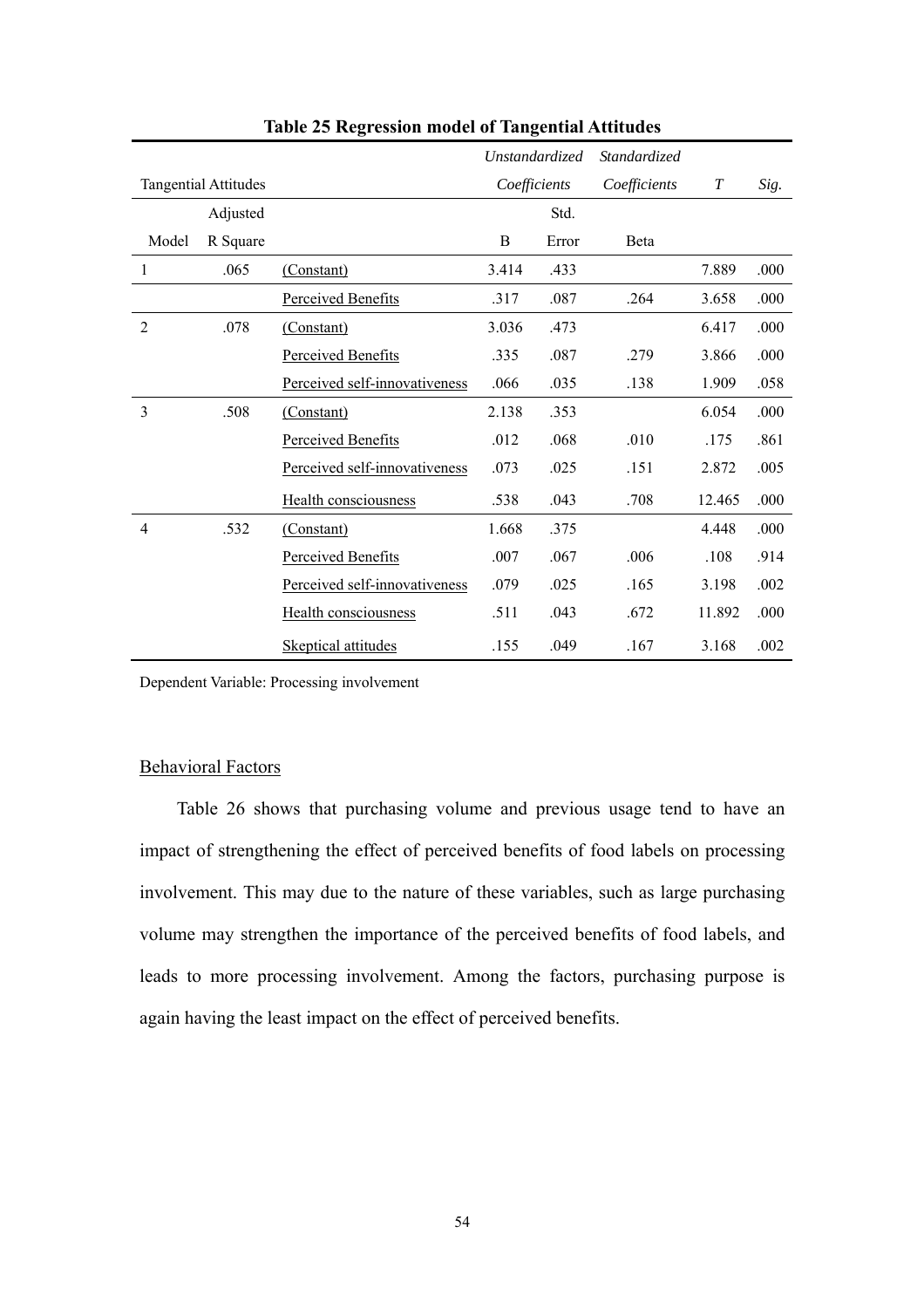**Table 25 Regression model of Tangential Attitudes**

| Tangential Attitudes | | | *Unstandardized Coefficients* | | *Standardized Coefficients* | *T* | *Sig.* |
|---|---|---|---|---|---|---|---|
| Model | Adjusted R Square | | B | Std. Error | Beta | | |
| 1 | .065 | (Constant) | 3.414 | .433 | | 7.889 | .000 |
| | | Perceived Benefits | .317 | .087 | .264 | 3.658 | .000 |
| 2 | .078 | (Constant) | 3.036 | .473 | | 6.417 | .000 |
| | | Perceived Benefits | .335 | .087 | .279 | 3.866 | .000 |
| | | Perceived self-innovativeness | .066 | .035 | .138 | 1.909 | .058 |
| 3 | .508 | (Constant) | 2.138 | .353 | | 6.054 | .000 |
| | | Perceived Benefits | .012 | .068 | .010 | .175 | .861 |
| | | Perceived self-innovativeness | .073 | .025 | .151 | 2.872 | .005 |
| | | Health consciousness | .538 | .043 | .708 | 12.465 | .000 |
| 4 | .532 | (Constant) | 1.668 | .375 | | 4.448 | .000 |
| | | Perceived Benefits | .007 | .067 | .006 | .108 | .914 |
| | | Perceived self-innovativeness | .079 | .025 | .165 | 3.198 | .002 |
| | | Health consciousness | .511 | .043 | .672 | 11.892 | .000 |
| | | Skeptical attitudes | .155 | .049 | .167 | 3.168 | .002 |

Dependent Variable: Processing involvement

Behavioral Factors

Table 26 shows that purchasing volume and previous usage tend to have an impact of strengthening the effect of perceived benefits of food labels on processing involvement. This may due to the nature of these variables, such as large purchasing volume may strengthen the importance of the perceived benefits of food labels, and leads to more processing involvement. Among the factors, purchasing purpose is again having the least impact on the effect of perceived benefits.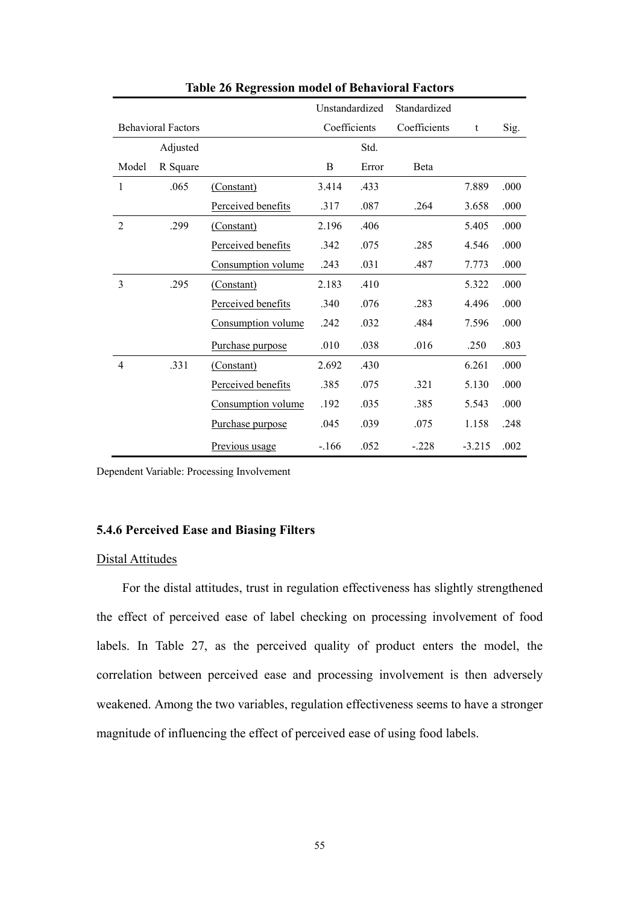**Table 26 Regression model of Behavioral Factors**

| Behavioral Factors | | | Unstandardized Coefficients | | Standardized Coefficients | t | Sig. |
|---|---|---|---|---|---|---|---|
| Model | Adjusted R Square | | B | Std. Error | Beta | | |
| 1 | .065 | (Constant) | 3.414 | .433 | | 7.889 | .000 |
| | | Perceived benefits | .317 | .087 | .264 | 3.658 | .000 |
| 2 | .299 | (Constant) | 2.196 | .406 | | 5.405 | .000 |
| | | Perceived benefits | .342 | .075 | .285 | 4.546 | .000 |
| | | Consumption volume | .243 | .031 | .487 | 7.773 | .000 |
| 3 | .295 | (Constant) | 2.183 | .410 | | 5.322 | .000 |
| | | Perceived benefits | .340 | .076 | .283 | 4.496 | .000 |
| | | Consumption volume | .242 | .032 | .484 | 7.596 | .000 |
| | | Purchase purpose | .010 | .038 | .016 | .250 | .803 |
| 4 | .331 | (Constant) | 2.692 | .430 | | 6.261 | .000 |
| | | Perceived benefits | .385 | .075 | .321 | 5.130 | .000 |
| | | Consumption volume | .192 | .035 | .385 | 5.543 | .000 |
| | | Purchase purpose | .045 | .039 | .075 | 1.158 | .248 |
| | | Previous usage | -.166 | .052 | -.228 | -3.215 | .002 |

Dependent Variable: Processing Involvement

### 5.4.6 Perceived Ease and Biasing Filters

Distal Attitudes

For the distal attitudes, trust in regulation effectiveness has slightly strengthened the effect of perceived ease of label checking on processing involvement of food labels. In Table 27, as the perceived quality of product enters the model, the correlation between perceived ease and processing involvement is then adversely weakened. Among the two variables, regulation effectiveness seems to have a stronger magnitude of influencing the effect of perceived ease of using food labels.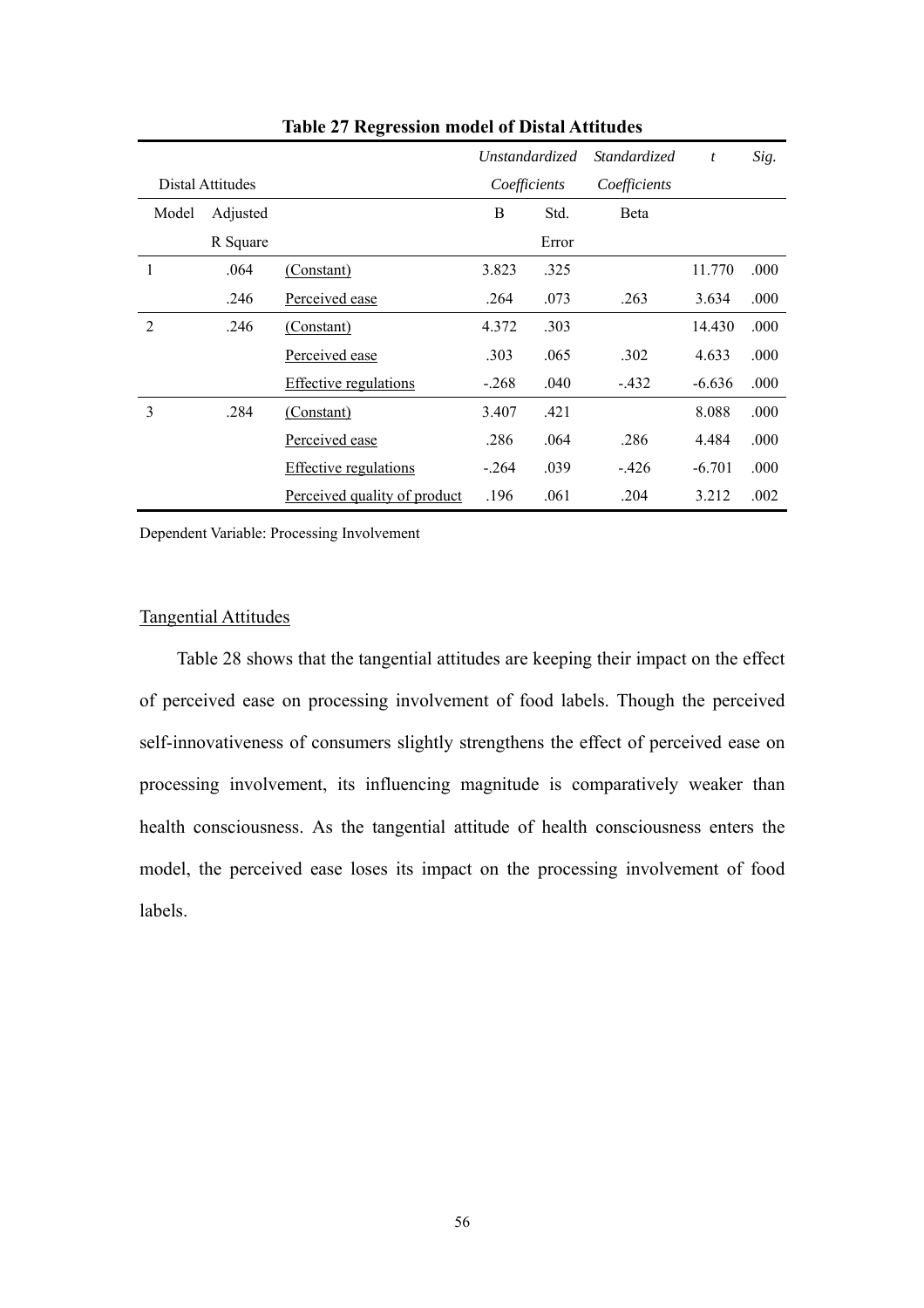**Table 27 Regression model of Distal Attitudes**

| Distal Attitudes | | | *Unstandardized Coefficients* | | *Standardized Coefficients* | *t* | *Sig.* |
|---|---|---|---|---|---|---|---|
| Model | Adjusted R Square | | B | Std. Error | Beta | | |
| 1 | .064 | (Constant) | 3.823 | .325 | | 11.770 | .000 |
| | .246 | Perceived ease | .264 | .073 | .263 | 3.634 | .000 |
| 2 | .246 | (Constant) | 4.372 | .303 | | 14.430 | .000 |
| | | Perceived ease | .303 | .065 | .302 | 4.633 | .000 |
| | | Effective regulations | -.268 | .040 | -.432 | -6.636 | .000 |
| 3 | .284 | (Constant) | 3.407 | .421 | | 8.088 | .000 |
| | | Perceived ease | .286 | .064 | .286 | 4.484 | .000 |
| | | Effective regulations | -.264 | .039 | -.426 | -6.701 | .000 |
| | | Perceived quality of product | .196 | .061 | .204 | 3.212 | .002 |

Dependent Variable: Processing Involvement

Tangential Attitudes

Table 28 shows that the tangential attitudes are keeping their impact on the effect of perceived ease on processing involvement of food labels. Though the perceived self-innovativeness of consumers slightly strengthens the effect of perceived ease on processing involvement, its influencing magnitude is comparatively weaker than health consciousness. As the tangential attitude of health consciousness enters the model, the perceived ease loses its impact on the processing involvement of food labels.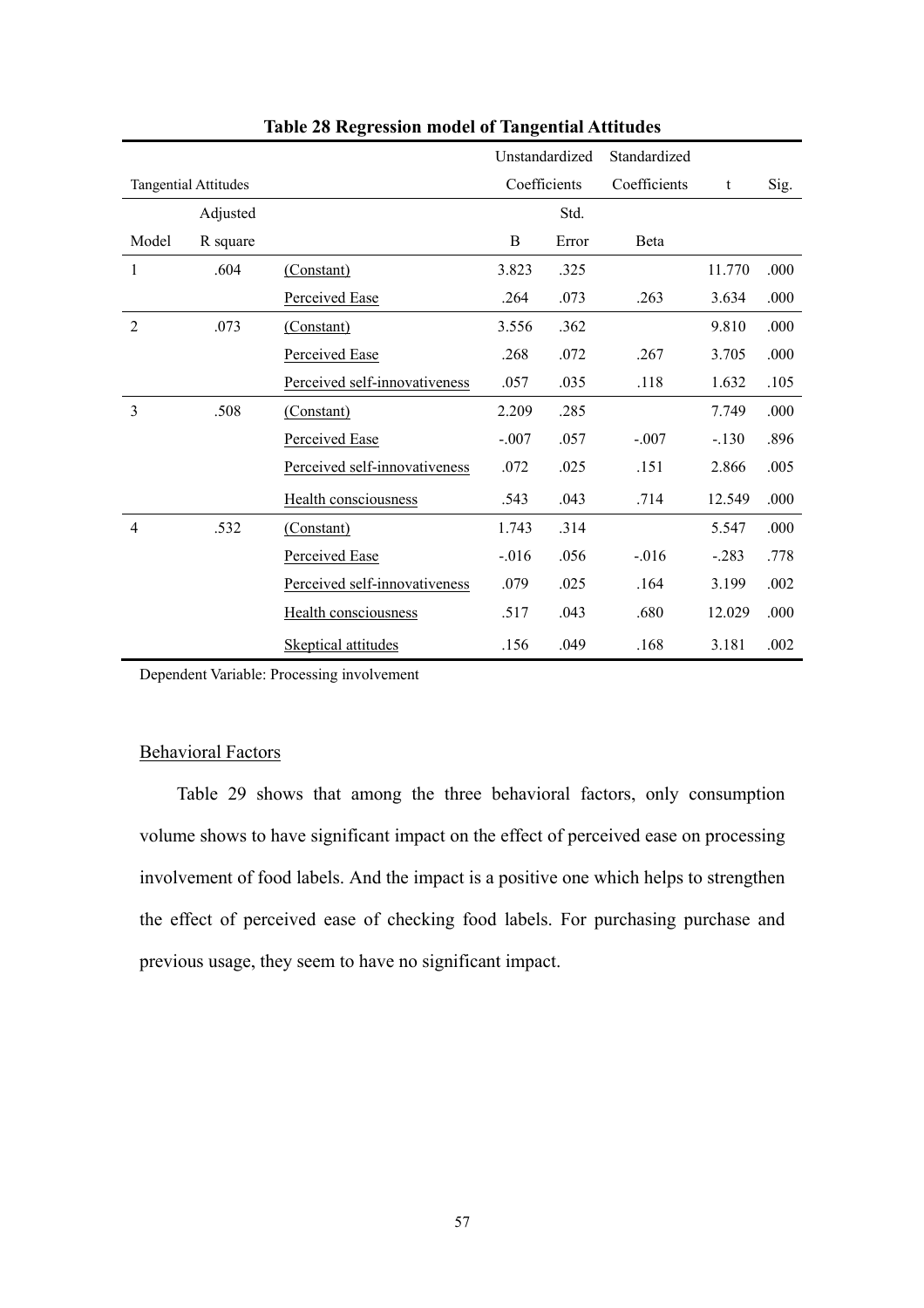**Table 28 Regression model of Tangential Attitudes**

| Tangential Attitudes | | | Unstandardized Coefficients | | Standardized Coefficients | t | Sig. |
|---|---|---|---|---|---|---|---|
| Model | Adjusted R square | | B | Std. Error | Beta | | |
| 1 | .604 | (Constant) | 3.823 | .325 | | 11.770 | .000 |
| | | Perceived Ease | .264 | .073 | .263 | 3.634 | .000 |
| 2 | .073 | (Constant) | 3.556 | .362 | | 9.810 | .000 |
| | | Perceived Ease | .268 | .072 | .267 | 3.705 | .000 |
| | | Perceived self-innovativeness | .057 | .035 | .118 | 1.632 | .105 |
| 3 | .508 | (Constant) | 2.209 | .285 | | 7.749 | .000 |
| | | Perceived Ease | -.007 | .057 | -.007 | -.130 | .896 |
| | | Perceived self-innovativeness | .072 | .025 | .151 | 2.866 | .005 |
| | | Health consciousness | .543 | .043 | .714 | 12.549 | .000 |
| 4 | .532 | (Constant) | 1.743 | .314 | | 5.547 | .000 |
| | | Perceived Ease | -.016 | .056 | -.016 | -.283 | .778 |
| | | Perceived self-innovativeness | .079 | .025 | .164 | 3.199 | .002 |
| | | Health consciousness | .517 | .043 | .680 | 12.029 | .000 |
| | | Skeptical attitudes | .156 | .049 | .168 | 3.181 | .002 |

Dependent Variable: Processing involvement

Behavioral Factors

Table 29 shows that among the three behavioral factors, only consumption volume shows to have significant impact on the effect of perceived ease on processing involvement of food labels. And the impact is a positive one which helps to strengthen the effect of perceived ease of checking food labels. For purchasing purchase and previous usage, they seem to have no significant impact.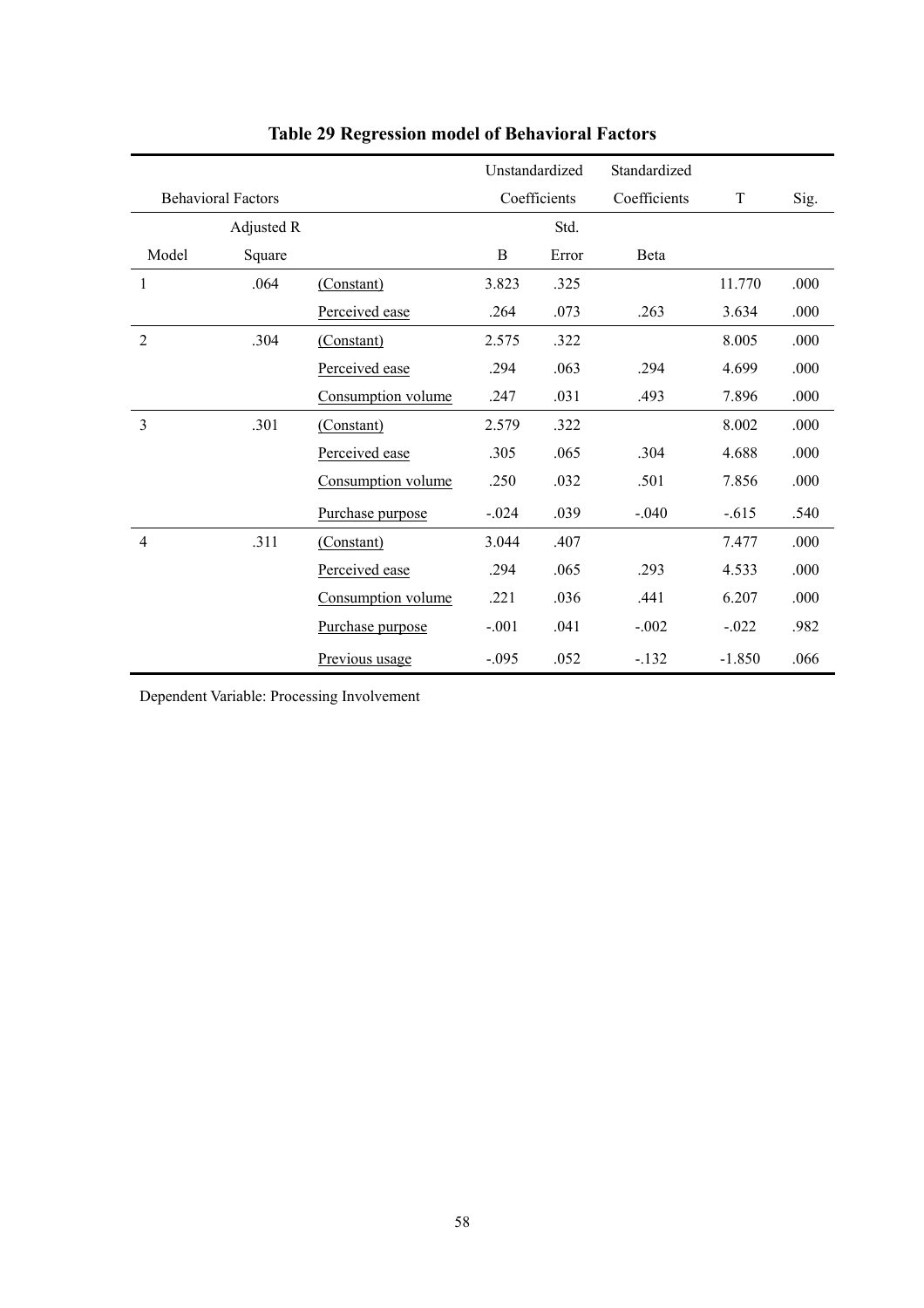**Table 29 Regression model of Behavioral Factors**

| Behavioral Factors | | | Unstandardized Coefficients | | Standardized Coefficients | T | Sig. |
|---|---|---|---|---|---|---|---|
| Model | Adjusted R Square | | B | Std. Error | Beta | | |
| 1 | .064 | (Constant) | 3.823 | .325 | | 11.770 | .000 |
| | | Perceived ease | .264 | .073 | .263 | 3.634 | .000 |
| 2 | .304 | (Constant) | 2.575 | .322 | | 8.005 | .000 |
| | | Perceived ease | .294 | .063 | .294 | 4.699 | .000 |
| | | Consumption volume | .247 | .031 | .493 | 7.896 | .000 |
| 3 | .301 | (Constant) | 2.579 | .322 | | 8.002 | .000 |
| | | Perceived ease | .305 | .065 | .304 | 4.688 | .000 |
| | | Consumption volume | .250 | .032 | .501 | 7.856 | .000 |
| | | Purchase purpose | -.024 | .039 | -.040 | -.615 | .540 |
| 4 | .311 | (Constant) | 3.044 | .407 | | 7.477 | .000 |
| | | Perceived ease | .294 | .065 | .293 | 4.533 | .000 |
| | | Consumption volume | .221 | .036 | .441 | 6.207 | .000 |
| | | Purchase purpose | -.001 | .041 | -.002 | -.022 | .982 |
| | | Previous usage | -.095 | .052 | -.132 | -1.850 | .066 |

Dependent Variable: Processing Involvement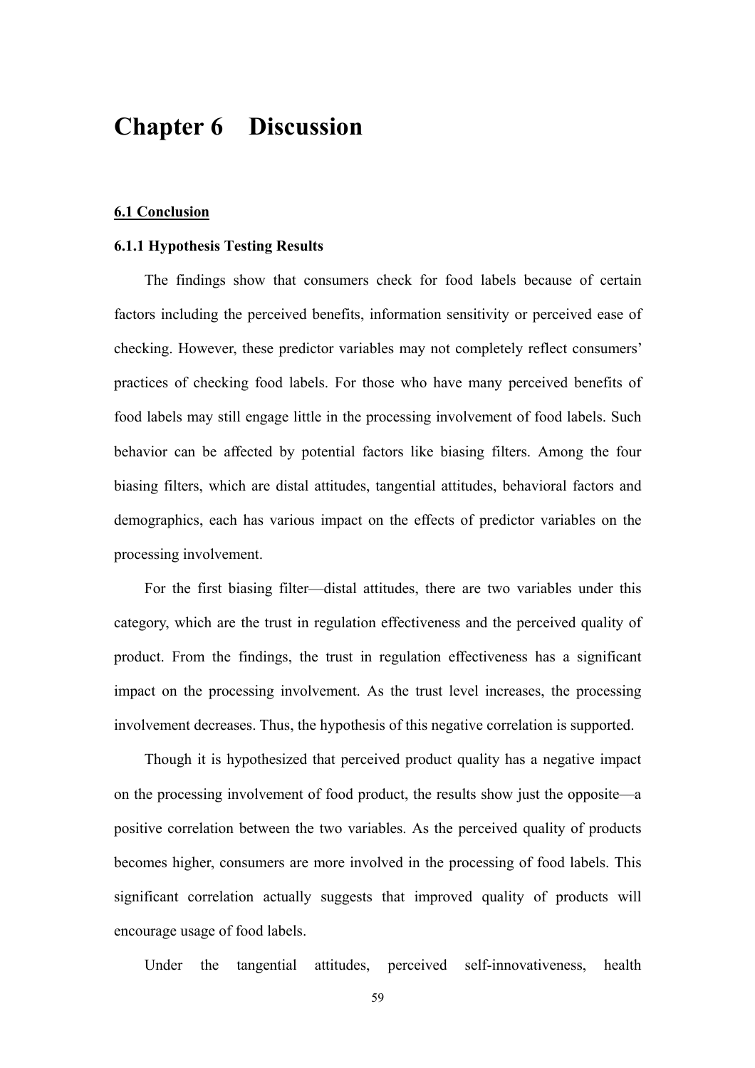# Chapter 6 Discussion

## 6.1 Conclusion

### 6.1.1 Hypothesis Testing Results

The findings show that consumers check for food labels because of certain factors including the perceived benefits, information sensitivity or perceived ease of checking. However, these predictor variables may not completely reflect consumers' practices of checking food labels. For those who have many perceived benefits of food labels may still engage little in the processing involvement of food labels. Such behavior can be affected by potential factors like biasing filters. Among the four biasing filters, which are distal attitudes, tangential attitudes, behavioral factors and demographics, each has various impact on the effects of predictor variables on the processing involvement.

For the first biasing filter—distal attitudes, there are two variables under this category, which are the trust in regulation effectiveness and the perceived quality of product. From the findings, the trust in regulation effectiveness has a significant impact on the processing involvement. As the trust level increases, the processing involvement decreases. Thus, the hypothesis of this negative correlation is supported.

Though it is hypothesized that perceived product quality has a negative impact on the processing involvement of food product, the results show just the opposite—a positive correlation between the two variables. As the perceived quality of products becomes higher, consumers are more involved in the processing of food labels. This significant correlation actually suggests that improved quality of products will encourage usage of food labels.

Under the tangential attitudes, perceived self-innovativeness, health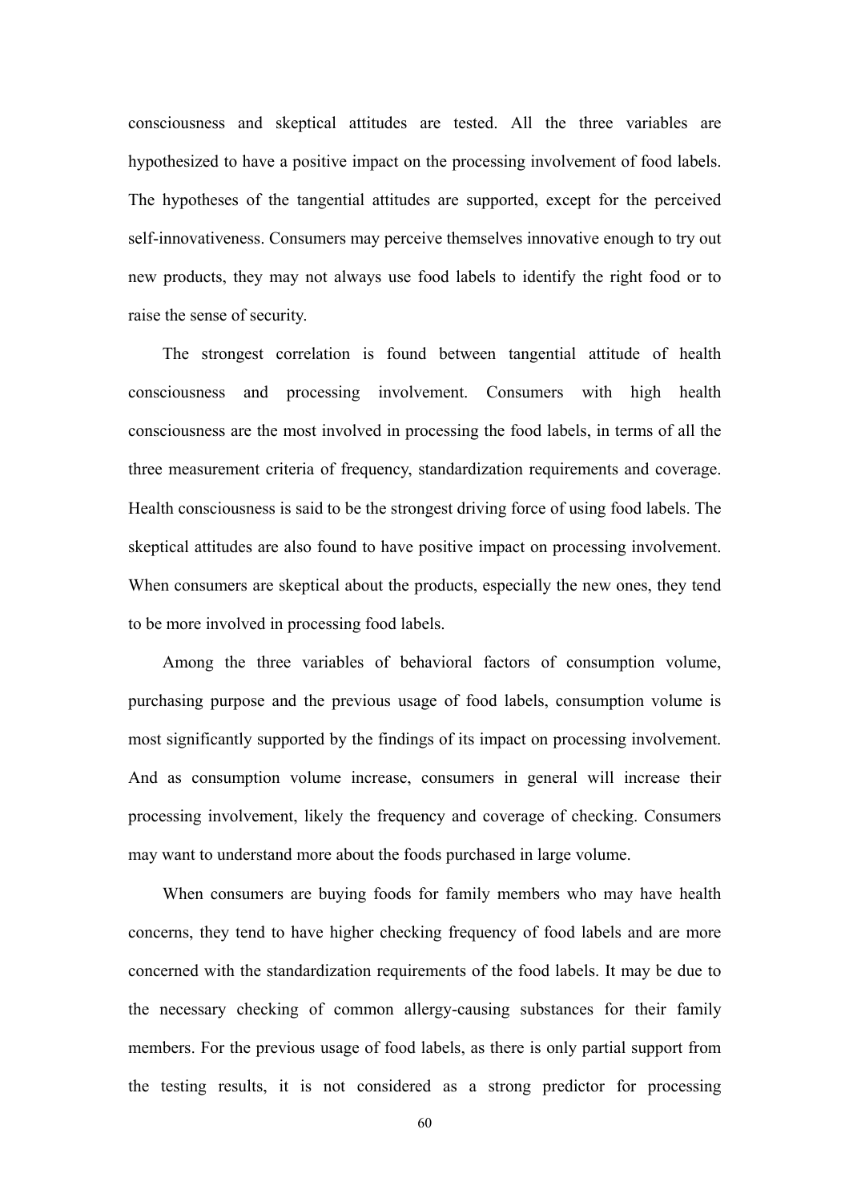consciousness and skeptical attitudes are tested. All the three variables are hypothesized to have a positive impact on the processing involvement of food labels. The hypotheses of the tangential attitudes are supported, except for the perceived self-innovativeness. Consumers may perceive themselves innovative enough to try out new products, they may not always use food labels to identify the right food or to raise the sense of security.

The strongest correlation is found between tangential attitude of health consciousness and processing involvement. Consumers with high health consciousness are the most involved in processing the food labels, in terms of all the three measurement criteria of frequency, standardization requirements and coverage. Health consciousness is said to be the strongest driving force of using food labels. The skeptical attitudes are also found to have positive impact on processing involvement. When consumers are skeptical about the products, especially the new ones, they tend to be more involved in processing food labels.

Among the three variables of behavioral factors of consumption volume, purchasing purpose and the previous usage of food labels, consumption volume is most significantly supported by the findings of its impact on processing involvement. And as consumption volume increase, consumers in general will increase their processing involvement, likely the frequency and coverage of checking. Consumers may want to understand more about the foods purchased in large volume.

When consumers are buying foods for family members who may have health concerns, they tend to have higher checking frequency of food labels and are more concerned with the standardization requirements of the food labels. It may be due to the necessary checking of common allergy-causing substances for their family members. For the previous usage of food labels, as there is only partial support from the testing results, it is not considered as a strong predictor for processing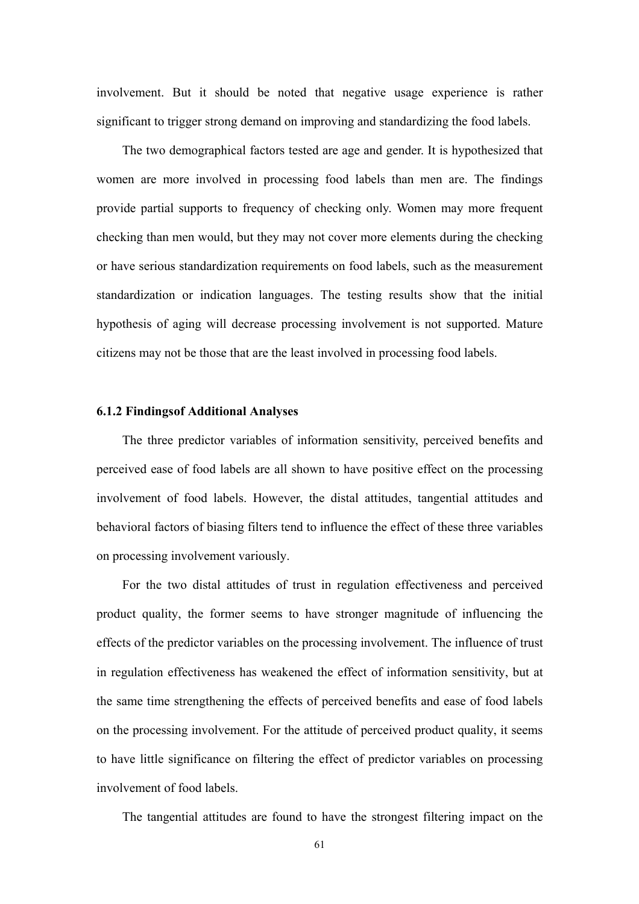involvement. But it should be noted that negative usage experience is rather significant to trigger strong demand on improving and standardizing the food labels.

The two demographical factors tested are age and gender. It is hypothesized that women are more involved in processing food labels than men are. The findings provide partial supports to frequency of checking only. Women may more frequent checking than men would, but they may not cover more elements during the checking or have serious standardization requirements on food labels, such as the measurement standardization or indication languages. The testing results show that the initial hypothesis of aging will decrease processing involvement is not supported. Mature citizens may not be those that are the least involved in processing food labels.

### 6.1.2 Findingsof Additional Analyses

The three predictor variables of information sensitivity, perceived benefits and perceived ease of food labels are all shown to have positive effect on the processing involvement of food labels. However, the distal attitudes, tangential attitudes and behavioral factors of biasing filters tend to influence the effect of these three variables on processing involvement variously.

For the two distal attitudes of trust in regulation effectiveness and perceived product quality, the former seems to have stronger magnitude of influencing the effects of the predictor variables on the processing involvement. The influence of trust in regulation effectiveness has weakened the effect of information sensitivity, but at the same time strengthening the effects of perceived benefits and ease of food labels on the processing involvement. For the attitude of perceived product quality, it seems to have little significance on filtering the effect of predictor variables on processing involvement of food labels.

The tangential attitudes are found to have the strongest filtering impact on the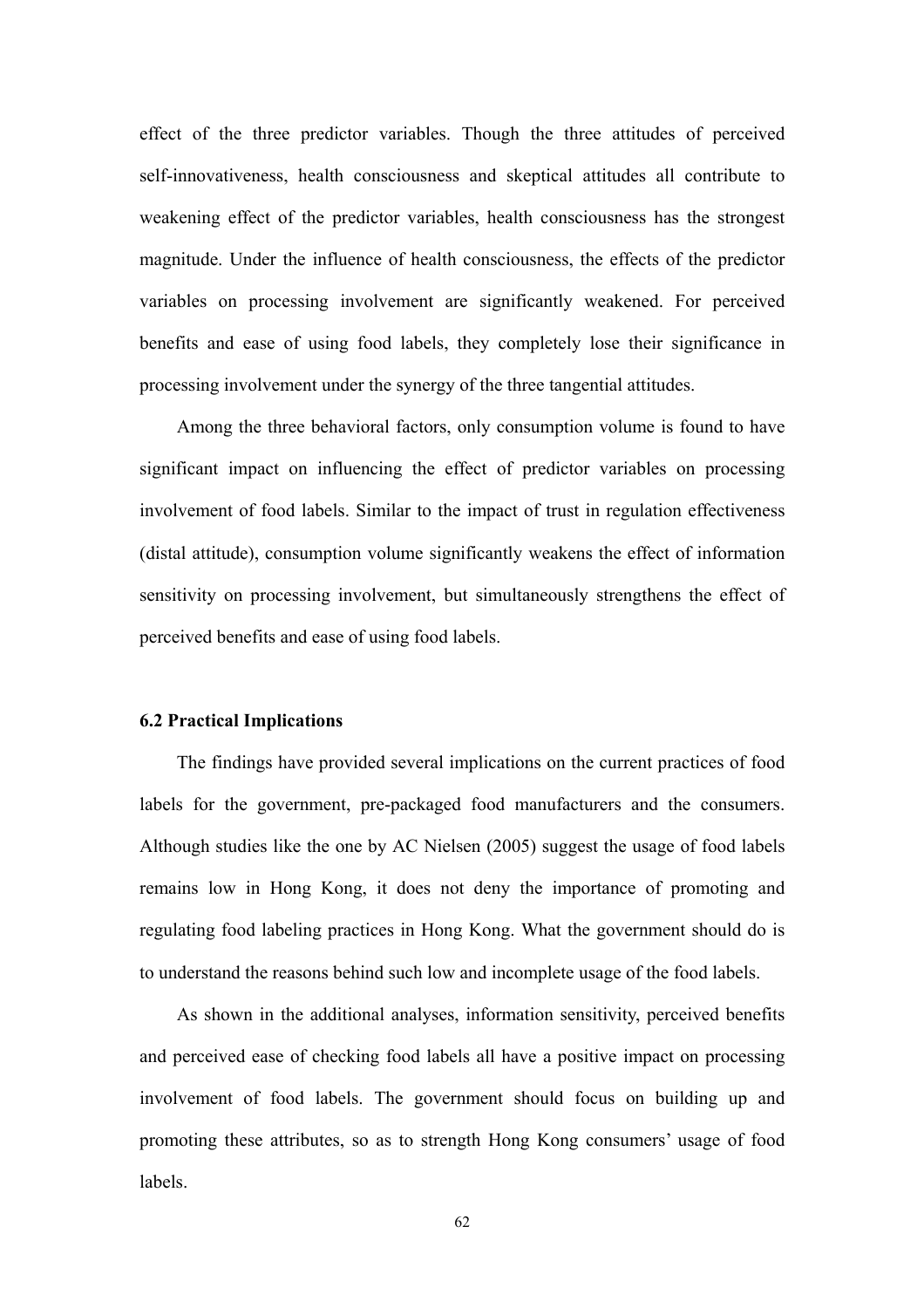effect of the three predictor variables. Though the three attitudes of perceived self-innovativeness, health consciousness and skeptical attitudes all contribute to weakening effect of the predictor variables, health consciousness has the strongest magnitude. Under the influence of health consciousness, the effects of the predictor variables on processing involvement are significantly weakened. For perceived benefits and ease of using food labels, they completely lose their significance in processing involvement under the synergy of the three tangential attitudes.

Among the three behavioral factors, only consumption volume is found to have significant impact on influencing the effect of predictor variables on processing involvement of food labels. Similar to the impact of trust in regulation effectiveness (distal attitude), consumption volume significantly weakens the effect of information sensitivity on processing involvement, but simultaneously strengthens the effect of perceived benefits and ease of using food labels.

### 6.2 Practical Implications

The findings have provided several implications on the current practices of food labels for the government, pre-packaged food manufacturers and the consumers. Although studies like the one by AC Nielsen (2005) suggest the usage of food labels remains low in Hong Kong, it does not deny the importance of promoting and regulating food labeling practices in Hong Kong. What the government should do is to understand the reasons behind such low and incomplete usage of the food labels.

As shown in the additional analyses, information sensitivity, perceived benefits and perceived ease of checking food labels all have a positive impact on processing involvement of food labels. The government should focus on building up and promoting these attributes, so as to strength Hong Kong consumers' usage of food labels.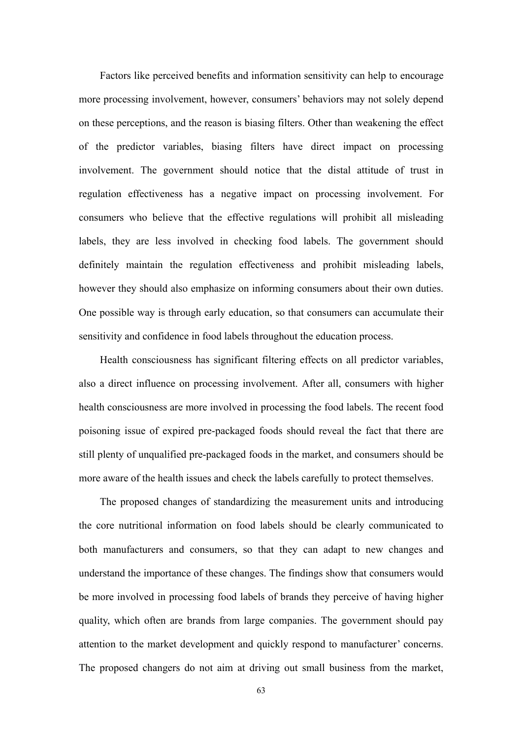Factors like perceived benefits and information sensitivity can help to encourage more processing involvement, however, consumers' behaviors may not solely depend on these perceptions, and the reason is biasing filters. Other than weakening the effect of the predictor variables, biasing filters have direct impact on processing involvement. The government should notice that the distal attitude of trust in regulation effectiveness has a negative impact on processing involvement. For consumers who believe that the effective regulations will prohibit all misleading labels, they are less involved in checking food labels. The government should definitely maintain the regulation effectiveness and prohibit misleading labels, however they should also emphasize on informing consumers about their own duties. One possible way is through early education, so that consumers can accumulate their sensitivity and confidence in food labels throughout the education process.

Health consciousness has significant filtering effects on all predictor variables, also a direct influence on processing involvement. After all, consumers with higher health consciousness are more involved in processing the food labels. The recent food poisoning issue of expired pre-packaged foods should reveal the fact that there are still plenty of unqualified pre-packaged foods in the market, and consumers should be more aware of the health issues and check the labels carefully to protect themselves.

The proposed changes of standardizing the measurement units and introducing the core nutritional information on food labels should be clearly communicated to both manufacturers and consumers, so that they can adapt to new changes and understand the importance of these changes. The findings show that consumers would be more involved in processing food labels of brands they perceive of having higher quality, which often are brands from large companies. The government should pay attention to the market development and quickly respond to manufacturer' concerns. The proposed changers do not aim at driving out small business from the market,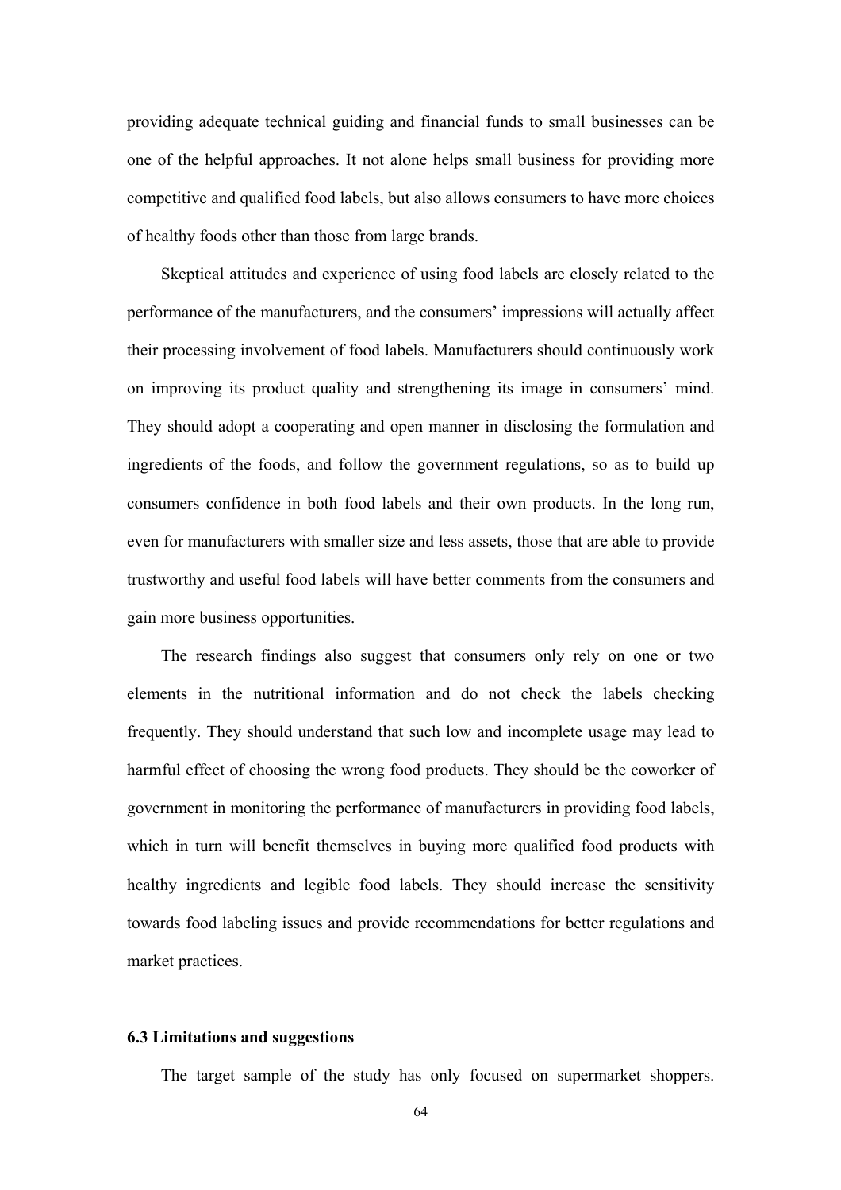providing adequate technical guiding and financial funds to small businesses can be one of the helpful approaches. It not alone helps small business for providing more competitive and qualified food labels, but also allows consumers to have more choices of healthy foods other than those from large brands.

Skeptical attitudes and experience of using food labels are closely related to the performance of the manufacturers, and the consumers' impressions will actually affect their processing involvement of food labels. Manufacturers should continuously work on improving its product quality and strengthening its image in consumers' mind. They should adopt a cooperating and open manner in disclosing the formulation and ingredients of the foods, and follow the government regulations, so as to build up consumers confidence in both food labels and their own products. In the long run, even for manufacturers with smaller size and less assets, those that are able to provide trustworthy and useful food labels will have better comments from the consumers and gain more business opportunities.

The research findings also suggest that consumers only rely on one or two elements in the nutritional information and do not check the labels checking frequently. They should understand that such low and incomplete usage may lead to harmful effect of choosing the wrong food products. They should be the coworker of government in monitoring the performance of manufacturers in providing food labels, which in turn will benefit themselves in buying more qualified food products with healthy ingredients and legible food labels. They should increase the sensitivity towards food labeling issues and provide recommendations for better regulations and market practices.

### 6.3 Limitations and suggestions

The target sample of the study has only focused on supermarket shoppers.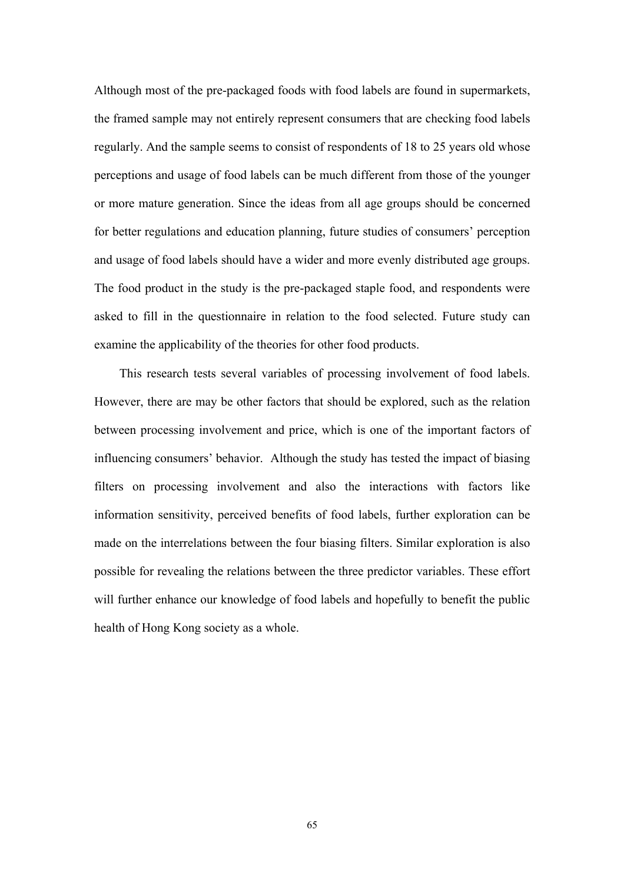Although most of the pre-packaged foods with food labels are found in supermarkets, the framed sample may not entirely represent consumers that are checking food labels regularly. And the sample seems to consist of respondents of 18 to 25 years old whose perceptions and usage of food labels can be much different from those of the younger or more mature generation. Since the ideas from all age groups should be concerned for better regulations and education planning, future studies of consumers' perception and usage of food labels should have a wider and more evenly distributed age groups. The food product in the study is the pre-packaged staple food, and respondents were asked to fill in the questionnaire in relation to the food selected. Future study can examine the applicability of the theories for other food products.

This research tests several variables of processing involvement of food labels. However, there are may be other factors that should be explored, such as the relation between processing involvement and price, which is one of the important factors of influencing consumers' behavior. Although the study has tested the impact of biasing filters on processing involvement and also the interactions with factors like information sensitivity, perceived benefits of food labels, further exploration can be made on the interrelations between the four biasing filters. Similar exploration is also possible for revealing the relations between the three predictor variables. These effort will further enhance our knowledge of food labels and hopefully to benefit the public health of Hong Kong society as a whole.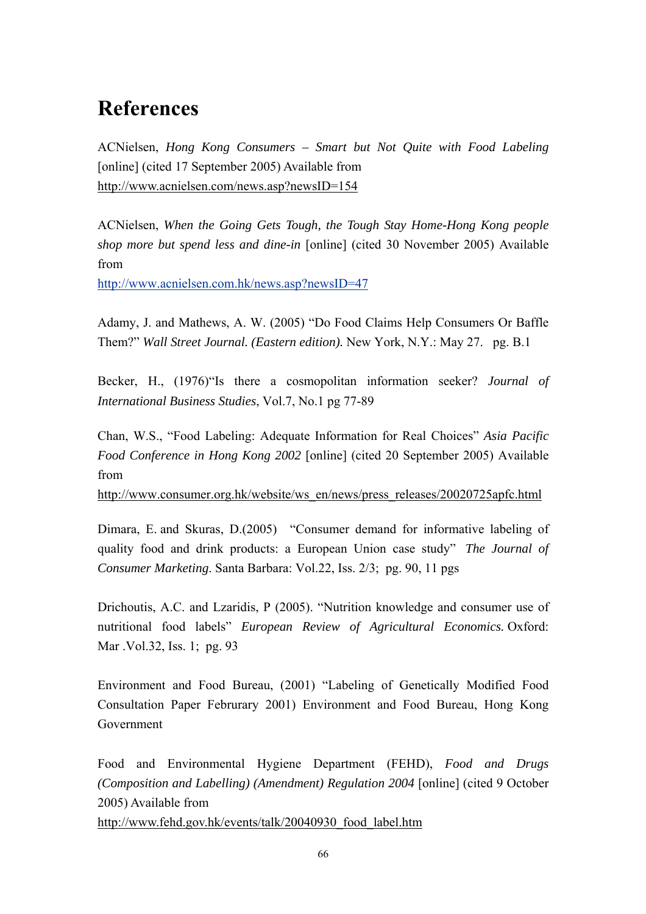# References

ACNielsen, *Hong Kong Consumers – Smart but Not Quite with Food Labeling* [online] (cited 17 September 2005) Available from
http://www.acnielsen.com/news.asp?newsID=154

ACNielsen, *When the Going Gets Tough, the Tough Stay Home-Hong Kong people shop more but spend less and dine-in* [online] (cited 30 November 2005) Available from
http://www.acnielsen.com.hk/news.asp?newsID=47

Adamy, J. and Mathews, A. W. (2005) "Do Food Claims Help Consumers Or Baffle Them?" *Wall Street Journal. (Eastern edition).* New York, N.Y.: May 27. pg. B.1

Becker, H., (1976)"Is there a cosmopolitan information seeker? *Journal of International Business Studies*, Vol.7, No.1 pg 77-89

Chan, W.S., "Food Labeling: Adequate Information for Real Choices" *Asia Pacific Food Conference in Hong Kong 2002* [online] (cited 20 September 2005) Available from
http://www.consumer.org.hk/website/ws_en/news/press_releases/20020725apfc.html

Dimara, E. and Skuras, D.(2005) "Consumer demand for informative labeling of quality food and drink products: a European Union case study" *The Journal of Consumer Marketing*. Santa Barbara: Vol.22, Iss. 2/3; pg. 90, 11 pgs

Drichoutis, A.C. and Lzaridis, P (2005). "Nutrition knowledge and consumer use of nutritional food labels" *European Review of Agricultural Economics.* Oxford: Mar .Vol.32, Iss. 1; pg. 93

Environment and Food Bureau, (2001) "Labeling of Genetically Modified Food Consultation Paper Februrary 2001) Environment and Food Bureau, Hong Kong Government

Food and Environmental Hygiene Department (FEHD), *Food and Drugs (Composition and Labelling) (Amendment) Regulation 2004* [online] (cited 9 October 2005) Available from
http://www.fehd.gov.hk/events/talk/20040930_food_label.htm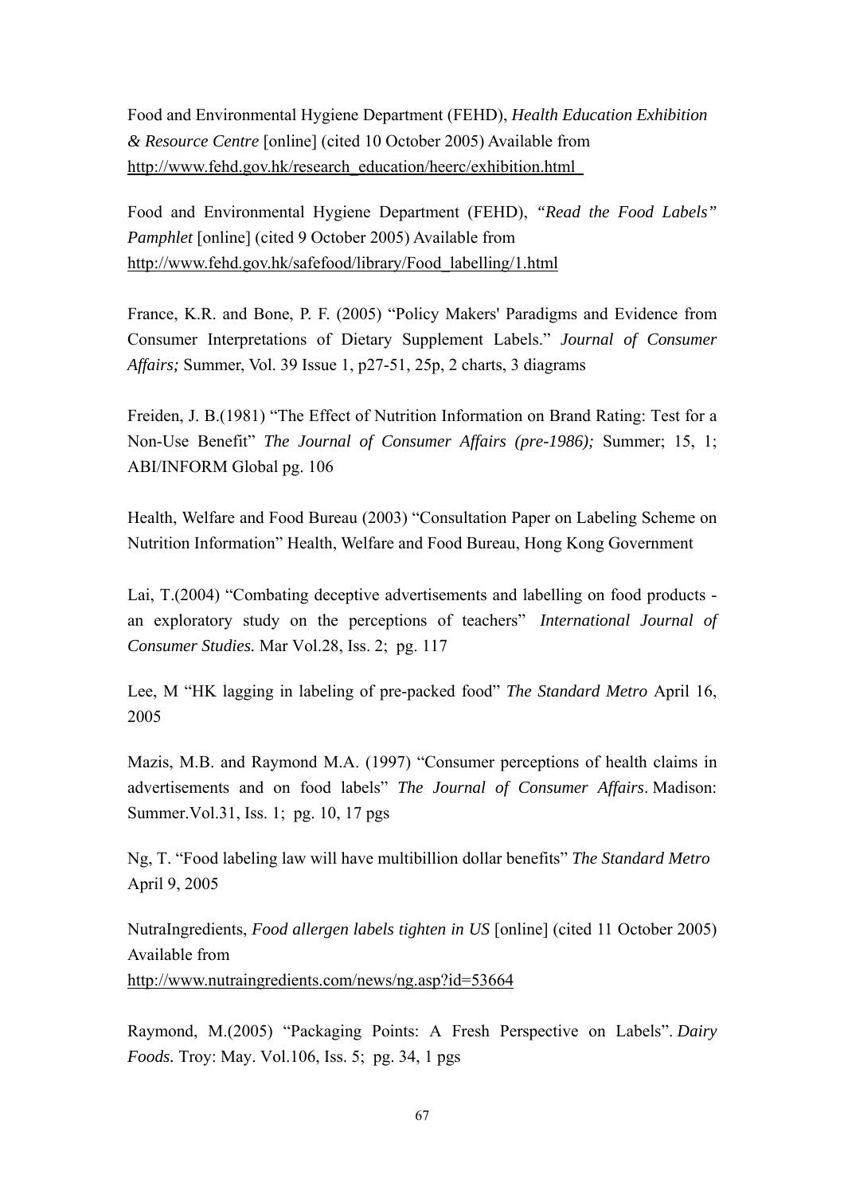Food and Environmental Hygiene Department (FEHD), *Health Education Exhibition & Resource Centre* [online] (cited 10 October 2005) Available from http://www.fehd.gov.hk/research_education/heerc/exhibition.html

Food and Environmental Hygiene Department (FEHD), *"Read the Food Labels" Pamphlet* [online] (cited 9 October 2005) Available from http://www.fehd.gov.hk/safefood/library/Food_labelling/1.html

France, K.R. and Bone, P. F. (2005) "Policy Makers' Paradigms and Evidence from Consumer Interpretations of Dietary Supplement Labels." *Journal of Consumer Affairs;* Summer, Vol. 39 Issue 1, p27-51, 25p, 2 charts, 3 diagrams

Freiden, J. B.(1981) "The Effect of Nutrition Information on Brand Rating: Test for a Non-Use Benefit" *The Journal of Consumer Affairs (pre-1986);* Summer; 15, 1; ABI/INFORM Global pg. 106

Health, Welfare and Food Bureau (2003) "Consultation Paper on Labeling Scheme on Nutrition Information" Health, Welfare and Food Bureau, Hong Kong Government

Lai, T.(2004) "Combating deceptive advertisements and labelling on food products - an exploratory study on the perceptions of teachers" *International Journal of Consumer Studies.* Mar Vol.28, Iss. 2; pg. 117

Lee, M "HK lagging in labeling of pre-packed food" *The Standard Metro* April 16, 2005

Mazis, M.B. and Raymond M.A. (1997) "Consumer perceptions of health claims in advertisements and on food labels" *The Journal of Consumer Affairs*. Madison: Summer.Vol.31, Iss. 1; pg. 10, 17 pgs

Ng, T. "Food labeling law will have multibillion dollar benefits" *The Standard Metro* April 9, 2005

NutraIngredients, *Food allergen labels tighten in US* [online] (cited 11 October 2005) Available from http://www.nutraingredients.com/news/ng.asp?id=53664

Raymond, M.(2005) "Packaging Points: A Fresh Perspective on Labels". *Dairy Foods.* Troy: May. Vol.106, Iss. 5; pg. 34, 1 pgs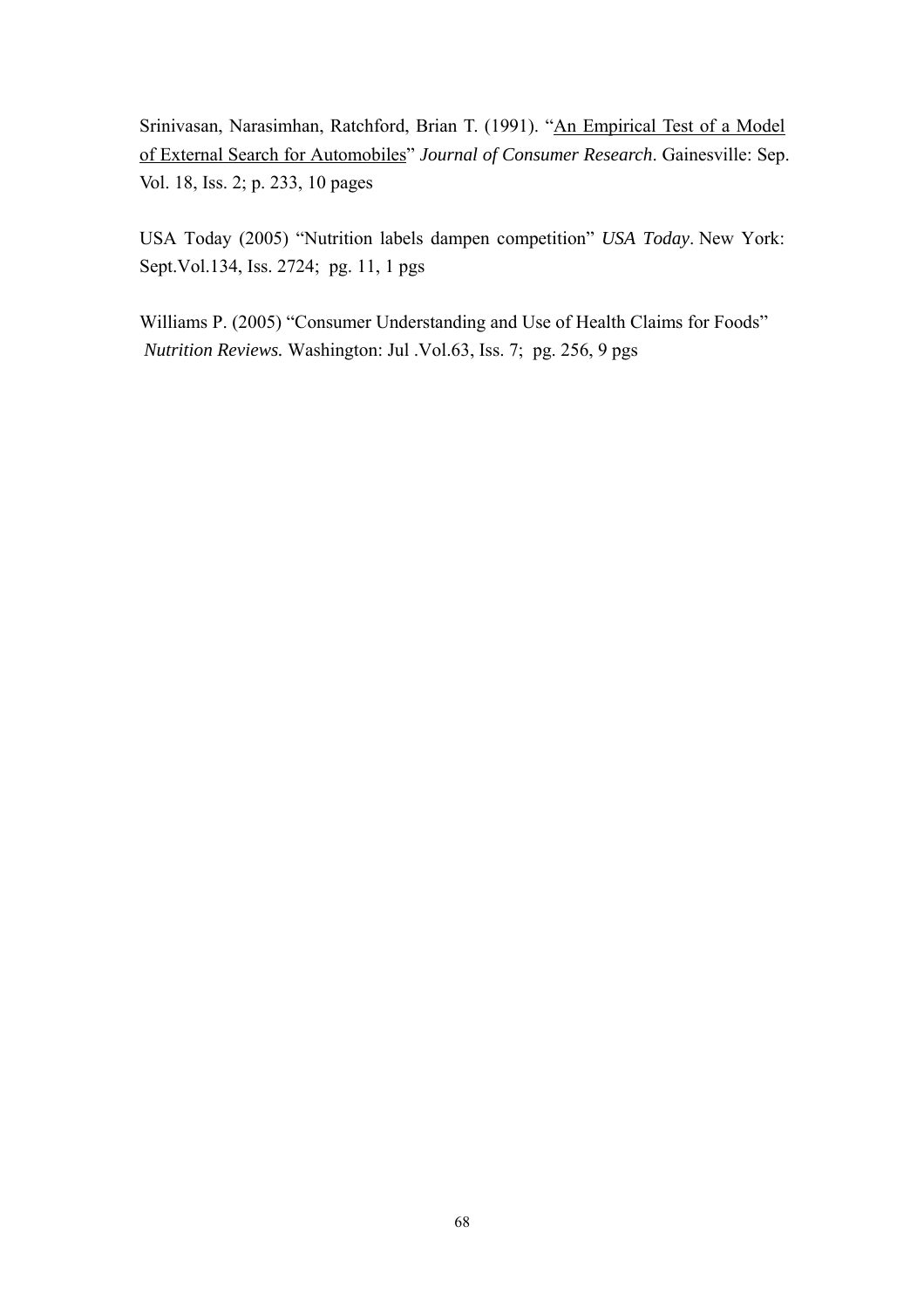Srinivasan, Narasimhan, Ratchford, Brian T. (1991). "An Empirical Test of a Model of External Search for Automobiles" *Journal of Consumer Research*. Gainesville: Sep. Vol. 18, Iss. 2; p. 233, 10 pages

USA Today (2005) "Nutrition labels dampen competition" *USA Today*. New York: Sept.Vol.134, Iss. 2724; pg. 11, 1 pgs

Williams P. (2005) "Consumer Understanding and Use of Health Claims for Foods" *Nutrition Reviews.* Washington: Jul .Vol.63, Iss. 7; pg. 256, 9 pgs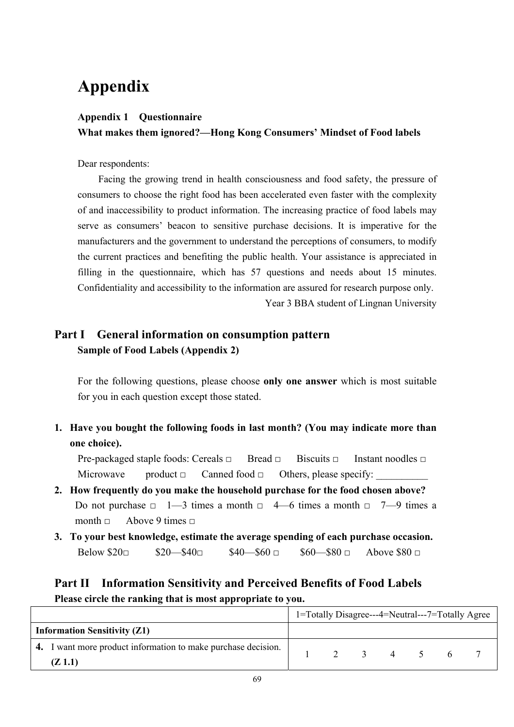# Appendix

**Appendix 1　Questionnaire**

**What makes them ignored?—Hong Kong Consumers' Mindset of Food labels**

Dear respondents:

Facing the growing trend in health consciousness and food safety, the pressure of consumers to choose the right food has been accelerated even faster with the complexity of and inaccessibility to product information. The increasing practice of food labels may serve as consumers' beacon to sensitive purchase decisions. It is imperative for the manufacturers and the government to understand the perceptions of consumers, to modify the current practices and benefiting the public health. Your assistance is appreciated in filling in the questionnaire, which has 57 questions and needs about 15 minutes. Confidentiality and accessibility to the information are assured for research purpose only.

Year 3 BBA student of Lingnan University

## Part I　General information on consumption pattern

**Sample of Food Labels (Appendix 2)**

For the following questions, please choose **only one answer** which is most suitable for you in each question except those stated.

1. **Have you bought the following foods in last month? (You may indicate more than one choice).**

   Pre-packaged staple foods: Cereals □　Bread □　Biscuits □　Instant noodles □　Microwave product □　Canned food □　Others, please specify: __________

2. **How frequently do you make the household purchase for the food chosen above?**

   Do not purchase □　1—3 times a month □　4—6 times a month □　7—9 times a month □　Above 9 times □

3. **To your best knowledge, estimate the average spending of each purchase occasion.**

   Below $20□　$20—$40□　$40—$60 □　$60—$80 □　Above $80 □

## Part II　Information Sensitivity and Perceived Benefits of Food Labels

**Please circle the ranking that is most appropriate to you.**

| | 1=Totally Disagree---4=Neutral---7=Totally Agree | | | | | | |
|---|---|---|---|---|---|---|---|
| **Information Sensitivity (Z1)** | | | | | | | |
| **4.** I want more product information to make purchase decision. **(Z 1.1)** | 1 | 2 | 3 | 4 | 5 | 6 | 7 |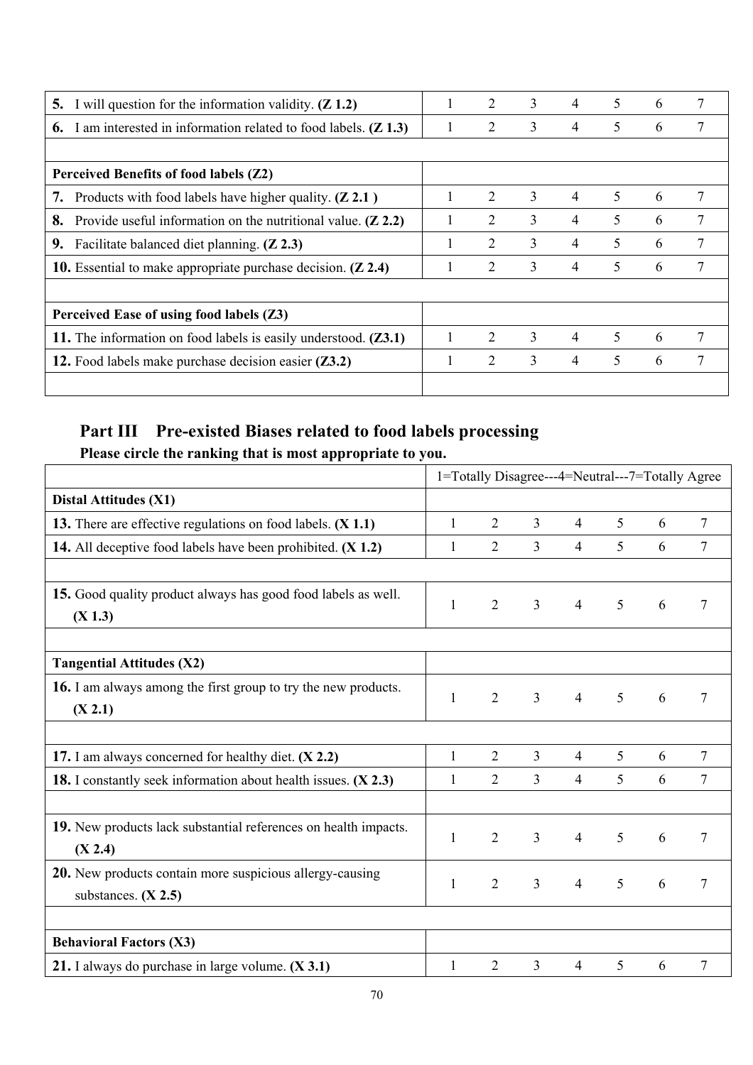| | | | | | | | |
|---|---|---|---|---|---|---|---|
| **5.** I will question for the information validity. **(Z 1.2)** | 1 | 2 | 3 | 4 | 5 | 6 | 7 |
| **6.** I am interested in information related to food labels. **(Z 1.3)** | 1 | 2 | 3 | 4 | 5 | 6 | 7 |
| | | | | | | | |
| **Perceived Benefits of food labels (Z2)** | | | | | | | |
| **7.** Products with food labels have higher quality. **(Z 2.1 )** | 1 | 2 | 3 | 4 | 5 | 6 | 7 |
| **8.** Provide useful information on the nutritional value. **(Z 2.2)** | 1 | 2 | 3 | 4 | 5 | 6 | 7 |
| **9.** Facilitate balanced diet planning. **(Z 2.3)** | 1 | 2 | 3 | 4 | 5 | 6 | 7 |
| **10.** Essential to make appropriate purchase decision. **(Z 2.4)** | 1 | 2 | 3 | 4 | 5 | 6 | 7 |
| | | | | | | | |
| **Perceived Ease of using food labels (Z3)** | | | | | | | |
| **11.** The information on food labels is easily understood. **(Z3.1)** | 1 | 2 | 3 | 4 | 5 | 6 | 7 |
| **12.** Food labels make purchase decision easier **(Z3.2)** | 1 | 2 | 3 | 4 | 5 | 6 | 7 |
| | | | | | | | |

## Part III Pre-existed Biases related to food labels processing

**Please circle the ranking that is most appropriate to you.**

| | 1=Totally Disagree---4=Neutral---7=Totally Agree | | | | | | |
|---|---|---|---|---|---|---|---|
| **Distal Attitudes (X1)** | | | | | | | |
| **13.** There are effective regulations on food labels. **(X 1.1)** | 1 | 2 | 3 | 4 | 5 | 6 | 7 |
| **14.** All deceptive food labels have been prohibited. **(X 1.2)** | 1 | 2 | 3 | 4 | 5 | 6 | 7 |
| | | | | | | | |
| **15.** Good quality product always has good food labels as well. **(X 1.3)** | 1 | 2 | 3 | 4 | 5 | 6 | 7 |
| | | | | | | | |
| **Tangential Attitudes (X2)** | | | | | | | |
| **16.** I am always among the first group to try the new products. **(X 2.1)** | 1 | 2 | 3 | 4 | 5 | 6 | 7 |
| | | | | | | | |
| **17.** I am always concerned for healthy diet. **(X 2.2)** | 1 | 2 | 3 | 4 | 5 | 6 | 7 |
| **18.** I constantly seek information about health issues. **(X 2.3)** | 1 | 2 | 3 | 4 | 5 | 6 | 7 |
| | | | | | | | |
| **19.** New products lack substantial references on health impacts. **(X 2.4)** | 1 | 2 | 3 | 4 | 5 | 6 | 7 |
| **20.** New products contain more suspicious allergy-causing substances. **(X 2.5)** | 1 | 2 | 3 | 4 | 5 | 6 | 7 |
| | | | | | | | |
| **Behavioral Factors (X3)** | | | | | | | |
| **21.** I always do purchase in large volume. **(X 3.1)** | 1 | 2 | 3 | 4 | 5 | 6 | 7 |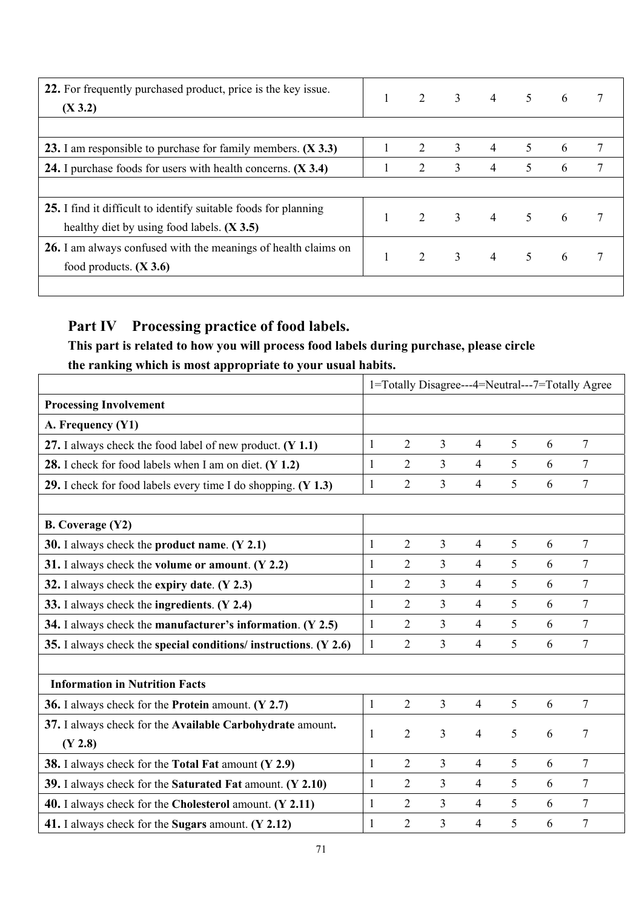| | | | | | | | |
|---|---|---|---|---|---|---|---|
| **22.** For frequently purchased product, price is the key issue. **(X 3.2)** | 1 | 2 | 3 | 4 | 5 | 6 | 7 |
| | | | | | | | |
| **23.** I am responsible to purchase for family members. **(X 3.3)** | 1 | 2 | 3 | 4 | 5 | 6 | 7 |
| **24.** I purchase foods for users with health concerns. **(X 3.4)** | 1 | 2 | 3 | 4 | 5 | 6 | 7 |
| | | | | | | | |
| **25.** I find it difficult to identify suitable foods for planning healthy diet by using food labels. **(X 3.5)** | 1 | 2 | 3 | 4 | 5 | 6 | 7 |
| **26.** I am always confused with the meanings of health claims on food products. **(X 3.6)** | 1 | 2 | 3 | 4 | 5 | 6 | 7 |
| | | | | | | | |

## Part IV Processing practice of food labels.

**This part is related to how you will process food labels during purchase, please circle the ranking which is most appropriate to your usual habits.**

| | 1=Totally Disagree---4=Neutral---7=Totally Agree | | | | | | |
|---|---|---|---|---|---|---|---|
| **Processing Involvement** | | | | | | | |
| **A. Frequency (Y1)** | | | | | | | |
| **27.** I always check the food label of new product. **(Y 1.1)** | 1 | 2 | 3 | 4 | 5 | 6 | 7 |
| **28.** I check for food labels when I am on diet. **(Y 1.2)** | 1 | 2 | 3 | 4 | 5 | 6 | 7 |
| **29.** I check for food labels every time I do shopping. **(Y 1.3)** | 1 | 2 | 3 | 4 | 5 | 6 | 7 |
| | | | | | | | |
| **B. Coverage (Y2)** | | | | | | | |
| **30.** I always check the **product name**. **(Y 2.1)** | 1 | 2 | 3 | 4 | 5 | 6 | 7 |
| **31.** I always check the **volume or amount**. **(Y 2.2)** | 1 | 2 | 3 | 4 | 5 | 6 | 7 |
| **32.** I always check the **expiry date**. **(Y 2.3)** | 1 | 2 | 3 | 4 | 5 | 6 | 7 |
| **33.** I always check the **ingredients**. **(Y 2.4)** | 1 | 2 | 3 | 4 | 5 | 6 | 7 |
| **34.** I always check the **manufacturer's information**. **(Y 2.5)** | 1 | 2 | 3 | 4 | 5 | 6 | 7 |
| **35.** I always check the **special conditions/ instructions**. **(Y 2.6)** | 1 | 2 | 3 | 4 | 5 | 6 | 7 |
| | | | | | | | |
| **Information in Nutrition Facts** | | | | | | | |
| **36.** I always check for the **Protein** amount. **(Y 2.7)** | 1 | 2 | 3 | 4 | 5 | 6 | 7 |
| **37.** I always check for the **Available Carbohydrate** amount. **(Y 2.8)** | 1 | 2 | 3 | 4 | 5 | 6 | 7 |
| **38.** I always check for the **Total Fat** amount **(Y 2.9)** | 1 | 2 | 3 | 4 | 5 | 6 | 7 |
| **39.** I always check for the **Saturated Fat** amount. **(Y 2.10)** | 1 | 2 | 3 | 4 | 5 | 6 | 7 |
| **40.** I always check for the **Cholesterol** amount. **(Y 2.11)** | 1 | 2 | 3 | 4 | 5 | 6 | 7 |
| **41.** I always check for the **Sugars** amount. **(Y 2.12)** | 1 | 2 | 3 | 4 | 5 | 6 | 7 |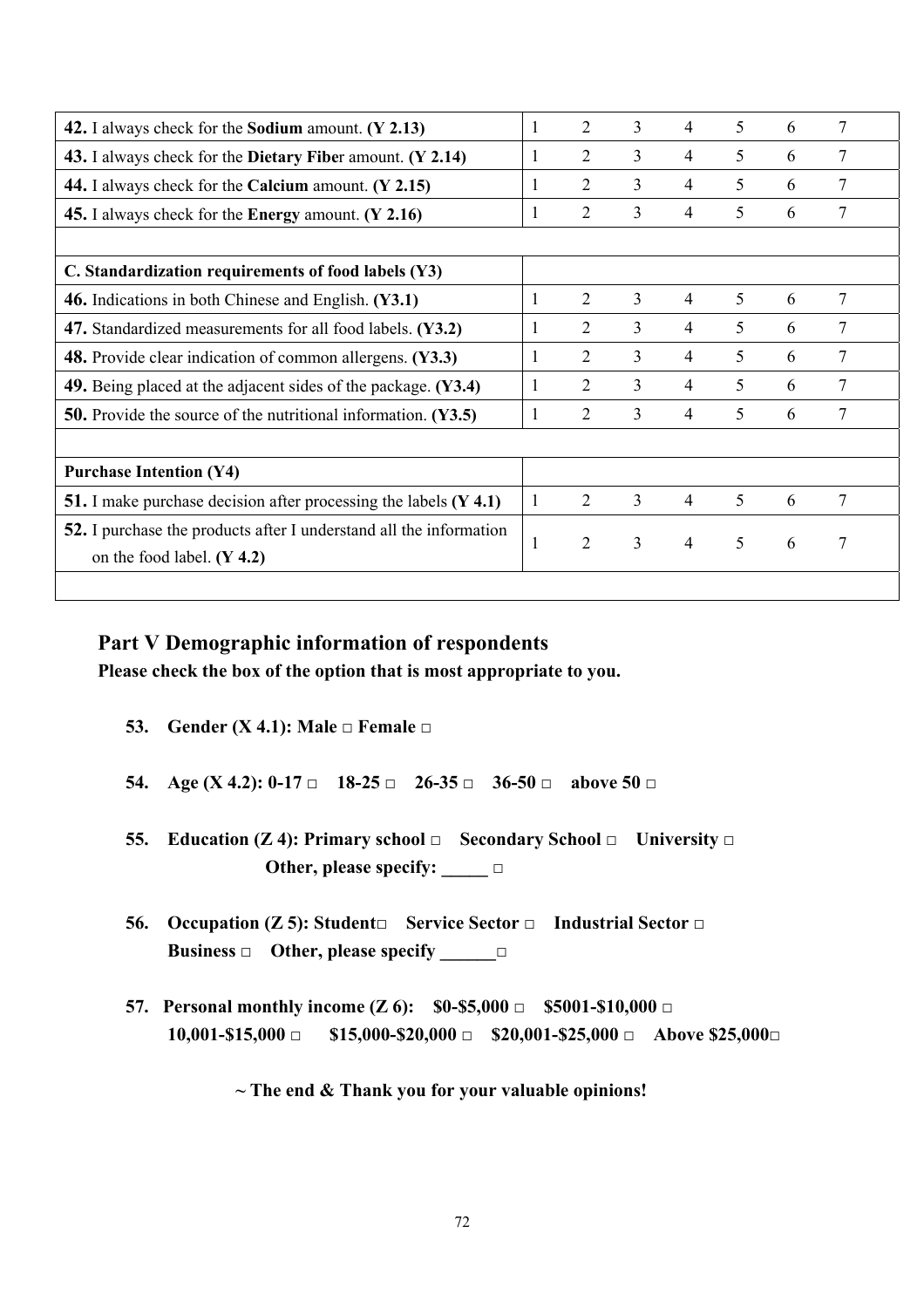| | | | | | | | |
|---|---|---|---|---|---|---|---|
| **42.** I always check for the **Sodium** amount. **(Y 2.13)** | 1 | 2 | 3 | 4 | 5 | 6 | 7 |
| **43.** I always check for the **Dietary Fibe**r amount. **(Y 2.14)** | 1 | 2 | 3 | 4 | 5 | 6 | 7 |
| **44.** I always check for the **Calcium** amount. **(Y 2.15)** | 1 | 2 | 3 | 4 | 5 | 6 | 7 |
| **45.** I always check for the **Energy** amount. **(Y 2.16)** | 1 | 2 | 3 | 4 | 5 | 6 | 7 |
| | | | | | | | |
| **C. Standardization requirements of food labels (Y3)** | | | | | | | |
| **46.** Indications in both Chinese and English. **(Y3.1)** | 1 | 2 | 3 | 4 | 5 | 6 | 7 |
| **47.** Standardized measurements for all food labels. **(Y3.2)** | 1 | 2 | 3 | 4 | 5 | 6 | 7 |
| **48.** Provide clear indication of common allergens. **(Y3.3)** | 1 | 2 | 3 | 4 | 5 | 6 | 7 |
| **49.** Being placed at the adjacent sides of the package. **(Y3.4)** | 1 | 2 | 3 | 4 | 5 | 6 | 7 |
| **50.** Provide the source of the nutritional information. **(Y3.5)** | 1 | 2 | 3 | 4 | 5 | 6 | 7 |
| | | | | | | | |
| **Purchase Intention (Y4)** | | | | | | | |
| **51.** I make purchase decision after processing the labels **(Y 4.1)** | 1 | 2 | 3 | 4 | 5 | 6 | 7 |
| **52.** I purchase the products after I understand all the information on the food label. **(Y 4.2)** | 1 | 2 | 3 | 4 | 5 | 6 | 7 |
| | | | | | | | |

## Part V Demographic information of respondents

**Please check the box of the option that is most appropriate to you.**

**53. Gender (X 4.1): Male □ Female □**

**54. Age (X 4.2): 0-17 □ 18-25 □ 26-35 □ 36-50 □ above 50 □**

**55. Education (Z 4): Primary school □ Secondary School □ University □ Other, please specify: _____ □**

**56. Occupation (Z 5): Student□ Service Sector □ Industrial Sector □ Business □ Other, please specify ______□**

**57. Personal monthly income (Z 6): $0-$5,000 □ $5001-$10,000 □ 10,001-$15,000 □ $15,000-$20,000 □ $20,001-$25,000 □ Above $25,000□**

**~ The end & Thank you for your valuable opinions!**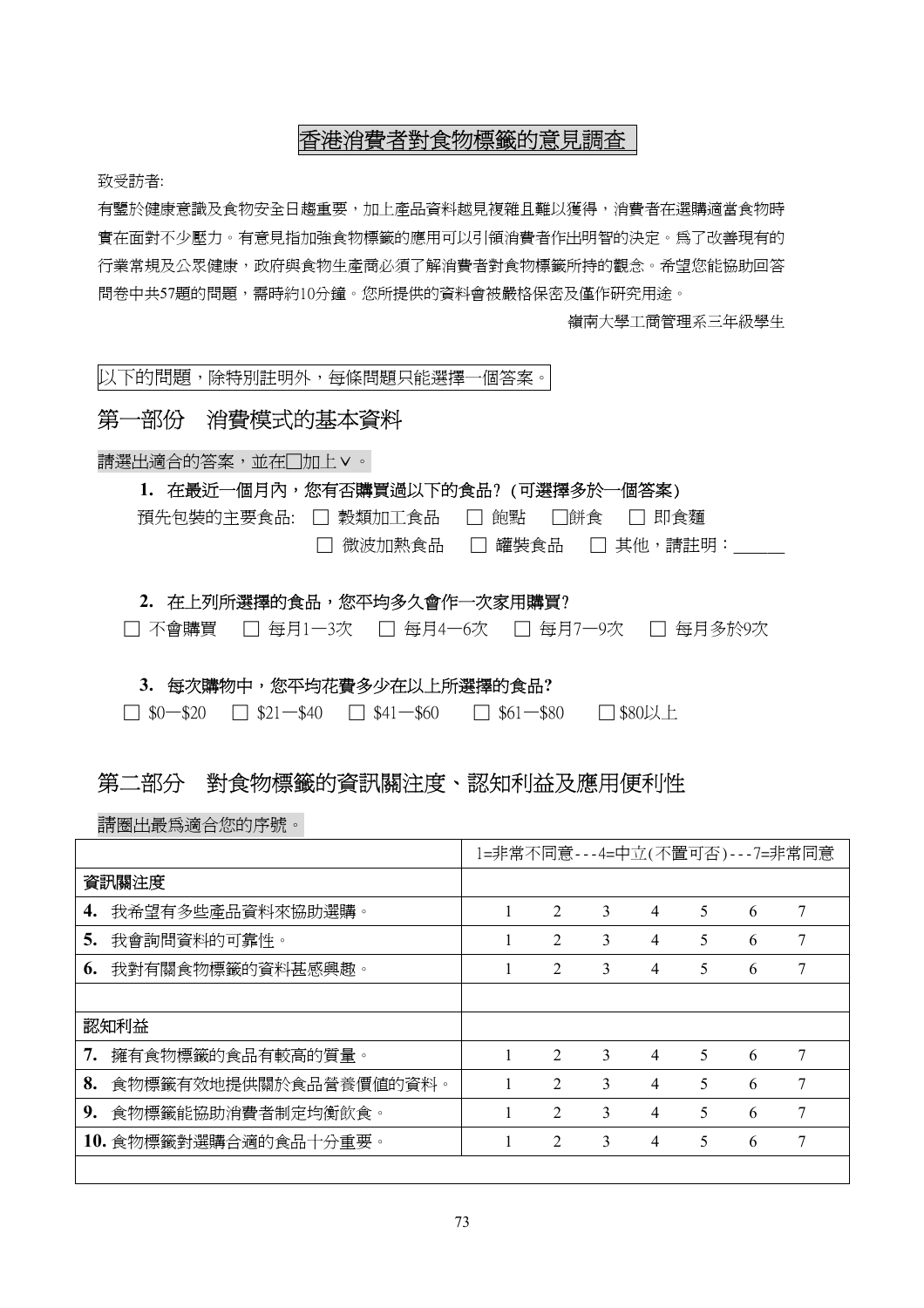# 香港消費者對食物標籤的意見調查

致受訪者:

有鑒於健康意識及食物安全日趨重要，加上產品資料越見複雜且難以獲得，消費者在選購適當食物時實在面對不少壓力。有意見指加強食物標籤的應用可以引領消費者作出明智的決定。為了改善現有的行業常規及公眾健康，政府與食物生產商必須了解消費者對食物標籤所持的觀念。希望您能協助回答問卷中共57題的問題，需時約10分鐘。您所提供的資料會被嚴格保密及僅作研究用途。

嶺南大學工商管理系三年級學生

以下的問題，除特別註明外，每條問題只能選擇一個答案。

## 第一部份 消費模式的基本資料

請選出適合的答案，並在□加上∨。

**1. 在最近一個月內，您有否購買過以下的食品？(可選擇多於一個答案)**

預先包裝的主要食品: □ 穀類加工食品 □ 飽點 □餅食 □ 即食麵
□ 微波加熱食品 □ 罐裝食品 □ 其他，請註明：______

**2. 在上列所選擇的食品，您平均多久會作一次家用購買?**

□ 不會購買 □ 每月1—3次 □ 每月4—6次 □ 每月7—9次 □ 每月多於9次

**3. 每次購物中，您平均花費多少在以上所選擇的食品?**

□ \$0—\$20 □ \$21—\$40 □ \$41—\$60 □ \$61—\$80 □ \$80以上

## 第二部分 對食物標籤的資訊關注度、認知利益及應用便利性

請圈出最為適合您的序號。

| | 1=非常不同意---4=中立(不置可否)---7=非常同意 | | | | | | |
|---|---|---|---|---|---|---|---|
| **資訊關注度** | | | | | | | |
| **4.** 我希望有多些產品資料來協助選購。 | 1 | 2 | 3 | 4 | 5 | 6 | 7 |
| **5.** 我會詢問資料的可靠性。 | 1 | 2 | 3 | 4 | 5 | 6 | 7 |
| **6.** 我對有關食物標籤的資料甚感興趣。 | 1 | 2 | 3 | 4 | 5 | 6 | 7 |
| | | | | | | | |
| **認知利益** | | | | | | | |
| **7.** 擁有食物標籤的食品有較高的質量。 | 1 | 2 | 3 | 4 | 5 | 6 | 7 |
| **8.** 食物標籤有效地提供關於食品營養價值的資料。 | 1 | 2 | 3 | 4 | 5 | 6 | 7 |
| **9.** 食物標籤能協助消費者制定均衡飲食。 | 1 | 2 | 3 | 4 | 5 | 6 | 7 |
| **10.** 食物標籤對選購合適的食品十分重要。 | 1 | 2 | 3 | 4 | 5 | 6 | 7 |
| | | | | | | | |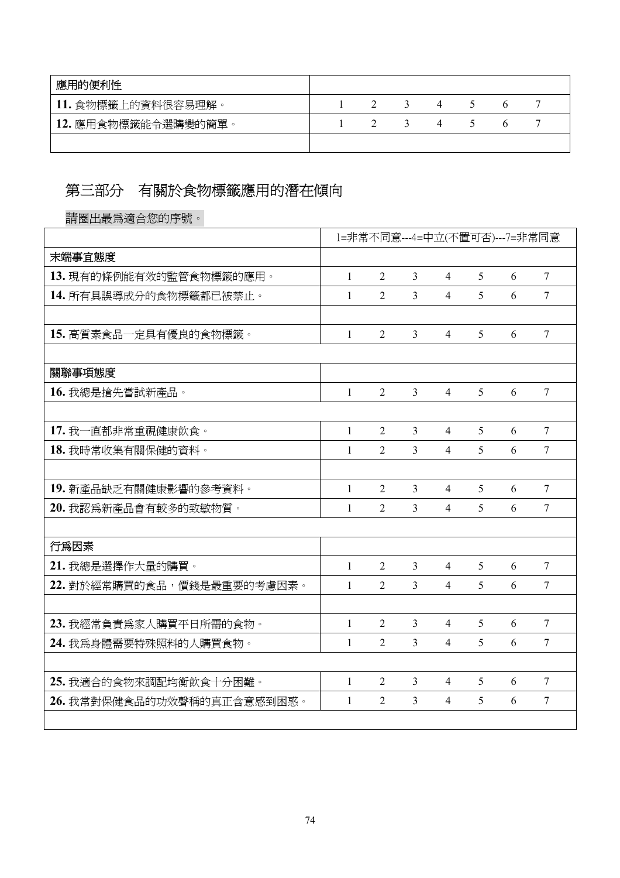| 應用的便利性 | | | | | | | |
|---|---|---|---|---|---|---|---|
| **11.** 食物標籤上的資料很容易理解。 | 1 | 2 | 3 | 4 | 5 | 6 | 7 |
| **12.** 應用食物標籤能令選購變的簡單。 | 1 | 2 | 3 | 4 | 5 | 6 | 7 |
| | | | | | | | |

## 第三部分　有關於食物標籤應用的潛在傾向

請圈出最爲適合您的序號。

| | 1=非常不同意---4=中立(不置可否)---7=非常同意 | | | | | | |
|---|---|---|---|---|---|---|---|
| 末端事宜態度 | | | | | | | |
| **13.** 現有的條例能有效的監管食物標籤的應用。 | 1 | 2 | 3 | 4 | 5 | 6 | 7 |
| **14.** 所有具誤導成分的食物標籤都已被禁止。 | 1 | 2 | 3 | 4 | 5 | 6 | 7 |
| | | | | | | | |
| **15.** 高質素食品一定具有優良的食物標籤。 | 1 | 2 | 3 | 4 | 5 | 6 | 7 |
| | | | | | | | |
| 關聯事項態度 | | | | | | | |
| **16.** 我總是搶先嘗試新產品。 | 1 | 2 | 3 | 4 | 5 | 6 | 7 |
| | | | | | | | |
| **17.** 我一直都非常重視健康飲食。 | 1 | 2 | 3 | 4 | 5 | 6 | 7 |
| **18.** 我時常收集有關保健的資料。 | 1 | 2 | 3 | 4 | 5 | 6 | 7 |
| | | | | | | | |
| **19.** 新產品缺乏有關健康影響的參考資料。 | 1 | 2 | 3 | 4 | 5 | 6 | 7 |
| **20.** 我認爲新產品會有較多的致敏物質。 | 1 | 2 | 3 | 4 | 5 | 6 | 7 |
| | | | | | | | |
| 行爲因素 | | | | | | | |
| **21.** 我總是選擇作大量的購買。 | 1 | 2 | 3 | 4 | 5 | 6 | 7 |
| **22.** 對於經常購買的食品，價錢是最重要的考慮因素。 | 1 | 2 | 3 | 4 | 5 | 6 | 7 |
| | | | | | | | |
| **23.** 我經常負責爲家人購買平日所需的食物。 | 1 | 2 | 3 | 4 | 5 | 6 | 7 |
| **24.** 我爲身體需要特殊照料的人購買食物。 | 1 | 2 | 3 | 4 | 5 | 6 | 7 |
| | | | | | | | |
| **25.** 我適合的食物來調配均衡飲食十分困難。 | 1 | 2 | 3 | 4 | 5 | 6 | 7 |
| **26.** 我常對保健食品的功效聲稱的真正含意感到困惑。 | 1 | 2 | 3 | 4 | 5 | 6 | 7 |
| | | | | | | | |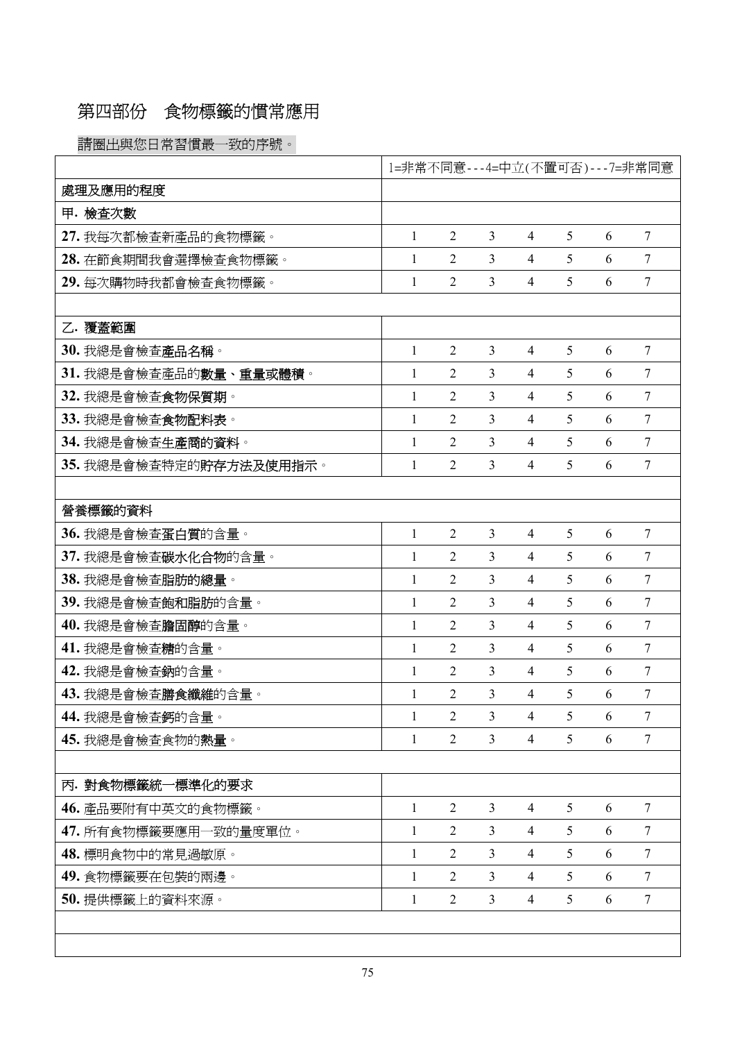## 第四部份　食物標籤的慣常應用

請圈出與您日常習慣最一致的序號。

| | 1=非常不同意---4=中立(不置可否)---7=非常同意 | | | | | | |
|---|---|---|---|---|---|---|---|
| 處理及應用的程度 | | | | | | | |
| 甲. 檢查次數 | | | | | | | |
| **27.** 我每次都檢查新產品的食物標籤。 | 1 | 2 | 3 | 4 | 5 | 6 | 7 |
| **28.** 在節食期間我會選擇檢查食物標籤。 | 1 | 2 | 3 | 4 | 5 | 6 | 7 |
| **29.** 每次購物時我都會檢查食物標籤。 | 1 | 2 | 3 | 4 | 5 | 6 | 7 |
| | | | | | | | |
| 乙. 覆蓋範圍 | | | | | | | |
| **30.** 我總是會檢查**產品名稱**。 | 1 | 2 | 3 | 4 | 5 | 6 | 7 |
| **31.** 我總是會檢查產品的**數量、重量或體積**。 | 1 | 2 | 3 | 4 | 5 | 6 | 7 |
| **32.** 我總是會檢查**食物保質期**。 | 1 | 2 | 3 | 4 | 5 | 6 | 7 |
| **33.** 我總是會檢查**食物配料表**。 | 1 | 2 | 3 | 4 | 5 | 6 | 7 |
| **34.** 我總是會檢查**生產商的資料**。 | 1 | 2 | 3 | 4 | 5 | 6 | 7 |
| **35.** 我總是會檢查特定的**貯存方法及使用指示**。 | 1 | 2 | 3 | 4 | 5 | 6 | 7 |
| | | | | | | | |
| 營養標籤的資料 | | | | | | | |
| **36.** 我總是會檢查**蛋白質**的含量。 | 1 | 2 | 3 | 4 | 5 | 6 | 7 |
| **37.** 我總是會檢查**碳水化合物**的含量。 | 1 | 2 | 3 | 4 | 5 | 6 | 7 |
| **38.** 我總是會檢查**脂肪的總量**。 | 1 | 2 | 3 | 4 | 5 | 6 | 7 |
| **39.** 我總是會檢查**飽和脂肪**的含量。 | 1 | 2 | 3 | 4 | 5 | 6 | 7 |
| **40.** 我總是會檢查**膽固醇**的含量。 | 1 | 2 | 3 | 4 | 5 | 6 | 7 |
| **41.** 我總是會檢查**糖**的含量。 | 1 | 2 | 3 | 4 | 5 | 6 | 7 |
| **42.** 我總是會檢查**鈉**的含量。 | 1 | 2 | 3 | 4 | 5 | 6 | 7 |
| **43.** 我總是會檢查**膳食纖維**的含量。 | 1 | 2 | 3 | 4 | 5 | 6 | 7 |
| **44.** 我總是會檢查**鈣**的含量。 | 1 | 2 | 3 | 4 | 5 | 6 | 7 |
| **45.** 我總是會檢查食物的**熱量**。 | 1 | 2 | 3 | 4 | 5 | 6 | 7 |
| | | | | | | | |
| 丙. 對食物標籤統一標準化的要求 | | | | | | | |
| **46.** 產品要附有中英文的食物標籤。 | 1 | 2 | 3 | 4 | 5 | 6 | 7 |
| **47.** 所有食物標籤要應用一致的量度單位。 | 1 | 2 | 3 | 4 | 5 | 6 | 7 |
| **48.** 標明食物中的常見過敏原。 | 1 | 2 | 3 | 4 | 5 | 6 | 7 |
| **49.** 食物標籤要在包裝的兩邊。 | 1 | 2 | 3 | 4 | 5 | 6 | 7 |
| **50.** 提供標籤上的資料來源。 | 1 | 2 | 3 | 4 | 5 | 6 | 7 |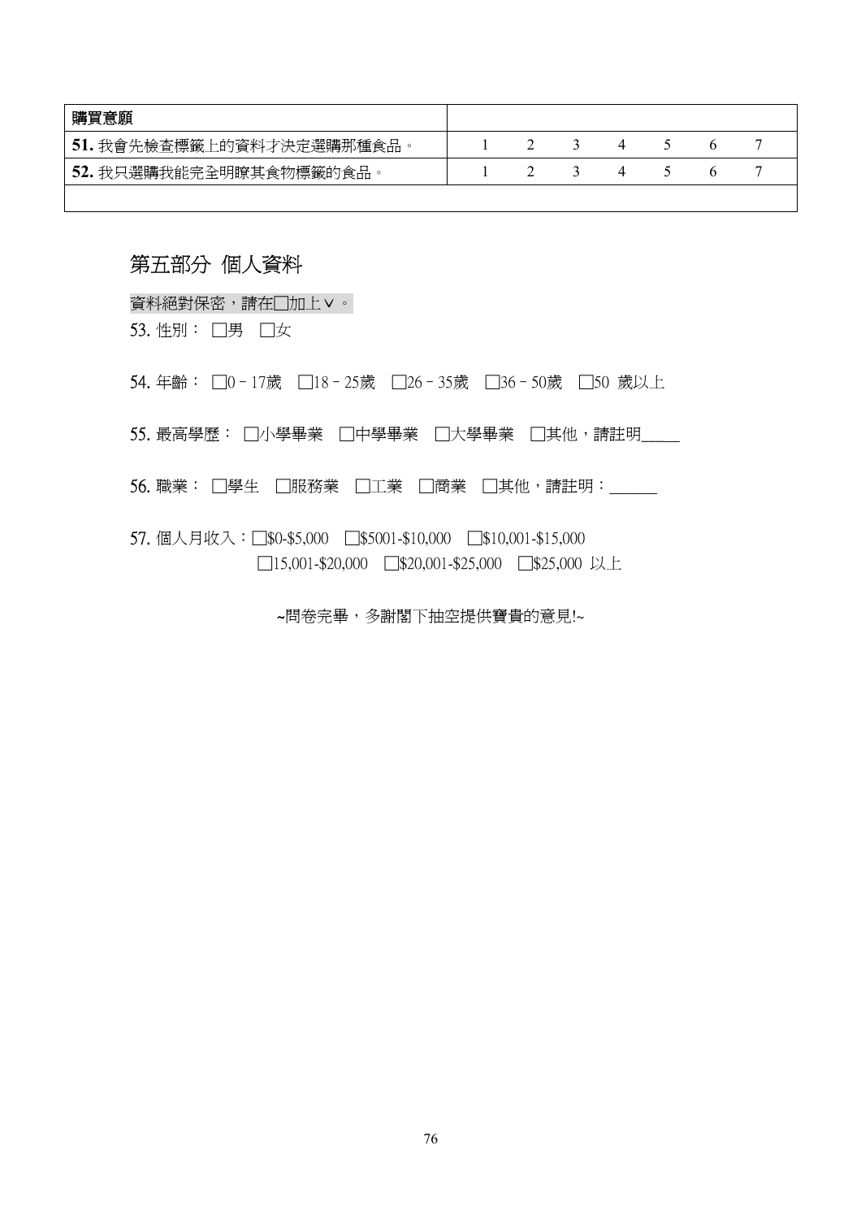| 購買意願 | | | | | | | |
|---|---|---|---|---|---|---|---|
| **51.** 我會先檢查標籤上的資料才決定選購那種食品。 | 1 | 2 | 3 | 4 | 5 | 6 | 7 |
| **52.** 我只選購我能完全明瞭其食物標籤的食品。 | 1 | 2 | 3 | 4 | 5 | 6 | 7 |
| | | | | | | | |

## 第五部分 個人資料

資料絕對保密，請在□加上∨。

53. 性別： □男 □女

54. 年齡： □0－17歲 □18－25歲 □26－35歲 □36－50歲 □50 歲以上

55. 最高學歷： □小學畢業 □中學畢業 □大學畢業 □其他，請註明_____

56. 職業： □學生 □服務業 □工業 □商業 □其他，請註明：______

57. 個人月收入：□$0-$5,000 □$5001-$10,000 □$10,001-$15,000 □15,001-$20,000 □$20,001-$25,000 □$25,000 以上

~問卷完畢，多謝閣下抽空提供寶貴的意見!~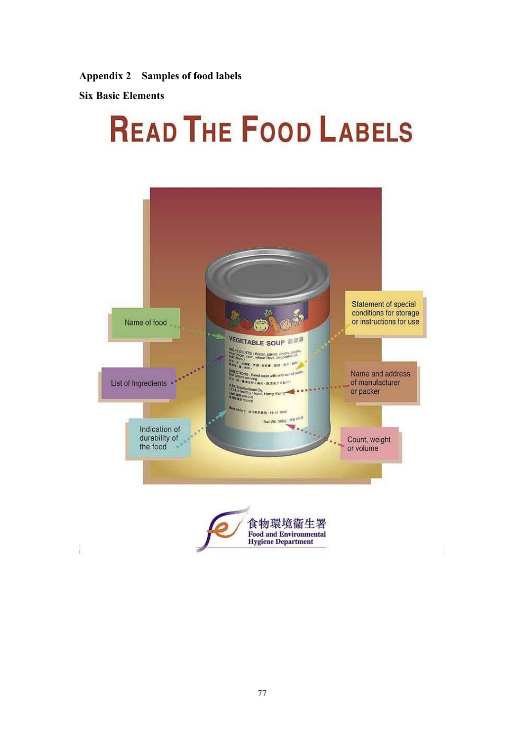**Appendix 2 Samples of food labels**

**Six Basic Elements**

# READ THE FOOD LABELS

Name of food

List of Ingredients

Indication of durability of the food

Statement of special conditions for storage or instructions for use

Name and address of manufacturer or packer

Count, weight or volume

VEGETABLE SOUP 蔬菜湯

INGREDIENTS : Water, carrot, onion, potato, mushroom, corn, wheat flour, vegetable oil, salt, flavour.

DIRECTIONS : Blend soup with one can of water. Boil before serving.

ABC International Co.
1234, Healthy Road, Hong Kong

Best before 15.12.1999

Net Wt. 300g

食物環境衞生署
Food and Environmental Hygiene Department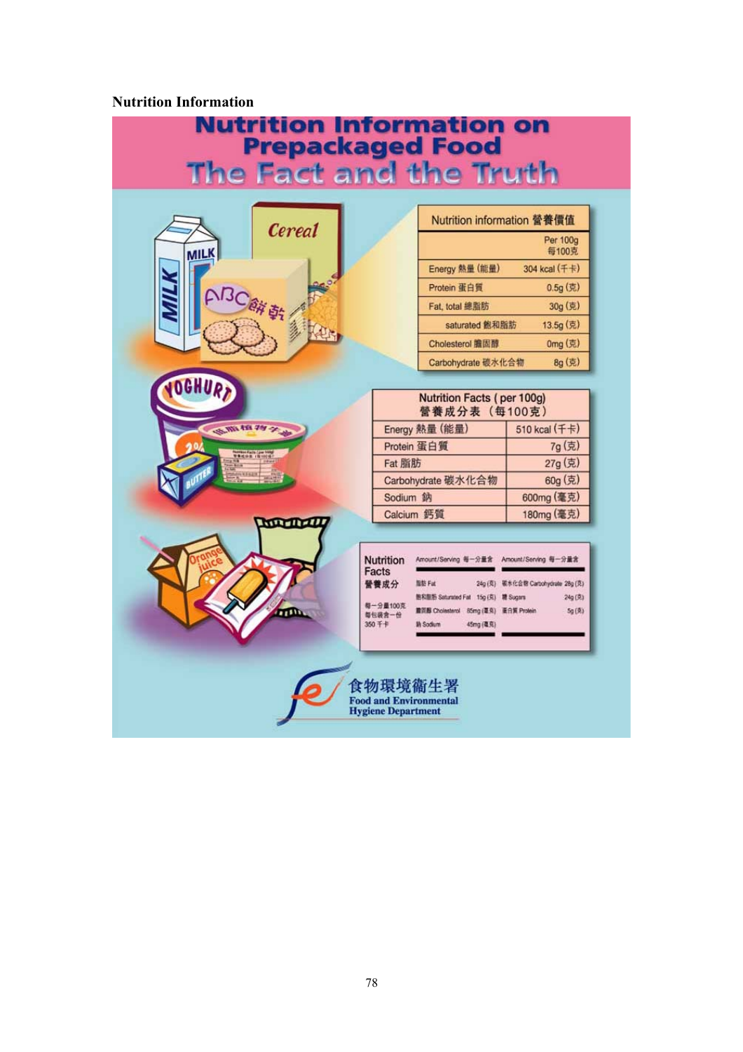**Nutrition Information**

# Nutrition Information on Prepackaged Food

## The Fact and the Truth

| Nutrition information 營養價值 | Per 100g 每100克 |
|---|---|
| Energy 熱量 (能量) | 304 kcal (千卡) |
| Protein 蛋白質 | 0.5g (克) |
| Fat, total 總脂肪 | 30g (克) |
| saturated 飽和脂肪 | 13.5g (克) |
| Cholesterol 膽固醇 | 0mg (克) |
| Carbohydrate 碳水化合物 | 8g (克) |

| Nutrition Facts ( per 100g) 營養成分表 (每100克) | |
|---|---|
| Energy 熱量 (能量) | 510 kcal (千卡) |
| Protein 蛋白質 | 7g (克) |
| Fat 脂肪 | 27g (克) |
| Carbohydrate 碳水化合物 | 60g (克) |
| Sodium 鈉 | 600mg (毫克) |
| Calcium 鈣質 | 180mg (毫克) |

Nutrition Facts
營養成分

每一分量100克
每包裝含一份
350 千卡

| Amount/Serving 每一分量含 | | Amount/Serving 每一分量含 | |
|---|---|---|---|
| 脂肪 Fat | 24g (克) | 碳水化合物 Carbohydrate | 28g (克) |
| 飽和脂肪 Saturated Fat | 15g (克) | 糖 Sugars | 24g (克) |
| 膽固醇 Cholesterol | 85mg (毫克) | 蛋白質 Protein | 5g (克) |
| 鈉 Sodium | 45mg (毫克) | | |

食物環境衞生署
Food and Environmental Hygiene Department